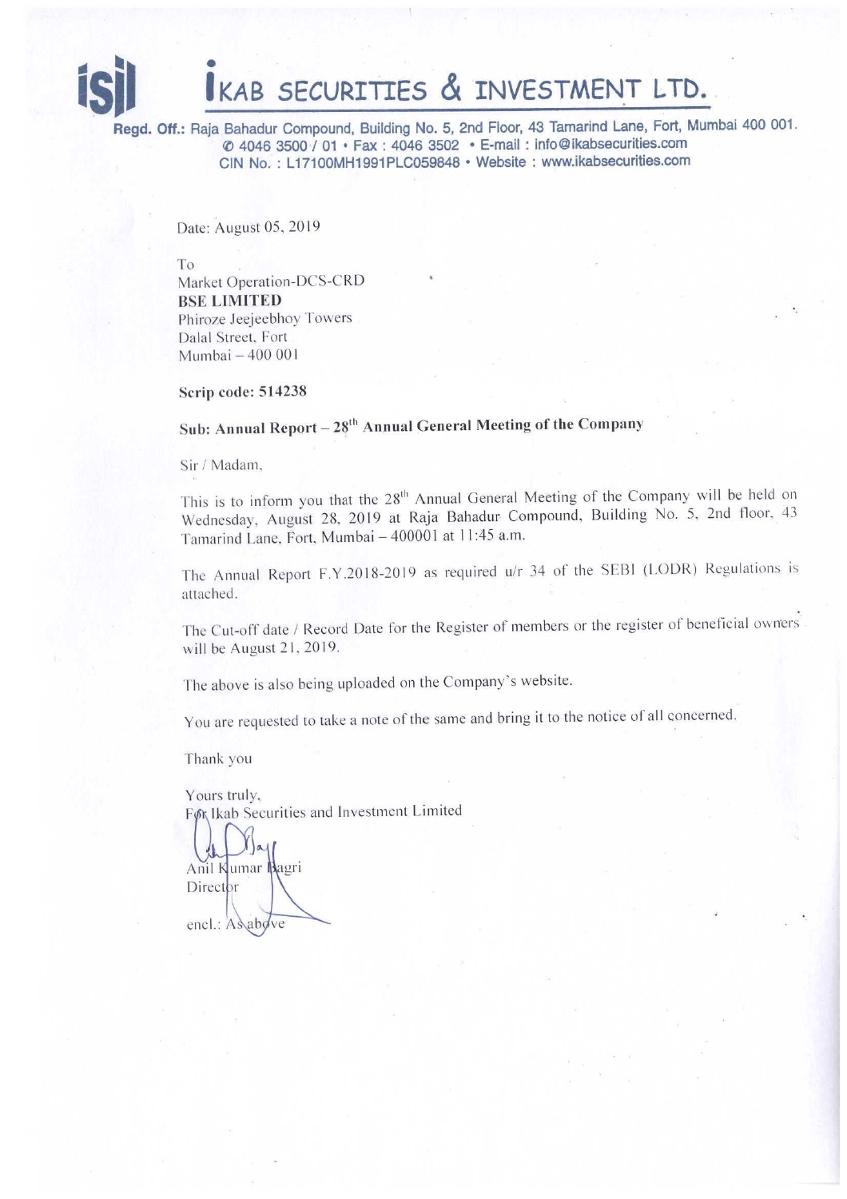# IKAB SECURITIES & INVESTMENT LTD.

**Regd. Off.:** Raja Bahadur Compound, Building No. 5, 2nd Floor, 43 Tamarind Lane, Fort, Mumbai 400 001.
✆ 4046 3500 / 01 • Fax : 4046 3502 • E-mail : info@ikabsecurities.com
CIN No. : L17100MH1991PLC059848 • Website : www.ikabsecurities.com

Date: August 05, 2019

To
Market Operation-DCS-CRD
**BSE LIMITED**
Phiroze Jeejeebhoy Towers
Dalal Street, Fort
Mumbai – 400 001

**Scrip code: 514238**

**Sub: Annual Report – 28th Annual General Meeting of the Company**

Sir / Madam,

This is to inform you that the 28th Annual General Meeting of the Company will be held on Wednesday, August 28, 2019 at Raja Bahadur Compound, Building No. 5, 2nd floor, 43 Tamarind Lane, Fort, Mumbai – 400001 at 11:45 a.m.

The Annual Report F.Y.2018-2019 as required u/r 34 of the SEBI (LODR) Regulations is attached.

The Cut-off date / Record Date for the Register of members or the register of beneficial owners will be August 21, 2019.

The above is also being uploaded on the Company's website.

You are requested to take a note of the same and bring it to the notice of all concerned.

Thank you

Yours truly,
For Ikab Securities and Investment Limited

Anil Kumar Bagri
Director

encl.: As above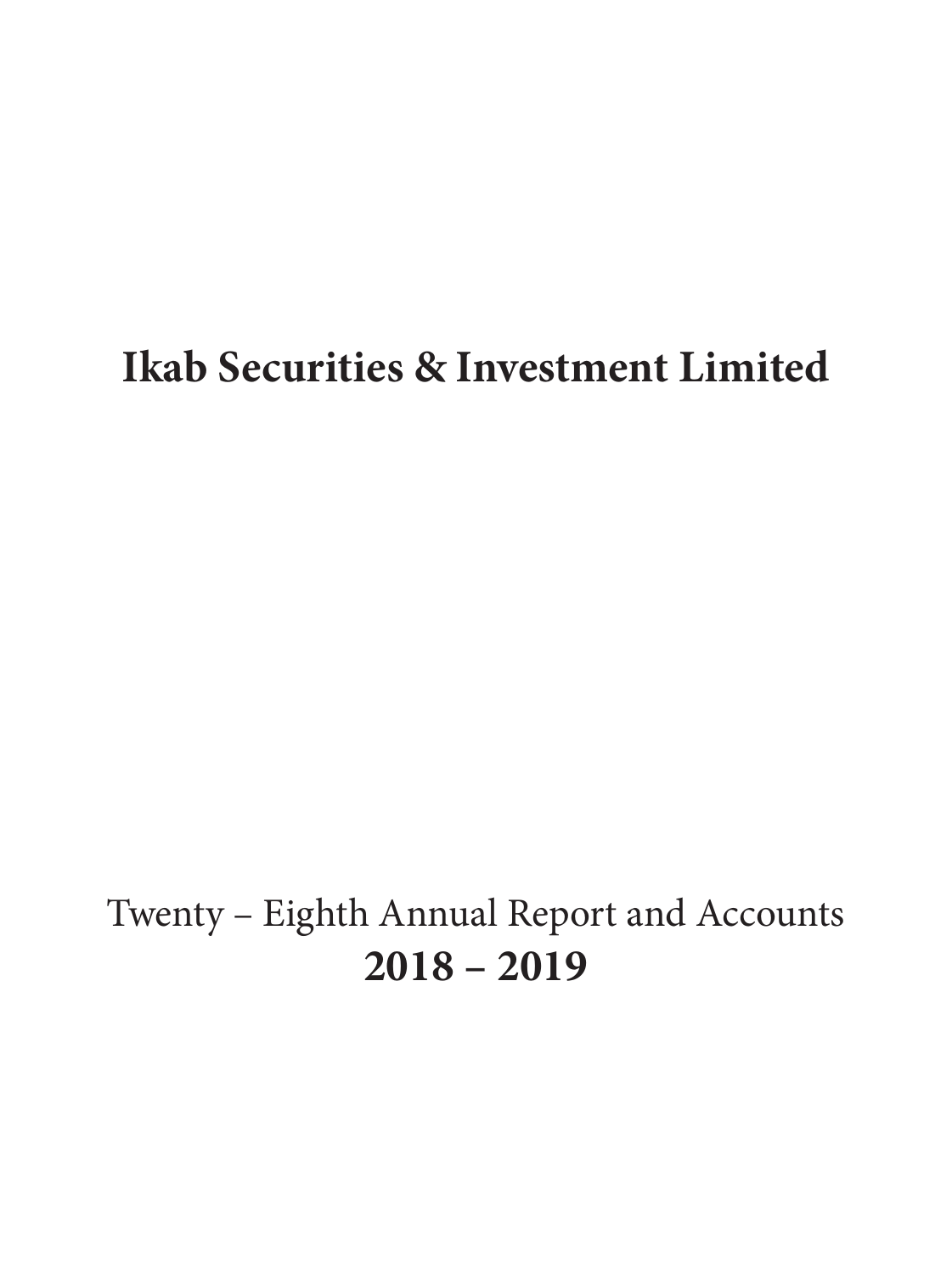# Ikab Securities & Investment Limited

Twenty – Eighth Annual Report and Accounts

**2018 – 2019**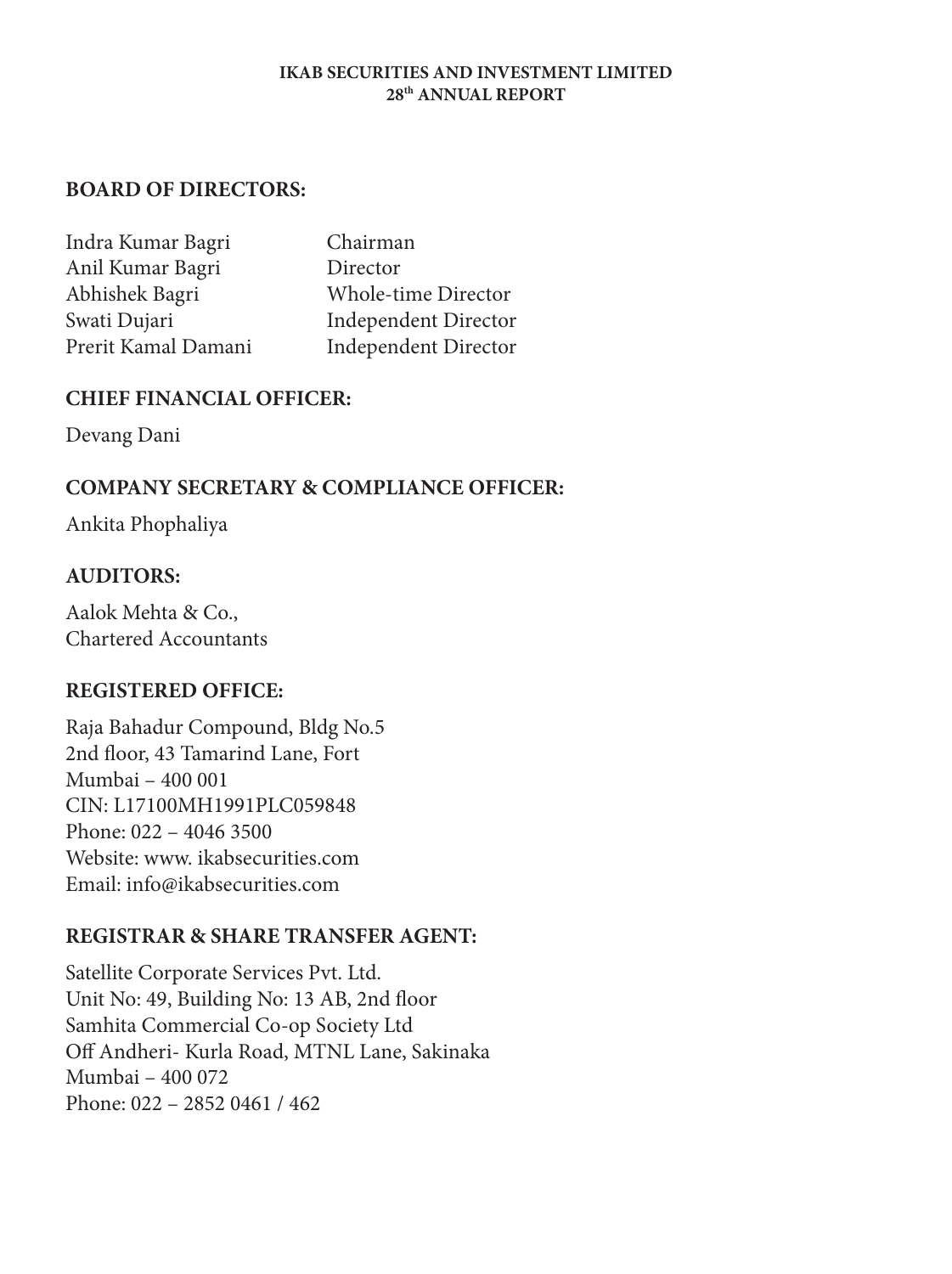**IKAB SECURITIES AND INVESTMENT LIMITED**
**28th ANNUAL REPORT**

## BOARD OF DIRECTORS:

| | |
|---|---|
| Indra Kumar Bagri | Chairman |
| Anil Kumar Bagri | Director |
| Abhishek Bagri | Whole-time Director |
| Swati Dujari | Independent Director |
| Prerit Kamal Damani | Independent Director |

## CHIEF FINANCIAL OFFICER:

Devang Dani

## COMPANY SECRETARY & COMPLIANCE OFFICER:

Ankita Phophaliya

## AUDITORS:

Aalok Mehta & Co.,
Chartered Accountants

## REGISTERED OFFICE:

Raja Bahadur Compound, Bldg No.5
2nd floor, 43 Tamarind Lane, Fort
Mumbai – 400 001
CIN: L17100MH1991PLC059848
Phone: 022 – 4046 3500
Website: www. ikabsecurities.com
Email: info@ikabsecurities.com

## REGISTRAR & SHARE TRANSFER AGENT:

Satellite Corporate Services Pvt. Ltd.
Unit No: 49, Building No: 13 AB, 2nd floor
Samhita Commercial Co-op Society Ltd
Off Andheri- Kurla Road, MTNL Lane, Sakinaka
Mumbai – 400 072
Phone: 022 – 2852 0461 / 462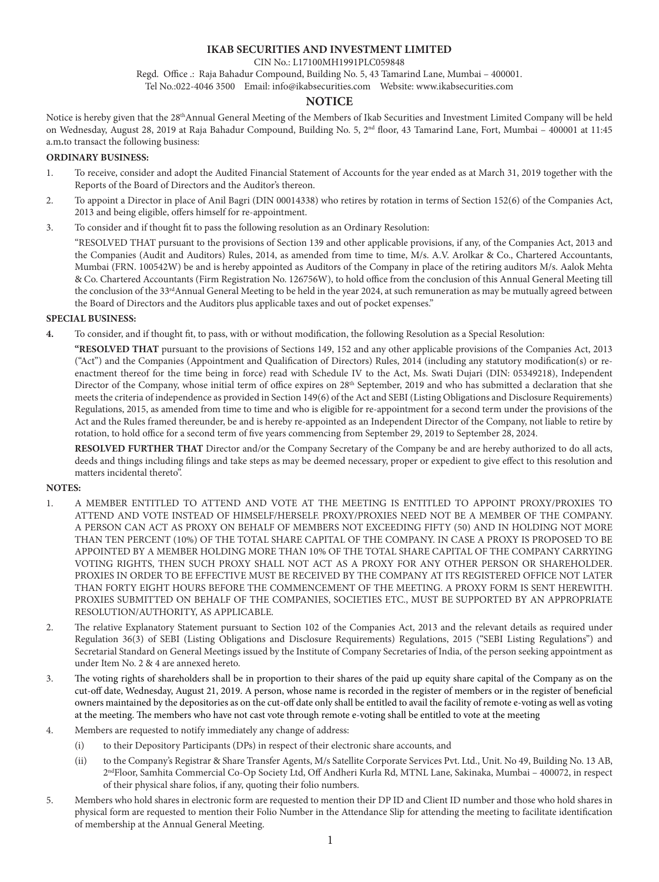**IKAB SECURITIES AND INVESTMENT LIMITED**

CIN No.: L17100MH1991PLC059848

Regd. Office .: Raja Bahadur Compound, Building No. 5, 43 Tamarind Lane, Mumbai – 400001.

Tel No.:022-4046 3500 Email: info@ikabsecurities.com Website: www.ikabsecurities.com

# NOTICE

Notice is hereby given that the 28th Annual General Meeting of the Members of Ikab Securities and Investment Limited Company will be held on Wednesday, August 28, 2019 at Raja Bahadur Compound, Building No. 5, 2nd floor, 43 Tamarind Lane, Fort, Mumbai – 400001 at 11:45 a.m.to transact the following business:

**ORDINARY BUSINESS:**

1. To receive, consider and adopt the Audited Financial Statement of Accounts for the year ended as at March 31, 2019 together with the Reports of the Board of Directors and the Auditor's thereon.

2. To appoint a Director in place of Anil Bagri (DIN 00014338) who retires by rotation in terms of Section 152(6) of the Companies Act, 2013 and being eligible, offers himself for re-appointment.

3. To consider and if thought fit to pass the following resolution as an Ordinary Resolution:

   "RESOLVED THAT pursuant to the provisions of Section 139 and other applicable provisions, if any, of the Companies Act, 2013 and the Companies (Audit and Auditors) Rules, 2014, as amended from time to time, M/s. A.V. Arolkar & Co., Chartered Accountants, Mumbai (FRN. 100542W) be and is hereby appointed as Auditors of the Company in place of the retiring auditors M/s. Aalok Mehta & Co. Chartered Accountants (Firm Registration No. 126756W), to hold office from the conclusion of this Annual General Meeting till the conclusion of the 33rd Annual General Meeting to be held in the year 2024, at such remuneration as may be mutually agreed between the Board of Directors and the Auditors plus applicable taxes and out of pocket expenses."

**SPECIAL BUSINESS:**

4. To consider, and if thought fit, to pass, with or without modification, the following Resolution as a Special Resolution:

   **"RESOLVED THAT** pursuant to the provisions of Sections 149, 152 and any other applicable provisions of the Companies Act, 2013 ("Act") and the Companies (Appointment and Qualification of Directors) Rules, 2014 (including any statutory modification(s) or re-enactment thereof for the time being in force) read with Schedule IV to the Act, Ms. Swati Dujari (DIN: 05349218), Independent Director of the Company, whose initial term of office expires on 28th September, 2019 and who has submitted a declaration that she meets the criteria of independence as provided in Section 149(6) of the Act and SEBI (Listing Obligations and Disclosure Requirements) Regulations, 2015, as amended from time to time and who is eligible for re-appointment for a second term under the provisions of the Act and the Rules framed thereunder, be and is hereby re-appointed as an Independent Director of the Company, not liable to retire by rotation, to hold office for a second term of five years commencing from September 29, 2019 to September 28, 2024.

   **RESOLVED FURTHER THAT** Director and/or the Company Secretary of the Company be and are hereby authorized to do all acts, deeds and things including filings and take steps as may be deemed necessary, proper or expedient to give effect to this resolution and matters incidental thereto".

**NOTES:**

1. A MEMBER ENTITLED TO ATTEND AND VOTE AT THE MEETING IS ENTITLED TO APPOINT PROXY/PROXIES TO ATTEND AND VOTE INSTEAD OF HIMSELF/HERSELF. PROXY/PROXIES NEED NOT BE A MEMBER OF THE COMPANY. A PERSON CAN ACT AS PROXY ON BEHALF OF MEMBERS NOT EXCEEDING FIFTY (50) AND IN HOLDING NOT MORE THAN TEN PERCENT (10%) OF THE TOTAL SHARE CAPITAL OF THE COMPANY. IN CASE A PROXY IS PROPOSED TO BE APPOINTED BY A MEMBER HOLDING MORE THAN 10% OF THE TOTAL SHARE CAPITAL OF THE COMPANY CARRYING VOTING RIGHTS, THEN SUCH PROXY SHALL NOT ACT AS A PROXY FOR ANY OTHER PERSON OR SHAREHOLDER. PROXIES IN ORDER TO BE EFFECTIVE MUST BE RECEIVED BY THE COMPANY AT ITS REGISTERED OFFICE NOT LATER THAN FORTY EIGHT HOURS BEFORE THE COMMENCEMENT OF THE MEETING. A PROXY FORM IS SENT HEREWITH. PROXIES SUBMITTED ON BEHALF OF THE COMPANIES, SOCIETIES ETC., MUST BE SUPPORTED BY AN APPROPRIATE RESOLUTION/AUTHORITY, AS APPLICABLE.

2. The relative Explanatory Statement pursuant to Section 102 of the Companies Act, 2013 and the relevant details as required under Regulation 36(3) of SEBI (Listing Obligations and Disclosure Requirements) Regulations, 2015 ("SEBI Listing Regulations") and Secretarial Standard on General Meetings issued by the Institute of Company Secretaries of India, of the person seeking appointment as under Item No. 2 & 4 are annexed hereto.

3. The voting rights of shareholders shall be in proportion to their shares of the paid up equity share capital of the Company as on the cut-off date, Wednesday, August 21, 2019. A person, whose name is recorded in the register of members or in the register of beneficial owners maintained by the depositories as on the cut-off date only shall be entitled to avail the facility of remote e-voting as well as voting at the meeting. The members who have not cast vote through remote e-voting shall be entitled to vote at the meeting

4. Members are requested to notify immediately any change of address:

   (i) to their Depository Participants (DPs) in respect of their electronic share accounts, and

   (ii) to the Company's Registrar & Share Transfer Agents, M/s Satellite Corporate Services Pvt. Ltd., Unit. No 49, Building No. 13 AB, 2nd Floor, Samhita Commercial Co-Op Society Ltd, Off Andheri Kurla Rd, MTNL Lane, Sakinaka, Mumbai – 400072, in respect of their physical share folios, if any, quoting their folio numbers.

5. Members who hold shares in electronic form are requested to mention their DP ID and Client ID number and those who hold shares in physical form are requested to mention their Folio Number in the Attendance Slip for attending the meeting to facilitate identification of membership at the Annual General Meeting.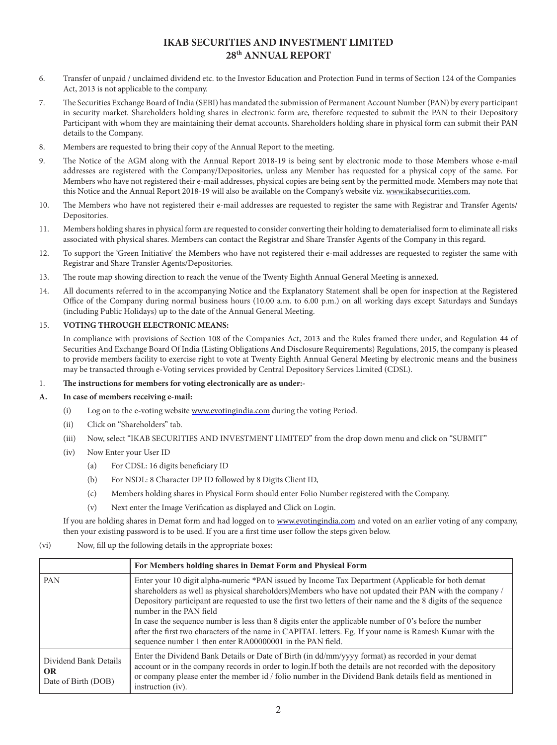6. Transfer of unpaid / unclaimed dividend etc. to the Investor Education and Protection Fund in terms of Section 124 of the Companies Act, 2013 is not applicable to the company.

7. The Securities Exchange Board of India (SEBI) has mandated the submission of Permanent Account Number (PAN) by every participant in security market. Shareholders holding shares in electronic form are, therefore requested to submit the PAN to their Depository Participant with whom they are maintaining their demat accounts. Shareholders holding share in physical form can submit their PAN details to the Company.

8. Members are requested to bring their copy of the Annual Report to the meeting.

9. The Notice of the AGM along with the Annual Report 2018-19 is being sent by electronic mode to those Members whose e-mail addresses are registered with the Company/Depositories, unless any Member has requested for a physical copy of the same. For Members who have not registered their e-mail addresses, physical copies are being sent by the permitted mode. Members may note that this Notice and the Annual Report 2018-19 will also be available on the Company's website viz. www.ikabsecurities.com.

10. The Members who have not registered their e-mail addresses are requested to register the same with Registrar and Transfer Agents/ Depositories.

11. Members holding shares in physical form are requested to consider converting their holding to dematerialised form to eliminate all risks associated with physical shares. Members can contact the Registrar and Share Transfer Agents of the Company in this regard.

12. To support the 'Green Initiative' the Members who have not registered their e-mail addresses are requested to register the same with Registrar and Share Transfer Agents/Depositories.

13. The route map showing direction to reach the venue of the Twenty Eighth Annual General Meeting is annexed.

14. All documents referred to in the accompanying Notice and the Explanatory Statement shall be open for inspection at the Registered Office of the Company during normal business hours (10.00 a.m. to 6.00 p.m.) on all working days except Saturdays and Sundays (including Public Holidays) up to the date of the Annual General Meeting.

15. **VOTING THROUGH ELECTRONIC MEANS:**

In compliance with provisions of Section 108 of the Companies Act, 2013 and the Rules framed there under, and Regulation 44 of Securities And Exchange Board Of India (Listing Obligations And Disclosure Requirements) Regulations, 2015, the company is pleased to provide members facility to exercise right to vote at Twenty Eighth Annual General Meeting by electronic means and the business may be transacted through e-Voting services provided by Central Depository Services Limited (CDSL).

1. **The instructions for members for voting electronically are as under:-**

**A. In case of members receiving e-mail:**

(i) Log on to the e-voting website www.evotingindia.com during the voting Period.

(ii) Click on "Shareholders" tab.

(iii) Now, select "IKAB SECURITIES AND INVESTMENT LIMITED" from the drop down menu and click on "SUBMIT"

(iv) Now Enter your User ID

(a) For CDSL: 16 digits beneficiary ID

(b) For NSDL: 8 Character DP ID followed by 8 Digits Client ID,

(c) Members holding shares in Physical Form should enter Folio Number registered with the Company.

(v) Next enter the Image Verification as displayed and Click on Login.

If you are holding shares in Demat form and had logged on to www.evotingindia.com and voted on an earlier voting of any company, then your existing password is to be used. If you are a first time user follow the steps given below.

(vi) Now, fill up the following details in the appropriate boxes:

| | For Members holding shares in Demat Form and Physical Form |
|---|---|
| PAN | Enter your 10 digit alpha-numeric *PAN issued by Income Tax Department (Applicable for both demat shareholders as well as physical shareholders)Members who have not updated their PAN with the company / Depository participant are requested to use the first two letters of their name and the 8 digits of the sequence number in the PAN field<br>In case the sequence number is less than 8 digits enter the applicable number of 0's before the number after the first two characters of the name in CAPITAL letters. Eg. If your name is Ramesh Kumar with the sequence number 1 then enter RA00000001 in the PAN field. |
| Dividend Bank Details **OR** Date of Birth (DOB) | Enter the Dividend Bank Details or Date of Birth (in dd/mm/yyyy format) as recorded in your demat account or in the company records in order to login.If both the details are not recorded with the depository or company please enter the member id / folio number in the Dividend Bank details field as mentioned in instruction (iv). |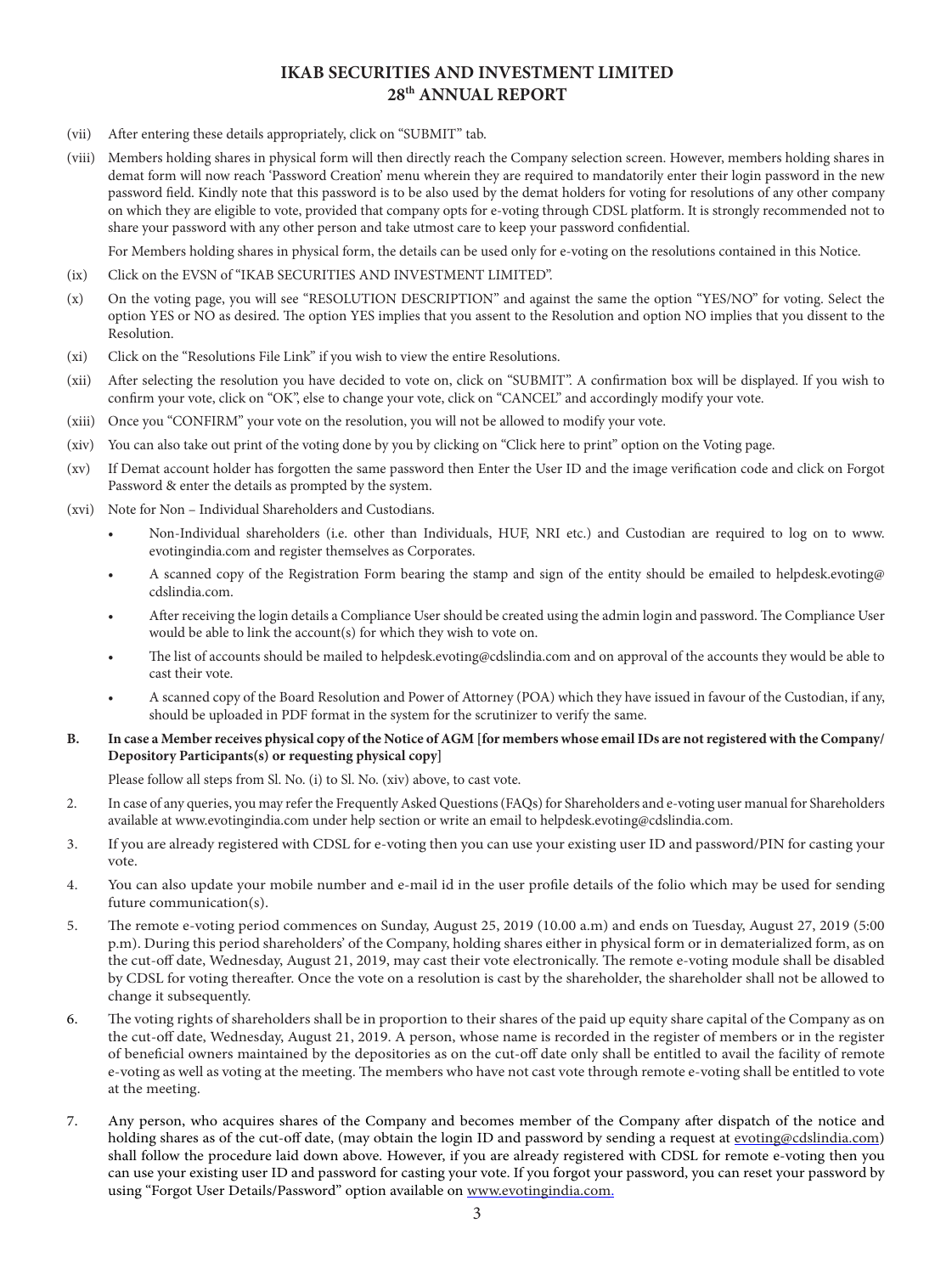(vii) After entering these details appropriately, click on "SUBMIT" tab.

(viii) Members holding shares in physical form will then directly reach the Company selection screen. However, members holding shares in demat form will now reach 'Password Creation' menu wherein they are required to mandatorily enter their login password in the new password field. Kindly note that this password is to be also used by the demat holders for voting for resolutions of any other company on which they are eligible to vote, provided that company opts for e-voting through CDSL platform. It is strongly recommended not to share your password with any other person and take utmost care to keep your password confidential.

For Members holding shares in physical form, the details can be used only for e-voting on the resolutions contained in this Notice.

(ix) Click on the EVSN of "IKAB SECURITIES AND INVESTMENT LIMITED".

(x) On the voting page, you will see "RESOLUTION DESCRIPTION" and against the same the option "YES/NO" for voting. Select the option YES or NO as desired. The option YES implies that you assent to the Resolution and option NO implies that you dissent to the Resolution.

(xi) Click on the "Resolutions File Link" if you wish to view the entire Resolutions.

(xii) After selecting the resolution you have decided to vote on, click on "SUBMIT". A confirmation box will be displayed. If you wish to confirm your vote, click on "OK", else to change your vote, click on "CANCEL" and accordingly modify your vote.

(xiii) Once you "CONFIRM" your vote on the resolution, you will not be allowed to modify your vote.

(xiv) You can also take out print of the voting done by you by clicking on "Click here to print" option on the Voting page.

(xv) If Demat account holder has forgotten the same password then Enter the User ID and the image verification code and click on Forgot Password & enter the details as prompted by the system.

(xvi) Note for Non – Individual Shareholders and Custodians.

- Non-Individual shareholders (i.e. other than Individuals, HUF, NRI etc.) and Custodian are required to log on to www.evotingindia.com and register themselves as Corporates.
- A scanned copy of the Registration Form bearing the stamp and sign of the entity should be emailed to helpdesk.evoting@cdslindia.com.
- After receiving the login details a Compliance User should be created using the admin login and password. The Compliance User would be able to link the account(s) for which they wish to vote on.
- The list of accounts should be mailed to helpdesk.evoting@cdslindia.com and on approval of the accounts they would be able to cast their vote.
- A scanned copy of the Board Resolution and Power of Attorney (POA) which they have issued in favour of the Custodian, if any, should be uploaded in PDF format in the system for the scrutinizer to verify the same.

**B. In case a Member receives physical copy of the Notice of AGM [for members whose email IDs are not registered with the Company/ Depository Participants(s) or requesting physical copy]**

Please follow all steps from Sl. No. (i) to Sl. No. (xiv) above, to cast vote.

2. In case of any queries, you may refer the Frequently Asked Questions (FAQs) for Shareholders and e-voting user manual for Shareholders available at www.evotingindia.com under help section or write an email to helpdesk.evoting@cdslindia.com.

3. If you are already registered with CDSL for e-voting then you can use your existing user ID and password/PIN for casting your vote.

4. You can also update your mobile number and e-mail id in the user profile details of the folio which may be used for sending future communication(s).

5. The remote e-voting period commences on Sunday, August 25, 2019 (10.00 a.m) and ends on Tuesday, August 27, 2019 (5:00 p.m). During this period shareholders' of the Company, holding shares either in physical form or in dematerialized form, as on the cut-off date, Wednesday, August 21, 2019, may cast their vote electronically. The remote e-voting module shall be disabled by CDSL for voting thereafter. Once the vote on a resolution is cast by the shareholder, the shareholder shall not be allowed to change it subsequently.

6. The voting rights of shareholders shall be in proportion to their shares of the paid up equity share capital of the Company as on the cut-off date, Wednesday, August 21, 2019. A person, whose name is recorded in the register of members or in the register of beneficial owners maintained by the depositories as on the cut-off date only shall be entitled to avail the facility of remote e-voting as well as voting at the meeting. The members who have not cast vote through remote e-voting shall be entitled to vote at the meeting.

7. Any person, who acquires shares of the Company and becomes member of the Company after dispatch of the notice and holding shares as of the cut-off date, (may obtain the login ID and password by sending a request at evoting@cdslindia.com) shall follow the procedure laid down above. However, if you are already registered with CDSL for remote e-voting then you can use your existing user ID and password for casting your vote. If you forgot your password, you can reset your password by using "Forgot User Details/Password" option available on www.evotingindia.com.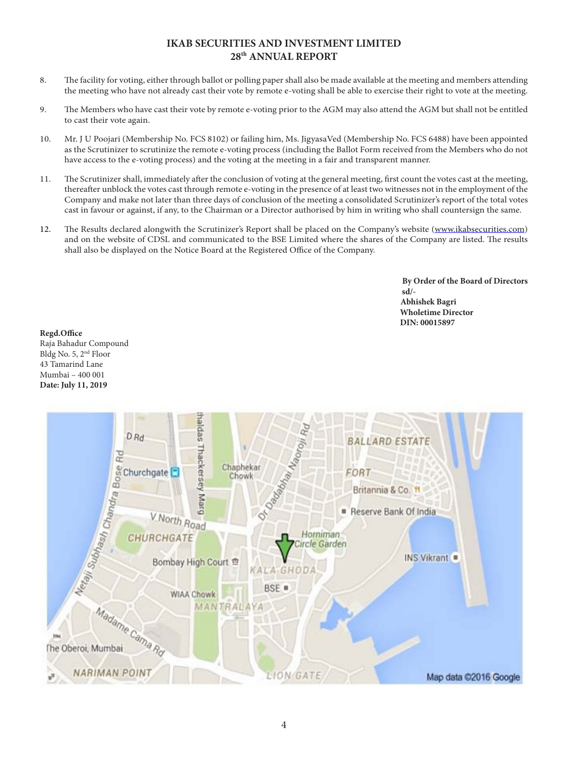8. The facility for voting, either through ballot or polling paper shall also be made available at the meeting and members attending the meeting who have not already cast their vote by remote e-voting shall be able to exercise their right to vote at the meeting.

9. The Members who have cast their vote by remote e-voting prior to the AGM may also attend the AGM but shall not be entitled to cast their vote again.

10. Mr. J U Poojari (Membership No. FCS 8102) or failing him, Ms. JigyasaVed (Membership No. FCS 6488) have been appointed as the Scrutinizer to scrutinize the remote e-voting process (including the Ballot Form received from the Members who do not have access to the e-voting process) and the voting at the meeting in a fair and transparent manner.

11. The Scrutinizer shall, immediately after the conclusion of voting at the general meeting, first count the votes cast at the meeting, thereafter unblock the votes cast through remote e-voting in the presence of at least two witnesses not in the employment of the Company and make not later than three days of conclusion of the meeting a consolidated Scrutinizer's report of the total votes cast in favour or against, if any, to the Chairman or a Director authorised by him in writing who shall countersign the same.

12. The Results declared alongwith the Scrutinizer's Report shall be placed on the Company's website (www.ikabsecurities.com) and on the website of CDSL and communicated to the BSE Limited where the shares of the Company are listed. The results shall also be displayed on the Notice Board at the Registered Office of the Company.

**By Order of the Board of Directors**
**sd/-**
**Abhishek Bagri**
**Wholetime Director**
**DIN: 00015897**

**Regd.Office**
Raja Bahadur Compound
Bldg No. 5, 2nd Floor
43 Tamarind Lane
Mumbai – 400 001
**Date: July 11, 2019**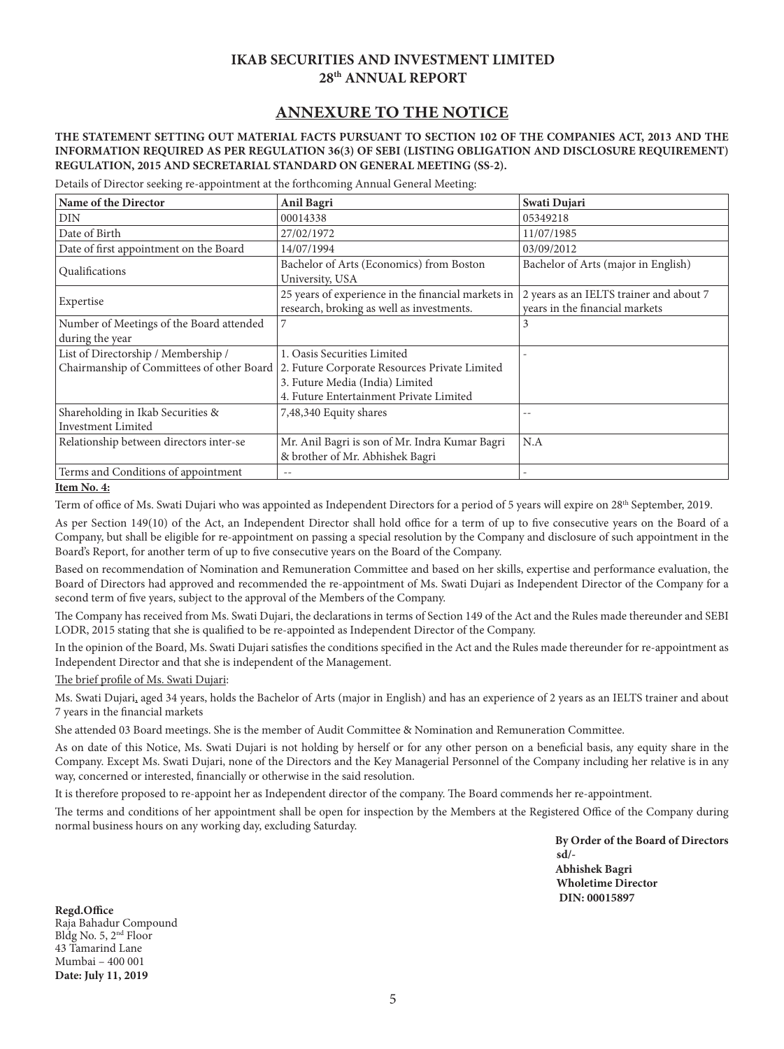## ANNEXURE TO THE NOTICE

**THE STATEMENT SETTING OUT MATERIAL FACTS PURSUANT TO SECTION 102 OF THE COMPANIES ACT, 2013 AND THE INFORMATION REQUIRED AS PER REGULATION 36(3) OF SEBI (LISTING OBLIGATION AND DISCLOSURE REQUIREMENT) REGULATION, 2015 AND SECRETARIAL STANDARD ON GENERAL MEETING (SS-2).**

Details of Director seeking re-appointment at the forthcoming Annual General Meeting:

| Name of the Director | Anil Bagri | Swati Dujari |
|---|---|---|
| DIN | 00014338 | 05349218 |
| Date of Birth | 27/02/1972 | 11/07/1985 |
| Date of first appointment on the Board | 14/07/1994 | 03/09/2012 |
| Qualifications | Bachelor of Arts (Economics) from Boston University, USA | Bachelor of Arts (major in English) |
| Expertise | 25 years of experience in the financial markets in research, broking as well as investments. | 2 years as an IELTS trainer and about 7 years in the financial markets |
| Number of Meetings of the Board attended during the year | 7 | 3 |
| List of Directorship / Membership / Chairmanship of Committees of other Board | 1. Oasis Securities Limited<br>2. Future Corporate Resources Private Limited<br>3. Future Media (India) Limited<br>4. Future Entertainment Private Limited | - |
| Shareholding in Ikab Securities & Investment Limited | 7,48,340 Equity shares | -- |
| Relationship between directors inter-se | Mr. Anil Bagri is son of Mr. Indra Kumar Bagri & brother of Mr. Abhishek Bagri | N.A |
| Terms and Conditions of appointment | -- | - |

**Item No. 4:**

Term of office of Ms. Swati Dujari who was appointed as Independent Directors for a period of 5 years will expire on 28th September, 2019.

As per Section 149(10) of the Act, an Independent Director shall hold office for a term of up to five consecutive years on the Board of a Company, but shall be eligible for re-appointment on passing a special resolution by the Company and disclosure of such appointment in the Board's Report, for another term of up to five consecutive years on the Board of the Company.

Based on recommendation of Nomination and Remuneration Committee and based on her skills, expertise and performance evaluation, the Board of Directors had approved and recommended the re-appointment of Ms. Swati Dujari as Independent Director of the Company for a second term of five years, subject to the approval of the Members of the Company.

The Company has received from Ms. Swati Dujari, the declarations in terms of Section 149 of the Act and the Rules made thereunder and SEBI LODR, 2015 stating that she is qualified to be re-appointed as Independent Director of the Company.

In the opinion of the Board, Ms. Swati Dujari satisfies the conditions specified in the Act and the Rules made thereunder for re-appointment as Independent Director and that she is independent of the Management.

The brief profile of Ms. Swati Dujari:

Ms. Swati Dujari, aged 34 years, holds the Bachelor of Arts (major in English) and has an experience of 2 years as an IELTS trainer and about 7 years in the financial markets

She attended 03 Board meetings. She is the member of Audit Committee & Nomination and Remuneration Committee.

As on date of this Notice, Ms. Swati Dujari is not holding by herself or for any other person on a beneficial basis, any equity share in the Company. Except Ms. Swati Dujari, none of the Directors and the Key Managerial Personnel of the Company including her relative is in any way, concerned or interested, financially or otherwise in the said resolution.

It is therefore proposed to re-appoint her as Independent director of the company. The Board commends her re-appointment.

The terms and conditions of her appointment shall be open for inspection by the Members at the Registered Office of the Company during normal business hours on any working day, excluding Saturday.

**By Order of the Board of Directors**
**sd/-**
**Abhishek Bagri**
**Wholetime Director**
**DIN: 00015897**

**Regd.Office**
Raja Bahadur Compound
Bldg No. 5, 2nd Floor
43 Tamarind Lane
Mumbai – 400 001
**Date: July 11, 2019**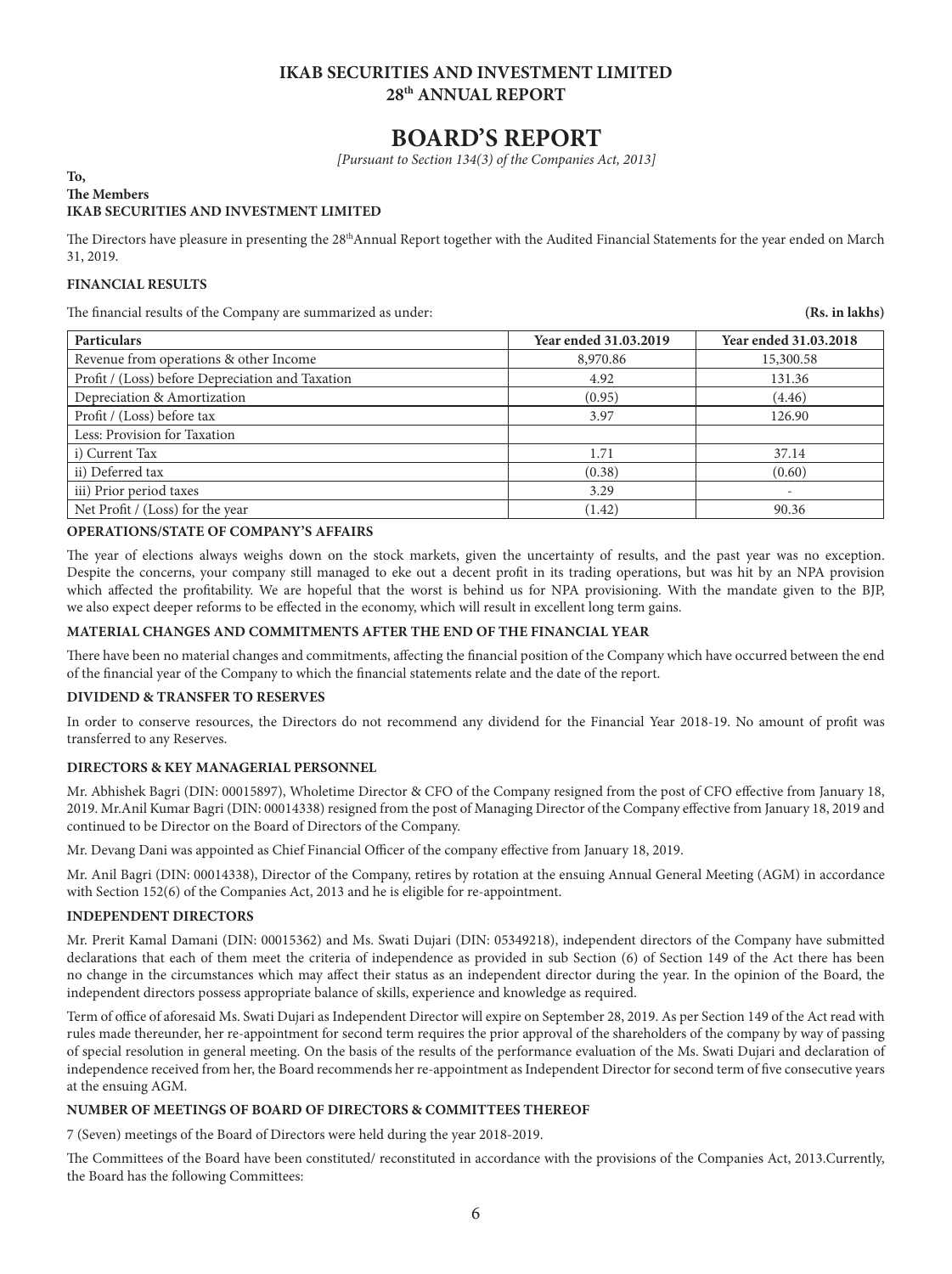**IKAB SECURITIES AND INVESTMENT LIMITED**
**28th ANNUAL REPORT**

# BOARD'S REPORT

*[Pursuant to Section 134(3) of the Companies Act, 2013]*

**To,**
**The Members**
**IKAB SECURITIES AND INVESTMENT LIMITED**

The Directors have pleasure in presenting the 28thAnnual Report together with the Audited Financial Statements for the year ended on March 31, 2019.

## FINANCIAL RESULTS

The financial results of the Company are summarized as under: **(Rs. in lakhs)**

| Particulars | Year ended 31.03.2019 | Year ended 31.03.2018 |
|---|---|---|
| Revenue from operations & other Income | 8,970.86 | 15,300.58 |
| Profit / (Loss) before Depreciation and Taxation | 4.92 | 131.36 |
| Depreciation & Amortization | (0.95) | (4.46) |
| Profit / (Loss) before tax | 3.97 | 126.90 |
| Less: Provision for Taxation | | |
| i) Current Tax | 1.71 | 37.14 |
| ii) Deferred tax | (0.38) | (0.60) |
| iii) Prior period taxes | 3.29 | - |
| Net Profit / (Loss) for the year | (1.42) | 90.36 |

## OPERATIONS/STATE OF COMPANY'S AFFAIRS

The year of elections always weighs down on the stock markets, given the uncertainty of results, and the past year was no exception. Despite the concerns, your company still managed to eke out a decent profit in its trading operations, but was hit by an NPA provision which affected the profitability. We are hopeful that the worst is behind us for NPA provisioning. With the mandate given to the BJP, we also expect deeper reforms to be effected in the economy, which will result in excellent long term gains.

## MATERIAL CHANGES AND COMMITMENTS AFTER THE END OF THE FINANCIAL YEAR

There have been no material changes and commitments, affecting the financial position of the Company which have occurred between the end of the financial year of the Company to which the financial statements relate and the date of the report.

## DIVIDEND & TRANSFER TO RESERVES

In order to conserve resources, the Directors do not recommend any dividend for the Financial Year 2018-19. No amount of profit was transferred to any Reserves.

## DIRECTORS & KEY MANAGERIAL PERSONNEL

Mr. Abhishek Bagri (DIN: 00015897), Wholetime Director & CFO of the Company resigned from the post of CFO effective from January 18, 2019. Mr.Anil Kumar Bagri (DIN: 00014338) resigned from the post of Managing Director of the Company effective from January 18, 2019 and continued to be Director on the Board of Directors of the Company.

Mr. Devang Dani was appointed as Chief Financial Officer of the company effective from January 18, 2019.

Mr. Anil Bagri (DIN: 00014338), Director of the Company, retires by rotation at the ensuing Annual General Meeting (AGM) in accordance with Section 152(6) of the Companies Act, 2013 and he is eligible for re-appointment.

## INDEPENDENT DIRECTORS

Mr. Prerit Kamal Damani (DIN: 00015362) and Ms. Swati Dujari (DIN: 05349218), independent directors of the Company have submitted declarations that each of them meet the criteria of independence as provided in sub Section (6) of Section 149 of the Act there has been no change in the circumstances which may affect their status as an independent director during the year. In the opinion of the Board, the independent directors possess appropriate balance of skills, experience and knowledge as required.

Term of office of aforesaid Ms. Swati Dujari as Independent Director will expire on September 28, 2019. As per Section 149 of the Act read with rules made thereunder, her re-appointment for second term requires the prior approval of the shareholders of the company by way of passing of special resolution in general meeting. On the basis of the results of the performance evaluation of the Ms. Swati Dujari and declaration of independence received from her, the Board recommends her re-appointment as Independent Director for second term of five consecutive years at the ensuing AGM.

## NUMBER OF MEETINGS OF BOARD OF DIRECTORS & COMMITTEES THEREOF

7 (Seven) meetings of the Board of Directors were held during the year 2018-2019.

The Committees of the Board have been constituted/ reconstituted in accordance with the provisions of the Companies Act, 2013.Currently, the Board has the following Committees: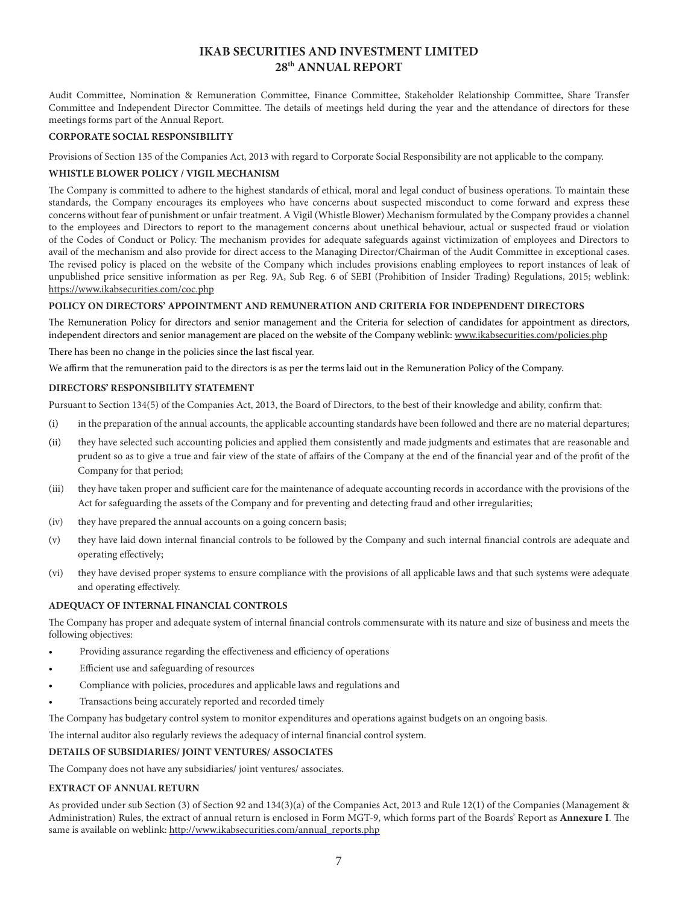Audit Committee, Nomination & Remuneration Committee, Finance Committee, Stakeholder Relationship Committee, Share Transfer Committee and Independent Director Committee. The details of meetings held during the year and the attendance of directors for these meetings forms part of the Annual Report.

**CORPORATE SOCIAL RESPONSIBILITY**

Provisions of Section 135 of the Companies Act, 2013 with regard to Corporate Social Responsibility are not applicable to the company.

**WHISTLE BLOWER POLICY / VIGIL MECHANISM**

The Company is committed to adhere to the highest standards of ethical, moral and legal conduct of business operations. To maintain these standards, the Company encourages its employees who have concerns about suspected misconduct to come forward and express these concerns without fear of punishment or unfair treatment. A Vigil (Whistle Blower) Mechanism formulated by the Company provides a channel to the employees and Directors to report to the management concerns about unethical behaviour, actual or suspected fraud or violation of the Codes of Conduct or Policy. The mechanism provides for adequate safeguards against victimization of employees and Directors to avail of the mechanism and also provide for direct access to the Managing Director/Chairman of the Audit Committee in exceptional cases. The revised policy is placed on the website of the Company which includes provisions enabling employees to report instances of leak of unpublished price sensitive information as per Reg. 9A, Sub Reg. 6 of SEBI (Prohibition of Insider Trading) Regulations, 2015; weblink: https://www.ikabsecurities.com/coc.php

**POLICY ON DIRECTORS' APPOINTMENT AND REMUNERATION AND CRITERIA FOR INDEPENDENT DIRECTORS**

The Remuneration Policy for directors and senior management and the Criteria for selection of candidates for appointment as directors, independent directors and senior management are placed on the website of the Company weblink: www.ikabsecurities.com/policies.php

There has been no change in the policies since the last fiscal year.

We affirm that the remuneration paid to the directors is as per the terms laid out in the Remuneration Policy of the Company.

**DIRECTORS' RESPONSIBILITY STATEMENT**

Pursuant to Section 134(5) of the Companies Act, 2013, the Board of Directors, to the best of their knowledge and ability, confirm that:

(i) in the preparation of the annual accounts, the applicable accounting standards have been followed and there are no material departures;

(ii) they have selected such accounting policies and applied them consistently and made judgments and estimates that are reasonable and prudent so as to give a true and fair view of the state of affairs of the Company at the end of the financial year and of the profit of the Company for that period;

(iii) they have taken proper and sufficient care for the maintenance of adequate accounting records in accordance with the provisions of the Act for safeguarding the assets of the Company and for preventing and detecting fraud and other irregularities;

(iv) they have prepared the annual accounts on a going concern basis;

(v) they have laid down internal financial controls to be followed by the Company and such internal financial controls are adequate and operating effectively;

(vi) they have devised proper systems to ensure compliance with the provisions of all applicable laws and that such systems were adequate and operating effectively.

**ADEQUACY OF INTERNAL FINANCIAL CONTROLS**

The Company has proper and adequate system of internal financial controls commensurate with its nature and size of business and meets the following objectives:

- Providing assurance regarding the effectiveness and efficiency of operations
- Efficient use and safeguarding of resources
- Compliance with policies, procedures and applicable laws and regulations and
- Transactions being accurately reported and recorded timely

The Company has budgetary control system to monitor expenditures and operations against budgets on an ongoing basis.

The internal auditor also regularly reviews the adequacy of internal financial control system.

**DETAILS OF SUBSIDIARIES/ JOINT VENTURES/ ASSOCIATES**

The Company does not have any subsidiaries/ joint ventures/ associates.

**EXTRACT OF ANNUAL RETURN**

As provided under sub Section (3) of Section 92 and 134(3)(a) of the Companies Act, 2013 and Rule 12(1) of the Companies (Management & Administration) Rules, the extract of annual return is enclosed in Form MGT-9, which forms part of the Boards' Report as **Annexure I**. The same is available on weblink: http://www.ikabsecurities.com/annual_reports.php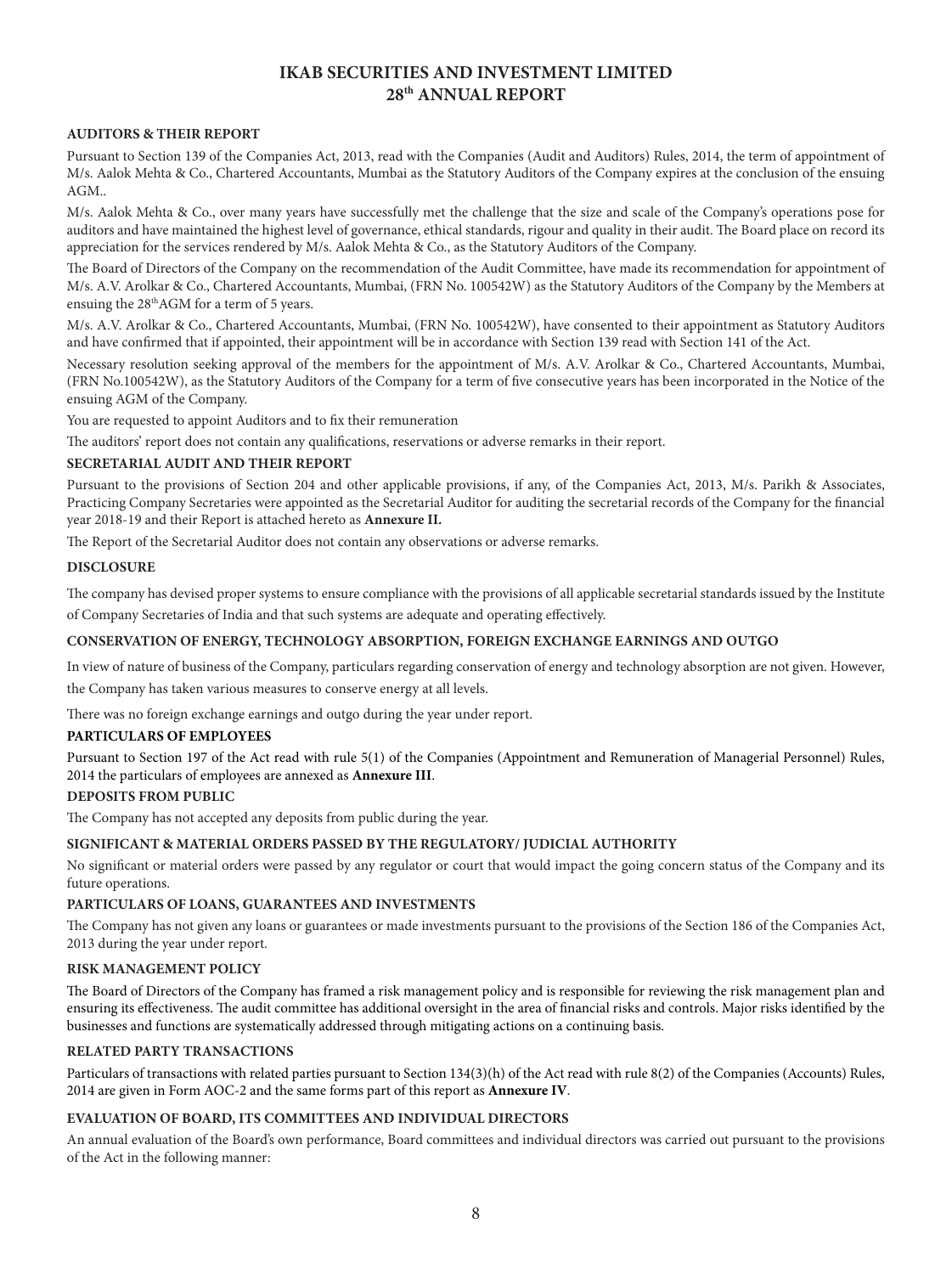## AUDITORS & THEIR REPORT

Pursuant to Section 139 of the Companies Act, 2013, read with the Companies (Audit and Auditors) Rules, 2014, the term of appointment of M/s. Aalok Mehta & Co., Chartered Accountants, Mumbai as the Statutory Auditors of the Company expires at the conclusion of the ensuing AGM..

M/s. Aalok Mehta & Co., over many years have successfully met the challenge that the size and scale of the Company's operations pose for auditors and have maintained the highest level of governance, ethical standards, rigour and quality in their audit. The Board place on record its appreciation for the services rendered by M/s. Aalok Mehta & Co., as the Statutory Auditors of the Company.

The Board of Directors of the Company on the recommendation of the Audit Committee, have made its recommendation for appointment of M/s. A.V. Arolkar & Co., Chartered Accountants, Mumbai, (FRN No. 100542W) as the Statutory Auditors of the Company by the Members at ensuing the 28th AGM for a term of 5 years.

M/s. A.V. Arolkar & Co., Chartered Accountants, Mumbai, (FRN No. 100542W), have consented to their appointment as Statutory Auditors and have confirmed that if appointed, their appointment will be in accordance with Section 139 read with Section 141 of the Act.

Necessary resolution seeking approval of the members for the appointment of M/s. A.V. Arolkar & Co., Chartered Accountants, Mumbai, (FRN No.100542W), as the Statutory Auditors of the Company for a term of five consecutive years has been incorporated in the Notice of the ensuing AGM of the Company.

You are requested to appoint Auditors and to fix their remuneration

The auditors' report does not contain any qualifications, reservations or adverse remarks in their report.

## SECRETARIAL AUDIT AND THEIR REPORT

Pursuant to the provisions of Section 204 and other applicable provisions, if any, of the Companies Act, 2013, M/s. Parikh & Associates, Practicing Company Secretaries were appointed as the Secretarial Auditor for auditing the secretarial records of the Company for the financial year 2018-19 and their Report is attached hereto as **Annexure II.**

The Report of the Secretarial Auditor does not contain any observations or adverse remarks.

## DISCLOSURE

The company has devised proper systems to ensure compliance with the provisions of all applicable secretarial standards issued by the Institute of Company Secretaries of India and that such systems are adequate and operating effectively.

## CONSERVATION OF ENERGY, TECHNOLOGY ABSORPTION, FOREIGN EXCHANGE EARNINGS AND OUTGO

In view of nature of business of the Company, particulars regarding conservation of energy and technology absorption are not given. However, the Company has taken various measures to conserve energy at all levels.

There was no foreign exchange earnings and outgo during the year under report.

## PARTICULARS OF EMPLOYEES

Pursuant to Section 197 of the Act read with rule 5(1) of the Companies (Appointment and Remuneration of Managerial Personnel) Rules, 2014 the particulars of employees are annexed as **Annexure III**.

## DEPOSITS FROM PUBLIC

The Company has not accepted any deposits from public during the year.

## SIGNIFICANT & MATERIAL ORDERS PASSED BY THE REGULATORY/ JUDICIAL AUTHORITY

No significant or material orders were passed by any regulator or court that would impact the going concern status of the Company and its future operations.

## PARTICULARS OF LOANS, GUARANTEES AND INVESTMENTS

The Company has not given any loans or guarantees or made investments pursuant to the provisions of the Section 186 of the Companies Act, 2013 during the year under report.

## RISK MANAGEMENT POLICY

The Board of Directors of the Company has framed a risk management policy and is responsible for reviewing the risk management plan and ensuring its effectiveness. The audit committee has additional oversight in the area of financial risks and controls. Major risks identified by the businesses and functions are systematically addressed through mitigating actions on a continuing basis.

## RELATED PARTY TRANSACTIONS

Particulars of transactions with related parties pursuant to Section 134(3)(h) of the Act read with rule 8(2) of the Companies (Accounts) Rules, 2014 are given in Form AOC-2 and the same forms part of this report as **Annexure IV**.

## EVALUATION OF BOARD, ITS COMMITTEES AND INDIVIDUAL DIRECTORS

An annual evaluation of the Board's own performance, Board committees and individual directors was carried out pursuant to the provisions of the Act in the following manner: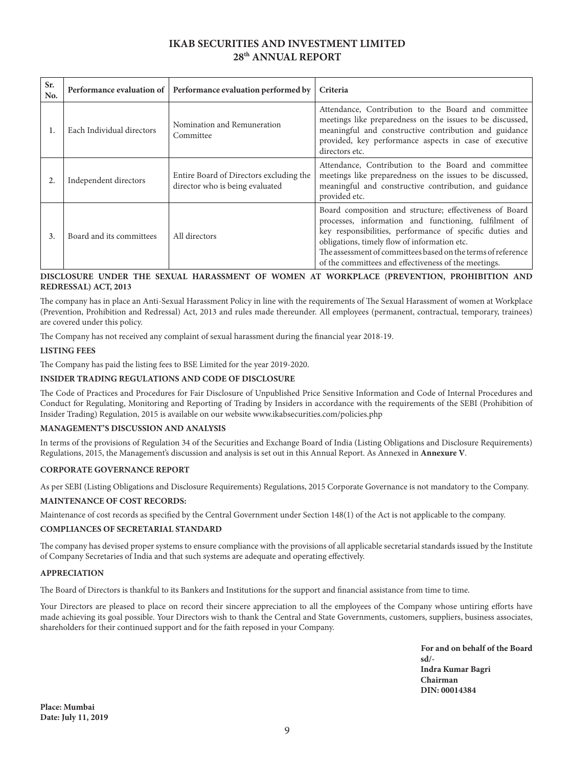| Sr. No. | Performance evaluation of | Performance evaluation performed by | Criteria |
|---|---|---|---|
| 1. | Each Individual directors | Nomination and Remuneration Committee | Attendance, Contribution to the Board and committee meetings like preparedness on the issues to be discussed, meaningful and constructive contribution and guidance provided, key performance aspects in case of executive directors etc. |
| 2. | Independent directors | Entire Board of Directors excluding the director who is being evaluated | Attendance, Contribution to the Board and committee meetings like preparedness on the issues to be discussed, meaningful and constructive contribution, and guidance provided etc. |
| 3. | Board and its committees | All directors | Board composition and structure; effectiveness of Board processes, information and functioning, fulfilment of key responsibilities, performance of specific duties and obligations, timely flow of information etc. The assessment of committees based on the terms of reference of the committees and effectiveness of the meetings. |

**DISCLOSURE UNDER THE SEXUAL HARASSMENT OF WOMEN AT WORKPLACE (PREVENTION, PROHIBITION AND REDRESSAL) ACT, 2013**

The company has in place an Anti-Sexual Harassment Policy in line with the requirements of The Sexual Harassment of women at Workplace (Prevention, Prohibition and Redressal) Act, 2013 and rules made thereunder. All employees (permanent, contractual, temporary, trainees) are covered under this policy.

The Company has not received any complaint of sexual harassment during the financial year 2018-19.

**LISTING FEES**

The Company has paid the listing fees to BSE Limited for the year 2019-2020.

**INSIDER TRADING REGULATIONS AND CODE OF DISCLOSURE**

The Code of Practices and Procedures for Fair Disclosure of Unpublished Price Sensitive Information and Code of Internal Procedures and Conduct for Regulating, Monitoring and Reporting of Trading by Insiders in accordance with the requirements of the SEBI (Prohibition of Insider Trading) Regulation, 2015 is available on our website www.ikabsecurities.com/policies.php

**MANAGEMENT'S DISCUSSION AND ANALYSIS**

In terms of the provisions of Regulation 34 of the Securities and Exchange Board of India (Listing Obligations and Disclosure Requirements) Regulations, 2015, the Management's discussion and analysis is set out in this Annual Report. As Annexed in **Annexure V**.

**CORPORATE GOVERNANCE REPORT**

As per SEBI (Listing Obligations and Disclosure Requirements) Regulations, 2015 Corporate Governance is not mandatory to the Company.

**MAINTENANCE OF COST RECORDS:**

Maintenance of cost records as specified by the Central Government under Section 148(1) of the Act is not applicable to the company.

**COMPLIANCES OF SECRETARIAL STANDARD**

The company has devised proper systems to ensure compliance with the provisions of all applicable secretarial standards issued by the Institute of Company Secretaries of India and that such systems are adequate and operating effectively.

**APPRECIATION**

The Board of Directors is thankful to its Bankers and Institutions for the support and financial assistance from time to time.

Your Directors are pleased to place on record their sincere appreciation to all the employees of the Company whose untiring efforts have made achieving its goal possible. Your Directors wish to thank the Central and State Governments, customers, suppliers, business associates, shareholders for their continued support and for the faith reposed in your Company.

**For and on behalf of the Board**
**sd/-**
**Indra Kumar Bagri**
**Chairman**
**DIN: 00014384**

**Place: Mumbai**
**Date: July 11, 2019**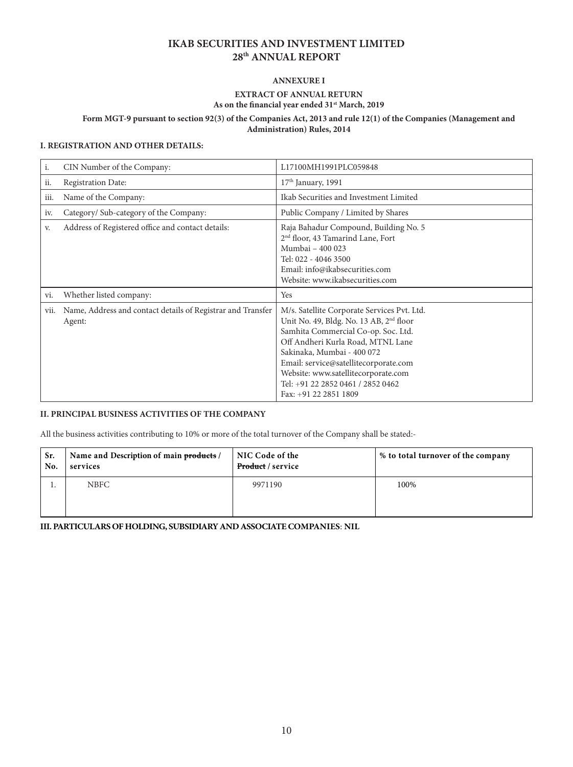# IKAB SECURITIES AND INVESTMENT LIMITED
# 28th ANNUAL REPORT

## ANNEXURE I

### EXTRACT OF ANNUAL RETURN
**As on the financial year ended 31st March, 2019**

**Form MGT-9 pursuant to section 92(3) of the Companies Act, 2013 and rule 12(1) of the Companies (Management and Administration) Rules, 2014**

**I. REGISTRATION AND OTHER DETAILS:**

| | | |
|---|---|---|
| i. | CIN Number of the Company: | L17100MH1991PLC059848 |
| ii. | Registration Date: | 17th January, 1991 |
| iii. | Name of the Company: | Ikab Securities and Investment Limited |
| iv. | Category/ Sub-category of the Company: | Public Company / Limited by Shares |
| v. | Address of Registered office and contact details: | Raja Bahadur Compound, Building No. 5<br>2nd floor, 43 Tamarind Lane, Fort<br>Mumbai – 400 023<br>Tel: 022 - 4046 3500<br>Email: info@ikabsecurities.com<br>Website: www.ikabsecurities.com |
| vi. | Whether listed company: | Yes |
| vii. | Name, Address and contact details of Registrar and Transfer Agent: | M/s. Satellite Corporate Services Pvt. Ltd.<br>Unit No. 49, Bldg. No. 13 AB, 2nd floor<br>Samhita Commercial Co-op. Soc. Ltd.<br>Off Andheri Kurla Road, MTNL Lane<br>Sakinaka, Mumbai - 400 072<br>Email: service@satellitecorporate.com<br>Website: www.satellitecorporate.com<br>Tel: +91 22 2852 0461 / 2852 0462<br>Fax: +91 22 2851 1809 |

**II. PRINCIPAL BUSINESS ACTIVITIES OF THE COMPANY**

All the business activities contributing to 10% or more of the total turnover of the Company shall be stated:-

| Sr. No. | Name and Description of main ~~products~~ / services | NIC Code of the ~~Product~~ / service | % to total turnover of the company |
|---|---|---|---|
| 1. | NBFC | 9971190 | 100% |

**III. PARTICULARS OF HOLDING, SUBSIDIARY AND ASSOCIATE COMPANIES: NIL**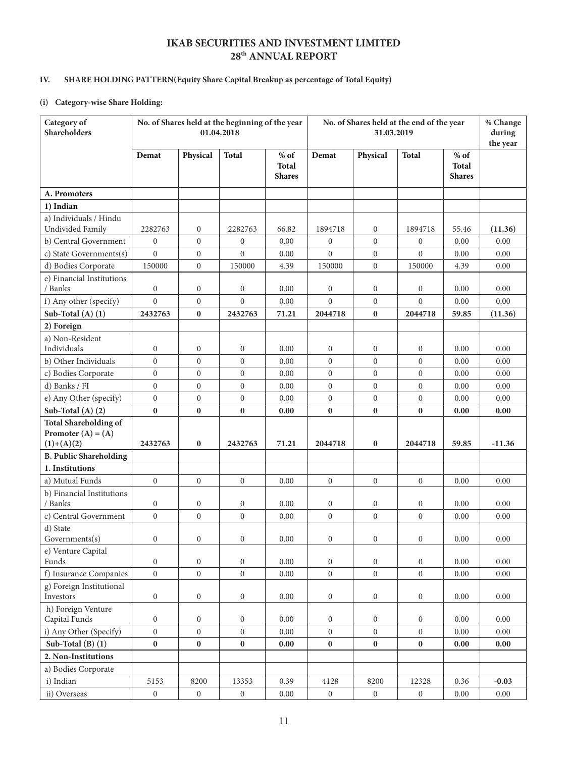## IKAB SECURITIES AND INVESTMENT LIMITED
## 28th ANNUAL REPORT

### IV. SHARE HOLDING PATTERN(Equity Share Capital Breakup as percentage of Total Equity)

#### (i) Category-wise Share Holding:

| Category of Shareholders | No. of Shares held at the beginning of the year 01.04.2018 | | | | No. of Shares held at the end of the year 31.03.2019 | | | | % Change during the year |
|---|---|---|---|---|---|---|---|---|---|
| | **Demat** | **Physical** | **Total** | **% of Total Shares** | **Demat** | **Physical** | **Total** | **% of Total Shares** | |
| **A. Promoters** | | | | | | | | | |
| **1) Indian** | | | | | | | | | |
| a) Individuals / Hindu Undivided Family | 2282763 | 0 | 2282763 | 66.82 | 1894718 | 0 | 1894718 | 55.46 | **(11.36)** |
| b) Central Government | 0 | 0 | 0 | 0.00 | 0 | 0 | 0 | 0.00 | 0.00 |
| c) State Governments(s) | 0 | 0 | 0 | 0.00 | 0 | 0 | 0 | 0.00 | 0.00 |
| d) Bodies Corporate | 150000 | 0 | 150000 | 4.39 | 150000 | 0 | 150000 | 4.39 | 0.00 |
| e) Financial Institutions / Banks | 0 | 0 | 0 | 0.00 | 0 | 0 | 0 | 0.00 | 0.00 |
| f) Any other (specify) | 0 | 0 | 0 | 0.00 | 0 | 0 | 0 | 0.00 | 0.00 |
| **Sub-Total (A) (1)** | **2432763** | **0** | **2432763** | **71.21** | **2044718** | **0** | **2044718** | **59.85** | **(11.36)** |
| **2) Foreign** | | | | | | | | | |
| a) Non-Resident Individuals | 0 | 0 | 0 | 0.00 | 0 | 0 | 0 | 0.00 | 0.00 |
| b) Other Individuals | 0 | 0 | 0 | 0.00 | 0 | 0 | 0 | 0.00 | 0.00 |
| c) Bodies Corporate | 0 | 0 | 0 | 0.00 | 0 | 0 | 0 | 0.00 | 0.00 |
| d) Banks / FI | 0 | 0 | 0 | 0.00 | 0 | 0 | 0 | 0.00 | 0.00 |
| e) Any Other (specify) | 0 | 0 | 0 | 0.00 | 0 | 0 | 0 | 0.00 | 0.00 |
| **Sub-Total (A) (2)** | **0** | **0** | **0** | **0.00** | **0** | **0** | **0** | **0.00** | **0.00** |
| **Total Shareholding of Promoter (A) = (A)(1)+(A)(2)** | **2432763** | **0** | **2432763** | **71.21** | **2044718** | **0** | **2044718** | **59.85** | **-11.36** |
| **B. Public Shareholding** | | | | | | | | | |
| **1. Institutions** | | | | | | | | | |
| a) Mutual Funds | 0 | 0 | 0 | 0.00 | 0 | 0 | 0 | 0.00 | 0.00 |
| b) Financial Institutions / Banks | 0 | 0 | 0 | 0.00 | 0 | 0 | 0 | 0.00 | 0.00 |
| c) Central Government | 0 | 0 | 0 | 0.00 | 0 | 0 | 0 | 0.00 | 0.00 |
| d) State Governments(s) | 0 | 0 | 0 | 0.00 | 0 | 0 | 0 | 0.00 | 0.00 |
| e) Venture Capital Funds | 0 | 0 | 0 | 0.00 | 0 | 0 | 0 | 0.00 | 0.00 |
| f) Insurance Companies | 0 | 0 | 0 | 0.00 | 0 | 0 | 0 | 0.00 | 0.00 |
| g) Foreign Institutional Investors | 0 | 0 | 0 | 0.00 | 0 | 0 | 0 | 0.00 | 0.00 |
| h) Foreign Venture Capital Funds | 0 | 0 | 0 | 0.00 | 0 | 0 | 0 | 0.00 | 0.00 |
| i) Any Other (Specify) | 0 | 0 | 0 | 0.00 | 0 | 0 | 0 | 0.00 | 0.00 |
| **Sub-Total (B) (1)** | **0** | **0** | **0** | **0.00** | **0** | **0** | **0** | **0.00** | **0.00** |
| **2. Non-Institutions** | | | | | | | | | |
| a) Bodies Corporate | | | | | | | | | |
| i) Indian | 5153 | 8200 | 13353 | 0.39 | 4128 | 8200 | 12328 | 0.36 | **-0.03** |
| ii) Overseas | 0 | 0 | 0 | 0.00 | 0 | 0 | 0 | 0.00 | 0.00 |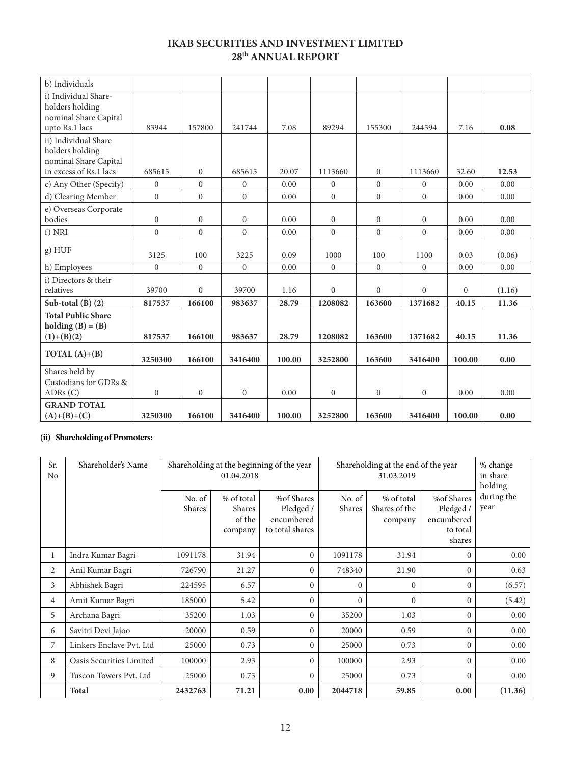| b) Individuals | | | | | | | | | |
|---|---|---|---|---|---|---|---|---|---|
| i) Individual Share-holders holding nominal Share Capital upto Rs.1 lacs | 83944 | 157800 | 241744 | 7.08 | 89294 | 155300 | 244594 | 7.16 | **0.08** |
| ii) Individual Share holders holding nominal Share Capital in excess of Rs.1 lacs | 685615 | 0 | 685615 | 20.07 | 1113660 | 0 | 1113660 | 32.60 | **12.53** |
| c) Any Other (Specify) | 0 | 0 | 0 | 0.00 | 0 | 0 | 0 | 0.00 | 0.00 |
| d) Clearing Member | 0 | 0 | 0 | 0.00 | 0 | 0 | 0 | 0.00 | 0.00 |
| e) Overseas Corporate bodies | 0 | 0 | 0 | 0.00 | 0 | 0 | 0 | 0.00 | 0.00 |
| f) NRI | 0 | 0 | 0 | 0.00 | 0 | 0 | 0 | 0.00 | 0.00 |
| g) HUF | 3125 | 100 | 3225 | 0.09 | 1000 | 100 | 1100 | 0.03 | (0.06) |
| h) Employees | 0 | 0 | 0 | 0.00 | 0 | 0 | 0 | 0.00 | 0.00 |
| i) Directors & their relatives | 39700 | 0 | 39700 | 1.16 | 0 | 0 | 0 | 0 | (1.16) |
| **Sub-total (B) (2)** | **817537** | **166100** | **983637** | **28.79** | **1208082** | **163600** | **1371682** | **40.15** | **11.36** |
| **Total Public Share holding (B) = (B)(1)+(B)(2)** | **817537** | **166100** | **983637** | **28.79** | **1208082** | **163600** | **1371682** | **40.15** | **11.36** |
| **TOTAL (A)+(B)** | **3250300** | **166100** | **3416400** | **100.00** | **3252800** | **163600** | **3416400** | **100.00** | **0.00** |
| Shares held by Custodians for GDRs & ADRs (C) | 0 | 0 | 0 | 0.00 | 0 | 0 | 0 | 0.00 | 0.00 |
| **GRAND TOTAL (A)+(B)+(C)** | **3250300** | **166100** | **3416400** | **100.00** | **3252800** | **163600** | **3416400** | **100.00** | **0.00** |

**(ii) Shareholding of Promoters:**

| Sr. No | Shareholder's Name | Shareholding at the beginning of the year 01.04.2018 | | | Shareholding at the end of the year 31.03.2019 | | | % change in share holding during the year |
|---|---|---|---|---|---|---|---|---|
| | | No. of Shares | % of total Shares of the company | %of Shares Pledged / encumbered to total shares | No. of Shares | % of total Shares of the company | %of Shares Pledged / encumbered to total shares | |
| 1 | Indra Kumar Bagri | 1091178 | 31.94 | 0 | 1091178 | 31.94 | 0 | 0.00 |
| 2 | Anil Kumar Bagri | 726790 | 21.27 | 0 | 748340 | 21.90 | 0 | 0.63 |
| 3 | Abhishek Bagri | 224595 | 6.57 | 0 | 0 | 0 | 0 | (6.57) |
| 4 | Amit Kumar Bagri | 185000 | 5.42 | 0 | 0 | 0 | 0 | (5.42) |
| 5 | Archana Bagri | 35200 | 1.03 | 0 | 35200 | 1.03 | 0 | 0.00 |
| 6 | Savitri Devi Jajoo | 20000 | 0.59 | 0 | 20000 | 0.59 | 0 | 0.00 |
| 7 | Linkers Enclave Pvt. Ltd | 25000 | 0.73 | 0 | 25000 | 0.73 | 0 | 0.00 |
| 8 | Oasis Securities Limited | 100000 | 2.93 | 0 | 100000 | 2.93 | 0 | 0.00 |
| 9 | Tuscon Towers Pvt. Ltd | 25000 | 0.73 | 0 | 25000 | 0.73 | 0 | 0.00 |
| | **Total** | **2432763** | **71.21** | **0.00** | **2044718** | **59.85** | **0.00** | **(11.36)** |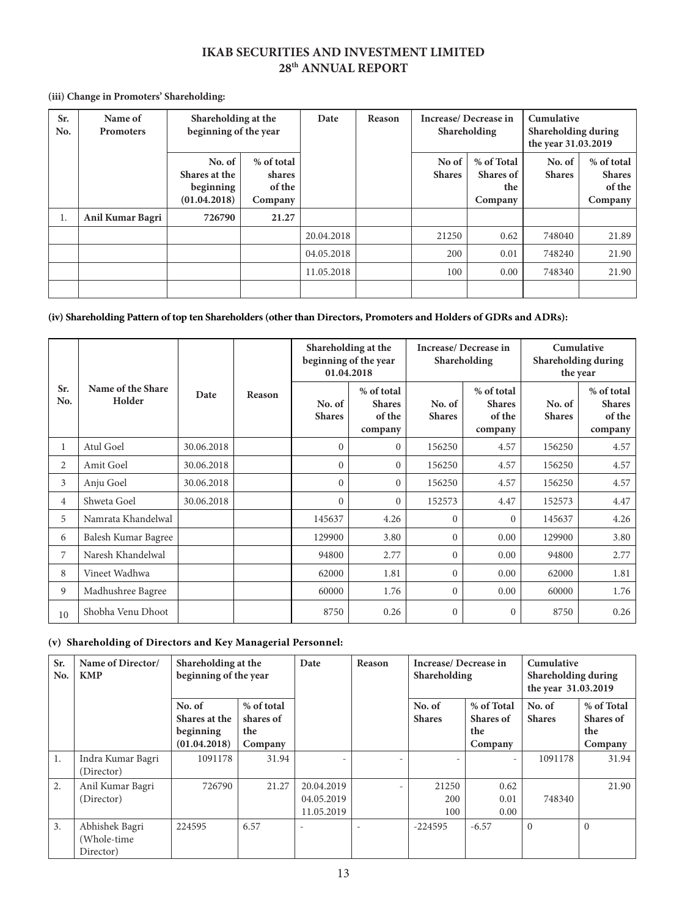# IKAB SECURITIES AND INVESTMENT LIMITED
## 28th ANNUAL REPORT

**(iii) Change in Promoters' Shareholding:**

| Sr. No. | Name of Promoters | Shareholding at the beginning of the year | | Date | Reason | Increase/ Decrease in Shareholding | | Cumulative Shareholding during the year 31.03.2019 | |
|---|---|---|---|---|---|---|---|---|---|
| | | No. of Shares at the beginning (01.04.2018) | % of total shares of the Company | | | No of Shares | % of Total Shares of the Company | No. of Shares | % of total Shares of the Company |
| 1. | **Anil Kumar Bagri** | **726790** | **21.27** | | | | | | |
| | | | | 20.04.2018 | | 21250 | 0.62 | 748040 | 21.89 |
| | | | | 04.05.2018 | | 200 | 0.01 | 748240 | 21.90 |
| | | | | 11.05.2018 | | 100 | 0.00 | 748340 | 21.90 |
| | | | | | | | | | |

**(iv) Shareholding Pattern of top ten Shareholders (other than Directors, Promoters and Holders of GDRs and ADRs):**

| Sr. No. | Name of the Share Holder | Date | Reason | Shareholding at the beginning of the year 01.04.2018 | | Increase/ Decrease in Shareholding | | Cumulative Shareholding during the year | |
|---|---|---|---|---|---|---|---|---|---|
| | | | | No. of Shares | % of total Shares of the company | No. of Shares | % of total Shares of the company | No. of Shares | % of total Shares of the company |
| 1 | Atul Goel | 30.06.2018 | | 0 | 0 | 156250 | 4.57 | 156250 | 4.57 |
| 2 | Amit Goel | 30.06.2018 | | 0 | 0 | 156250 | 4.57 | 156250 | 4.57 |
| 3 | Anju Goel | 30.06.2018 | | 0 | 0 | 156250 | 4.57 | 156250 | 4.57 |
| 4 | Shweta Goel | 30.06.2018 | | 0 | 0 | 152573 | 4.47 | 152573 | 4.47 |
| 5 | Namrata Khandelwal | | | 145637 | 4.26 | 0 | 0 | 145637 | 4.26 |
| 6 | Balesh Kumar Bagree | | | 129900 | 3.80 | 0 | 0.00 | 129900 | 3.80 |
| 7 | Naresh Khandelwal | | | 94800 | 2.77 | 0 | 0.00 | 94800 | 2.77 |
| 8 | Vineet Wadhwa | | | 62000 | 1.81 | 0 | 0.00 | 62000 | 1.81 |
| 9 | Madhushree Bagree | | | 60000 | 1.76 | 0 | 0.00 | 60000 | 1.76 |
| 10 | Shobha Venu Dhoot | | | 8750 | 0.26 | 0 | 0 | 8750 | 0.26 |

**(v) Shareholding of Directors and Key Managerial Personnel:**

| Sr. No. | Name of Director/ KMP | Shareholding at the beginning of the year | | Date | Reason | Increase/ Decrease in Shareholding | | Cumulative Shareholding during the year 31.03.2019 | |
|---|---|---|---|---|---|---|---|---|---|
| | | No. of Shares at the beginning (01.04.2018) | % of total shares of the Company | | | No. of Shares | % of Total Shares of the Company | No. of Shares | % of Total Shares of the Company |
| 1. | Indra Kumar Bagri (Director) | 1091178 | 31.94 | - | - | - | - | 1091178 | 31.94 |
| 2. | Anil Kumar Bagri (Director) | 726790 | 21.27 | 20.04.2019<br>04.05.2019<br>11.05.2019 | - | 21250<br>200<br>100 | 0.62<br>0.01<br>0.00 | 748340 | 21.90 |
| 3. | Abhishek Bagri (Whole-time Director) | 224595 | 6.57 | - | - | -224595 | -6.57 | 0 | 0 |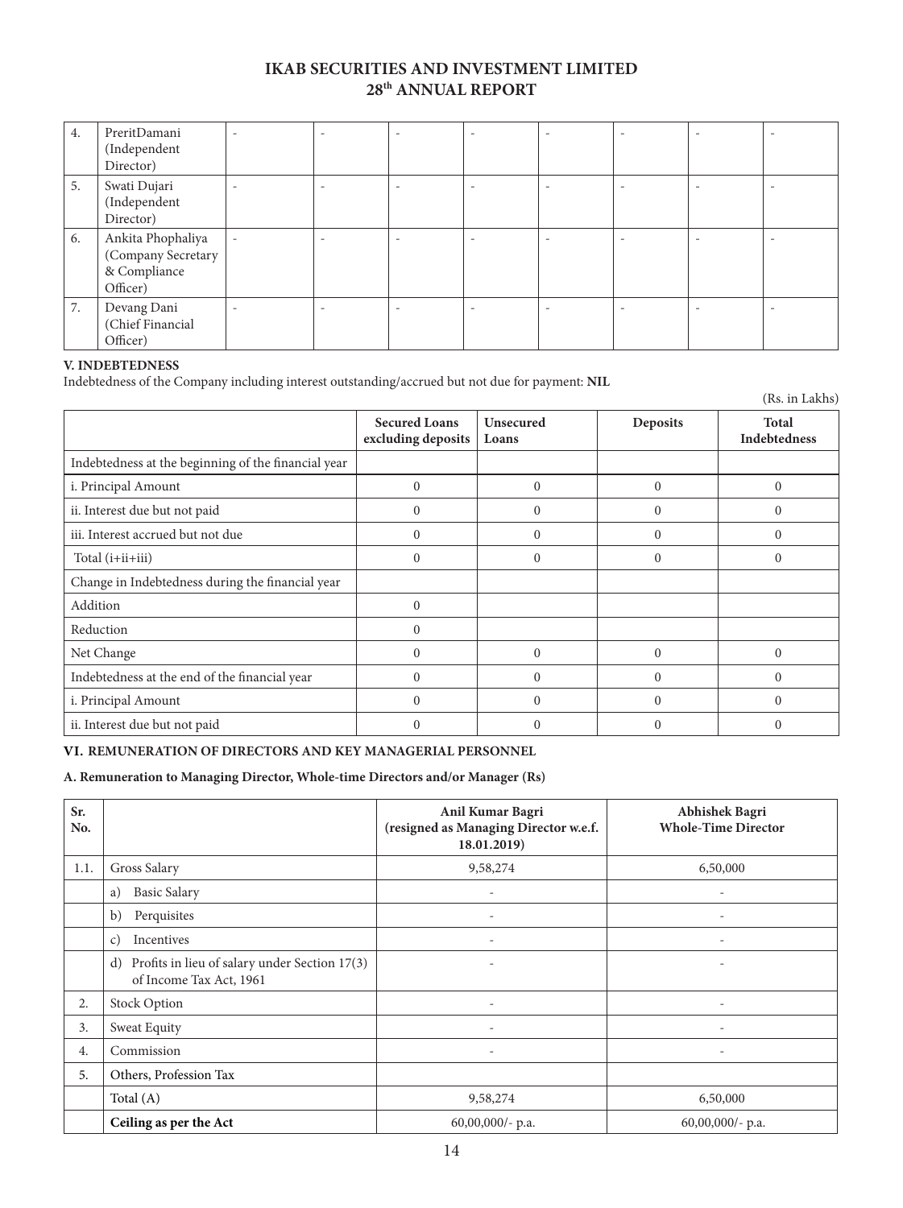| 4. | PreritDamani (Independent Director) | - | - | - | - | - | - | - | - |
|---|---|---|---|---|---|---|---|---|---|
| 5. | Swati Dujari (Independent Director) | - | - | - | - | - | - | - | - |
| 6. | Ankita Phophaliya (Company Secretary & Compliance Officer) | - | - | - | - | - | - | - | - |
| 7. | Devang Dani (Chief Financial Officer) | - | - | - | - | - | - | - | - |

**V. INDEBTEDNESS**

Indebtedness of the Company including interest outstanding/accrued but not due for payment: **NIL**

(Rs. in Lakhs)

| | Secured Loans excluding deposits | Unsecured Loans | Deposits | Total Indebtedness |
|---|---|---|---|---|
| Indebtedness at the beginning of the financial year | | | | |
| i. Principal Amount | 0 | 0 | 0 | 0 |
| ii. Interest due but not paid | 0 | 0 | 0 | 0 |
| iii. Interest accrued but not due | 0 | 0 | 0 | 0 |
| Total (i+ii+iii) | 0 | 0 | 0 | 0 |
| Change in Indebtedness during the financial year | | | | |
| Addition | 0 | | | |
| Reduction | 0 | | | |
| Net Change | 0 | 0 | 0 | 0 |
| Indebtedness at the end of the financial year | 0 | 0 | 0 | 0 |
| i. Principal Amount | 0 | 0 | 0 | 0 |
| ii. Interest due but not paid | 0 | 0 | 0 | 0 |

**VI. REMUNERATION OF DIRECTORS AND KEY MANAGERIAL PERSONNEL**

**A. Remuneration to Managing Director, Whole-time Directors and/or Manager (Rs)**

| Sr. No. | | Anil Kumar Bagri (resigned as Managing Director w.e.f. 18.01.2019) | Abhishek Bagri Whole-Time Director |
|---|---|---|---|
| 1.1. | Gross Salary | 9,58,274 | 6,50,000 |
| | a) Basic Salary | - | - |
| | b) Perquisites | - | - |
| | c) Incentives | - | - |
| | d) Profits in lieu of salary under Section 17(3) of Income Tax Act, 1961 | - | - |
| 2. | Stock Option | - | - |
| 3. | Sweat Equity | - | - |
| 4. | Commission | - | - |
| 5. | Others, Profession Tax | | |
| | Total (A) | 9,58,274 | 6,50,000 |
| | **Ceiling as per the Act** | 60,00,000/- p.a. | 60,00,000/- p.a. |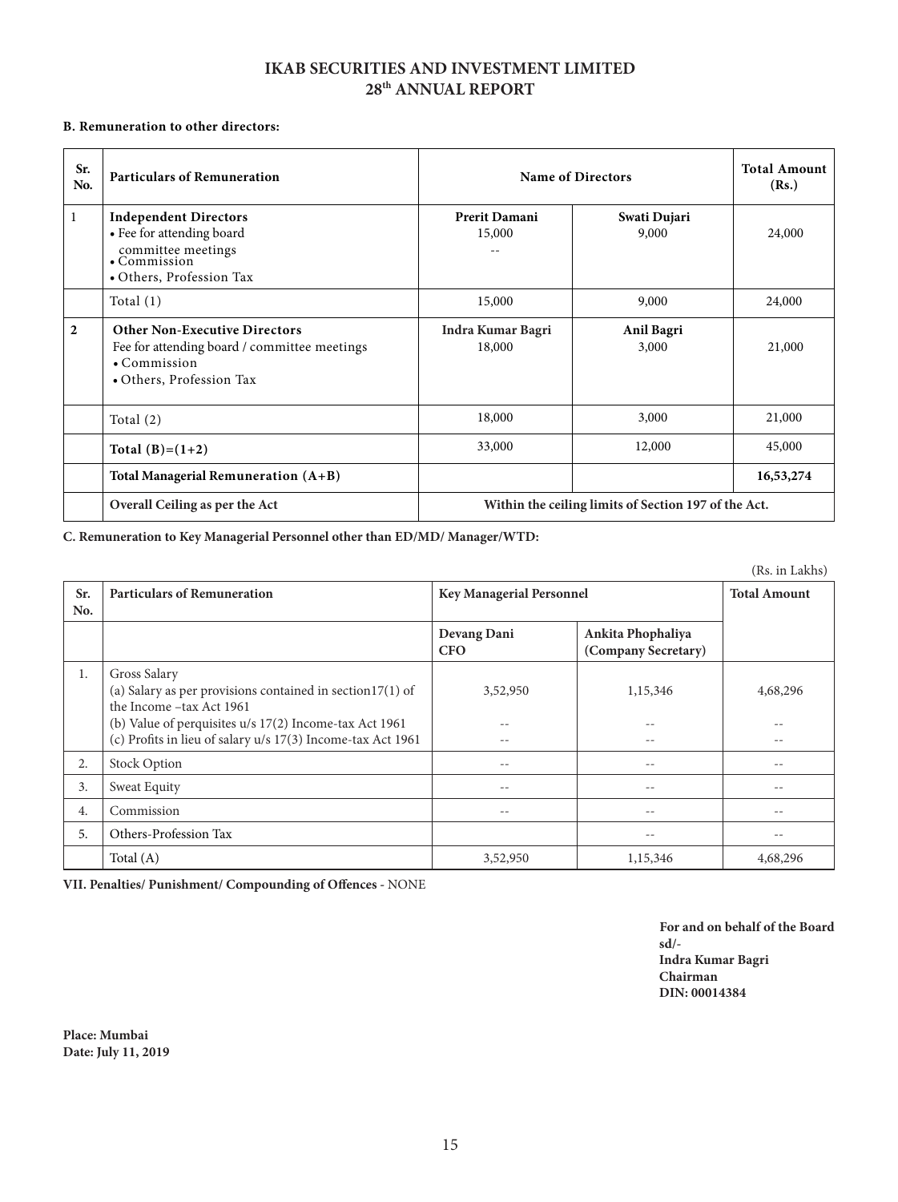**B. Remuneration to other directors:**

| Sr. No. | Particulars of Remuneration | Name of Directors | | Total Amount (Rs.) |
|---|---|---|---|---|
| 1 | **Independent Directors**<br>• Fee for attending board committee meetings<br>• Commission<br>• Others, Profession Tax | **Prerit Damani**<br>15,000<br>-- | **Swati Dujari**<br>9,000 | 24,000 |
| | Total (1) | 15,000 | 9,000 | 24,000 |
| **2** | **Other Non-Executive Directors**<br>Fee for attending board / committee meetings<br>• Commission<br>• Others, Profession Tax | **Indra Kumar Bagri**<br>18,000 | **Anil Bagri**<br>3,000 | 21,000 |
| | Total (2) | 18,000 | 3,000 | 21,000 |
| | **Total (B)=(1+2)** | 33,000 | 12,000 | 45,000 |
| | **Total Managerial Remuneration (A+B)** | | | **16,53,274** |
| | **Overall Ceiling as per the Act** | **Within the ceiling limits of Section 197 of the Act.** | | |

**C. Remuneration to Key Managerial Personnel other than ED/MD/ Manager/WTD:**

(Rs. in Lakhs)

| Sr. No. | Particulars of Remuneration | Key Managerial Personnel | | Total Amount |
|---|---|---|---|---|
| | | **Devang Dani CFO** | **Ankita Phophaliya (Company Secretary)** | |
| 1. | Gross Salary<br>(a) Salary as per provisions contained in section17(1) of the Income –tax Act 1961<br>(b) Value of perquisites u/s 17(2) Income-tax Act 1961<br>(c) Profits in lieu of salary u/s 17(3) Income-tax Act 1961 | 3,52,950<br>--<br>-- | 1,15,346<br>--<br>-- | 4,68,296<br>--<br>-- |
| 2. | Stock Option | -- | -- | -- |
| 3. | Sweat Equity | -- | -- | -- |
| 4. | Commission | -- | -- | -- |
| 5. | Others-Profession Tax | | -- | -- |
| | Total (A) | 3,52,950 | 1,15,346 | 4,68,296 |

**VII. Penalties/ Punishment/ Compounding of Offences** - NONE

**For and on behalf of the Board**
**sd/-**
**Indra Kumar Bagri**
**Chairman**
**DIN: 00014384**

**Place: Mumbai**
**Date: July 11, 2019**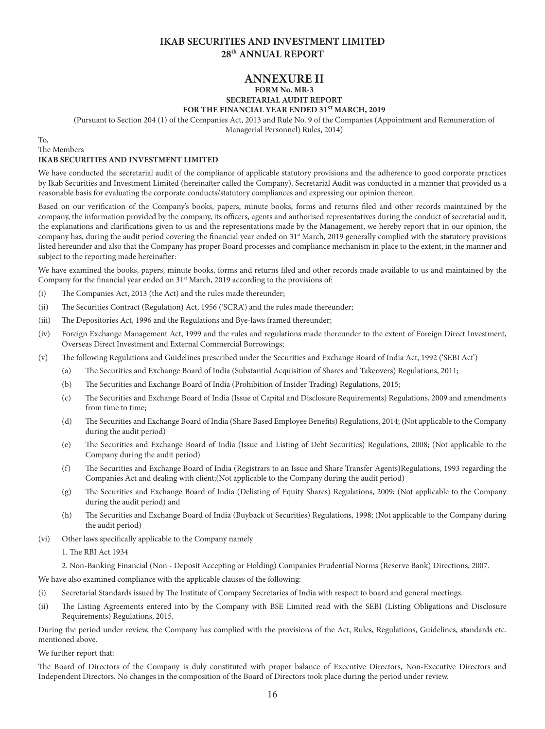# ANNEXURE II

**FORM No. MR-3**

**SECRETARIAL AUDIT REPORT**

**FOR THE FINANCIAL YEAR ENDED 31ST MARCH, 2019**

(Pursuant to Section 204 (1) of the Companies Act, 2013 and Rule No. 9 of the Companies (Appointment and Remuneration of Managerial Personnel) Rules, 2014)

To,
The Members
**IKAB SECURITIES AND INVESTMENT LIMITED**

We have conducted the secretarial audit of the compliance of applicable statutory provisions and the adherence to good corporate practices by Ikab Securities and Investment Limited (hereinafter called the Company). Secretarial Audit was conducted in a manner that provided us a reasonable basis for evaluating the corporate conducts/statutory compliances and expressing our opinion thereon.

Based on our verification of the Company's books, papers, minute books, forms and returns filed and other records maintained by the company, the information provided by the company, its officers, agents and authorised representatives during the conduct of secretarial audit, the explanations and clarifications given to us and the representations made by the Management, we hereby report that in our opinion, the company has, during the audit period covering the financial year ended on 31st March, 2019 generally complied with the statutory provisions listed hereunder and also that the Company has proper Board processes and compliance mechanism in place to the extent, in the manner and subject to the reporting made hereinafter:

We have examined the books, papers, minute books, forms and returns filed and other records made available to us and maintained by the Company for the financial year ended on 31st March, 2019 according to the provisions of:

(i) The Companies Act, 2013 (the Act) and the rules made thereunder;

(ii) The Securities Contract (Regulation) Act, 1956 ('SCRA') and the rules made thereunder;

(iii) The Depositories Act, 1996 and the Regulations and Bye-laws framed thereunder;

(iv) Foreign Exchange Management Act, 1999 and the rules and regulations made thereunder to the extent of Foreign Direct Investment, Overseas Direct Investment and External Commercial Borrowings;

(v) The following Regulations and Guidelines prescribed under the Securities and Exchange Board of India Act, 1992 ('SEBI Act')

   (a) The Securities and Exchange Board of India (Substantial Acquisition of Shares and Takeovers) Regulations, 2011;

   (b) The Securities and Exchange Board of India (Prohibition of Insider Trading) Regulations, 2015;

   (c) The Securities and Exchange Board of India (Issue of Capital and Disclosure Requirements) Regulations, 2009 and amendments from time to time;

   (d) The Securities and Exchange Board of India (Share Based Employee Benefits) Regulations, 2014; (Not applicable to the Company during the audit period)

   (e) The Securities and Exchange Board of India (Issue and Listing of Debt Securities) Regulations, 2008; (Not applicable to the Company during the audit period)

   (f) The Securities and Exchange Board of India (Registrars to an Issue and Share Transfer Agents)Regulations, 1993 regarding the Companies Act and dealing with client;(Not applicable to the Company during the audit period)

   (g) The Securities and Exchange Board of India (Delisting of Equity Shares) Regulations, 2009; (Not applicable to the Company during the audit period) and

   (h) The Securities and Exchange Board of India (Buyback of Securities) Regulations, 1998; (Not applicable to the Company during the audit period)

(vi) Other laws specifically applicable to the Company namely

   1. The RBI Act 1934

   2. Non-Banking Financial (Non - Deposit Accepting or Holding) Companies Prudential Norms (Reserve Bank) Directions, 2007.

We have also examined compliance with the applicable clauses of the following:

(i) Secretarial Standards issued by The Institute of Company Secretaries of India with respect to board and general meetings.

(ii) The Listing Agreements entered into by the Company with BSE Limited read with the SEBI (Listing Obligations and Disclosure Requirements) Regulations, 2015.

During the period under review, the Company has complied with the provisions of the Act, Rules, Regulations, Guidelines, standards etc. mentioned above.

We further report that:

The Board of Directors of the Company is duly constituted with proper balance of Executive Directors, Non-Executive Directors and Independent Directors. No changes in the composition of the Board of Directors took place during the period under review.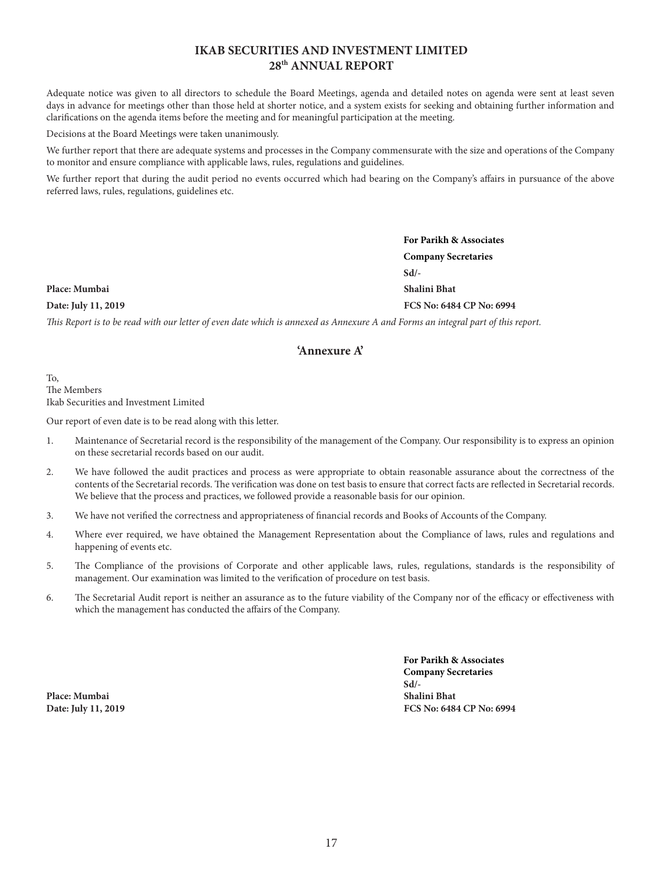Adequate notice was given to all directors to schedule the Board Meetings, agenda and detailed notes on agenda were sent at least seven days in advance for meetings other than those held at shorter notice, and a system exists for seeking and obtaining further information and clarifications on the agenda items before the meeting and for meaningful participation at the meeting.

Decisions at the Board Meetings were taken unanimously.

We further report that there are adequate systems and processes in the Company commensurate with the size and operations of the Company to monitor and ensure compliance with applicable laws, rules, regulations and guidelines.

We further report that during the audit period no events occurred which had bearing on the Company's affairs in pursuance of the above referred laws, rules, regulations, guidelines etc.

**For Parikh & Associates**
**Company Secretaries**
**Sd/-**

**Place: Mumbai** **Shalini Bhat**
**Date: July 11, 2019** **FCS No: 6484 CP No: 6994**

*This Report is to be read with our letter of even date which is annexed as Annexure A and Forms an integral part of this report.*

## 'Annexure A'

To,
The Members
Ikab Securities and Investment Limited

Our report of even date is to be read along with this letter.

1. Maintenance of Secretarial record is the responsibility of the management of the Company. Our responsibility is to express an opinion on these secretarial records based on our audit.
2. We have followed the audit practices and process as were appropriate to obtain reasonable assurance about the correctness of the contents of the Secretarial records. The verification was done on test basis to ensure that correct facts are reflected in Secretarial records. We believe that the process and practices, we followed provide a reasonable basis for our opinion.
3. We have not verified the correctness and appropriateness of financial records and Books of Accounts of the Company.
4. Where ever required, we have obtained the Management Representation about the Compliance of laws, rules and regulations and happening of events etc.
5. The Compliance of the provisions of Corporate and other applicable laws, rules, regulations, standards is the responsibility of management. Our examination was limited to the verification of procedure on test basis.
6. The Secretarial Audit report is neither an assurance as to the future viability of the Company nor of the efficacy or effectiveness with which the management has conducted the affairs of the Company.

**For Parikh & Associates**
**Company Secretaries**
**Sd/-**
**Place: Mumbai** **Shalini Bhat**
**Date: July 11, 2019** **FCS No: 6484 CP No: 6994**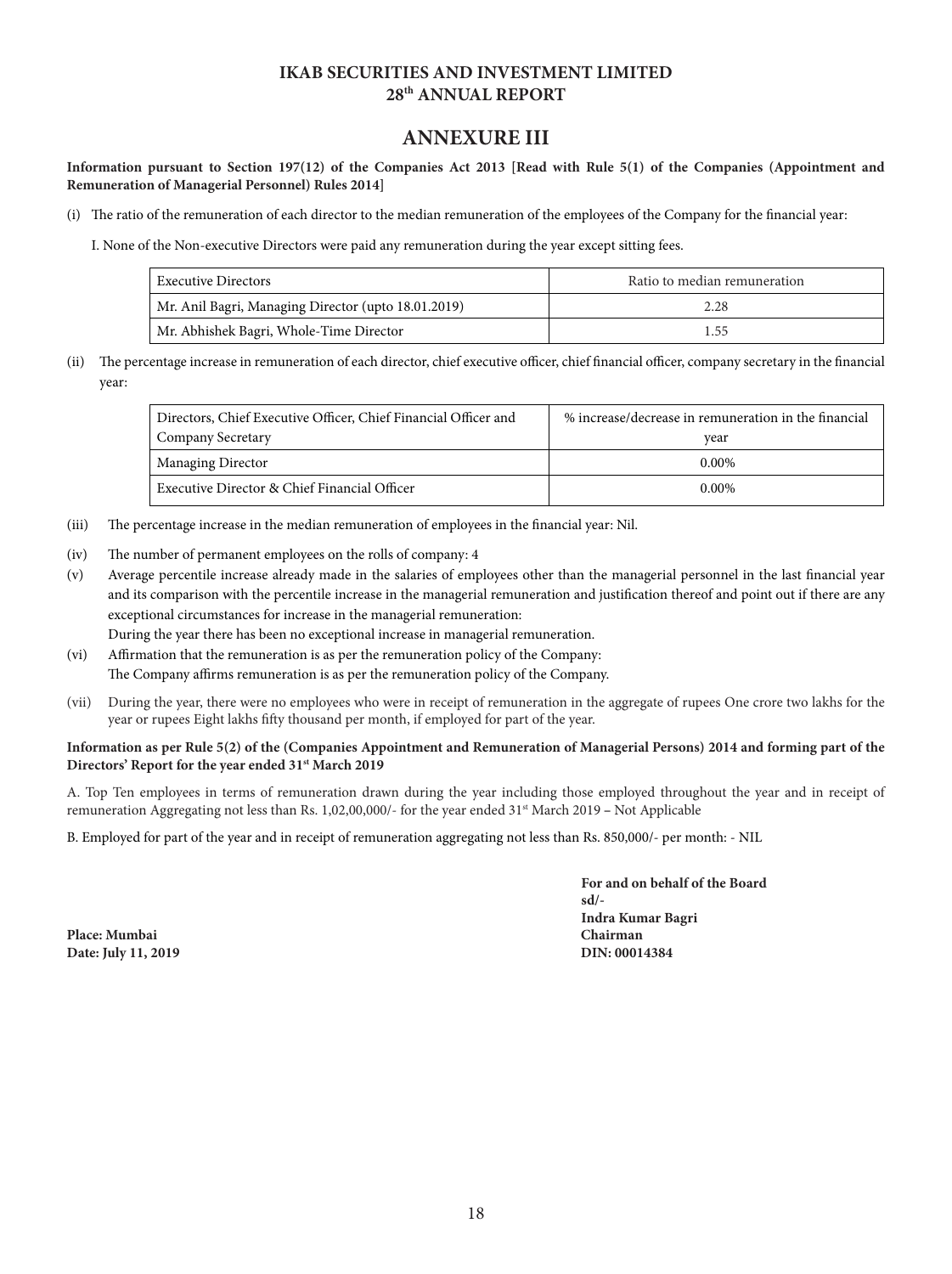**IKAB SECURITIES AND INVESTMENT LIMITED**
**28th ANNUAL REPORT**

# ANNEXURE III

**Information pursuant to Section 197(12) of the Companies Act 2013 [Read with Rule 5(1) of the Companies (Appointment and Remuneration of Managerial Personnel) Rules 2014]**

(i) The ratio of the remuneration of each director to the median remuneration of the employees of the Company for the financial year:

I. None of the Non-executive Directors were paid any remuneration during the year except sitting fees.

| Executive Directors | Ratio to median remuneration |
|---|---|
| Mr. Anil Bagri, Managing Director (upto 18.01.2019) | 2.28 |
| Mr. Abhishek Bagri, Whole-Time Director | 1.55 |

(ii) The percentage increase in remuneration of each director, chief executive officer, chief financial officer, company secretary in the financial year:

| Directors, Chief Executive Officer, Chief Financial Officer and Company Secretary | % increase/decrease in remuneration in the financial year |
|---|---|
| Managing Director | 0.00% |
| Executive Director & Chief Financial Officer | 0.00% |

(iii) The percentage increase in the median remuneration of employees in the financial year: Nil.

(iv) The number of permanent employees on the rolls of company: 4

(v) Average percentile increase already made in the salaries of employees other than the managerial personnel in the last financial year and its comparison with the percentile increase in the managerial remuneration and justification thereof and point out if there are any exceptional circumstances for increase in the managerial remuneration:
During the year there has been no exceptional increase in managerial remuneration.

(vi) Affirmation that the remuneration is as per the remuneration policy of the Company:
The Company affirms remuneration is as per the remuneration policy of the Company.

(vii) During the year, there were no employees who were in receipt of remuneration in the aggregate of rupees One crore two lakhs for the year or rupees Eight lakhs fifty thousand per month, if employed for part of the year.

**Information as per Rule 5(2) of the (Companies Appointment and Remuneration of Managerial Persons) 2014 and forming part of the Directors' Report for the year ended 31st March 2019**

A. Top Ten employees in terms of remuneration drawn during the year including those employed throughout the year and in receipt of remuneration Aggregating not less than Rs. 1,02,00,000/- for the year ended 31st March 2019 – Not Applicable

B. Employed for part of the year and in receipt of remuneration aggregating not less than Rs. 850,000/- per month: - NIL

**For and on behalf of the Board**
**sd/-**
**Indra Kumar Bagri**
**Chairman**
**DIN: 00014384**

**Place: Mumbai**
**Date: July 11, 2019**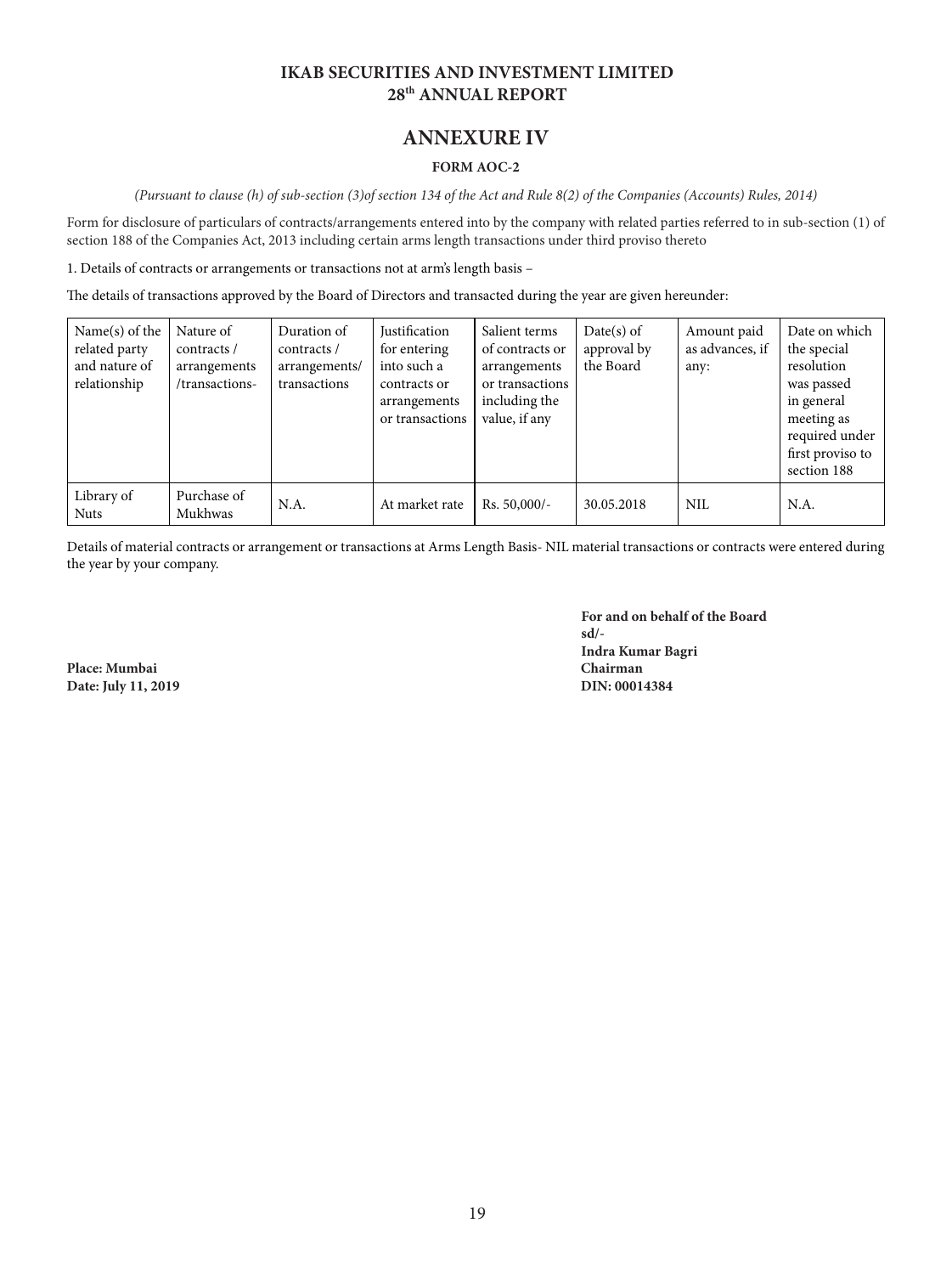# IKAB SECURITIES AND INVESTMENT LIMITED
## 28th ANNUAL REPORT

## ANNEXURE IV

### FORM AOC-2

*(Pursuant to clause (h) of sub-section (3)of section 134 of the Act and Rule 8(2) of the Companies (Accounts) Rules, 2014)*

Form for disclosure of particulars of contracts/arrangements entered into by the company with related parties referred to in sub-section (1) of section 188 of the Companies Act, 2013 including certain arms length transactions under third proviso thereto

1. Details of contracts or arrangements or transactions not at arm's length basis –

The details of transactions approved by the Board of Directors and transacted during the year are given hereunder:

| Name(s) of the related party and nature of relationship | Nature of contracts / arrangements /transactions- | Duration of contracts / arrangements/ transactions | Justification for entering into such a contracts or arrangements or transactions | Salient terms of contracts or arrangements or transactions including the value, if any | Date(s) of approval by the Board | Amount paid as advances, if any: | Date on which the special resolution was passed in general meeting as required under first proviso to section 188 |
|---|---|---|---|---|---|---|---|
| Library of Nuts | Purchase of Mukhwas | N.A. | At market rate | Rs. 50,000/- | 30.05.2018 | NIL | N.A. |

Details of material contracts or arrangement or transactions at Arms Length Basis- NIL material transactions or contracts were entered during the year by your company.

**For and on behalf of the Board**
**sd/-**
**Indra Kumar Bagri**
**Chairman**
**DIN: 00014384**

**Place: Mumbai**
**Date: July 11, 2019**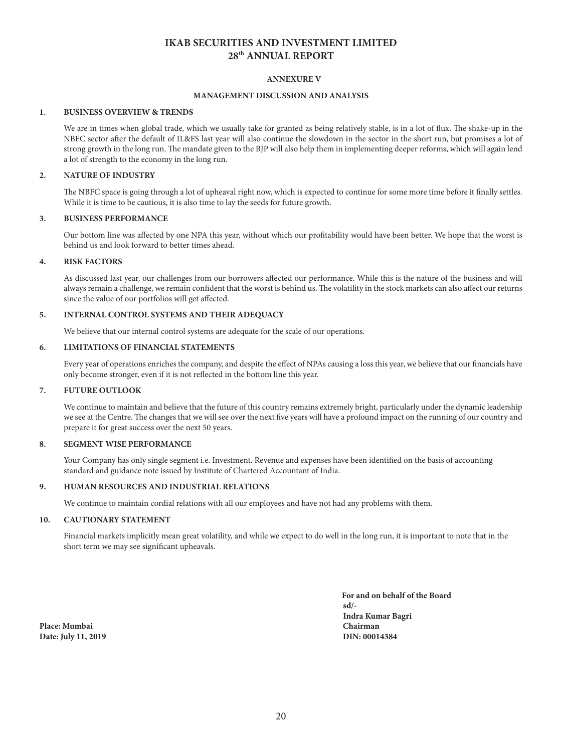# IKAB SECURITIES AND INVESTMENT LIMITED
# 28th ANNUAL REPORT

**ANNEXURE V**

**MANAGEMENT DISCUSSION AND ANALYSIS**

**1. BUSINESS OVERVIEW & TRENDS**

We are in times when global trade, which we usually take for granted as being relatively stable, is in a lot of flux. The shake-up in the NBFC sector after the default of IL&FS last year will also continue the slowdown in the sector in the short run, but promises a lot of strong growth in the long run. The mandate given to the BJP will also help them in implementing deeper reforms, which will again lend a lot of strength to the economy in the long run.

**2. NATURE OF INDUSTRY**

The NBFC space is going through a lot of upheaval right now, which is expected to continue for some more time before it finally settles. While it is time to be cautious, it is also time to lay the seeds for future growth.

**3. BUSINESS PERFORMANCE**

Our bottom line was affected by one NPA this year, without which our profitability would have been better. We hope that the worst is behind us and look forward to better times ahead.

**4. RISK FACTORS**

As discussed last year, our challenges from our borrowers affected our performance. While this is the nature of the business and will always remain a challenge, we remain confident that the worst is behind us. The volatility in the stock markets can also affect our returns since the value of our portfolios will get affected.

**5. INTERNAL CONTROL SYSTEMS AND THEIR ADEQUACY**

We believe that our internal control systems are adequate for the scale of our operations.

**6. LIMITATIONS OF FINANCIAL STATEMENTS**

Every year of operations enriches the company, and despite the effect of NPAs causing a loss this year, we believe that our financials have only become stronger, even if it is not reflected in the bottom line this year.

**7. FUTURE OUTLOOK**

We continue to maintain and believe that the future of this country remains extremely bright, particularly under the dynamic leadership we see at the Centre. The changes that we will see over the next five years will have a profound impact on the running of our country and prepare it for great success over the next 50 years.

**8. SEGMENT WISE PERFORMANCE**

Your Company has only single segment i.e. Investment. Revenue and expenses have been identified on the basis of accounting standard and guidance note issued by Institute of Chartered Accountant of India.

**9. HUMAN RESOURCES AND INDUSTRIAL RELATIONS**

We continue to maintain cordial relations with all our employees and have not had any problems with them.

**10. CAUTIONARY STATEMENT**

Financial markets implicitly mean great volatility, and while we expect to do well in the long run, it is important to note that in the short term we may see significant upheavals.

**For and on behalf of the Board**
**sd/-**
**Indra Kumar Bagri**
**Chairman**
**DIN: 00014384**

**Place: Mumbai**
**Date: July 11, 2019**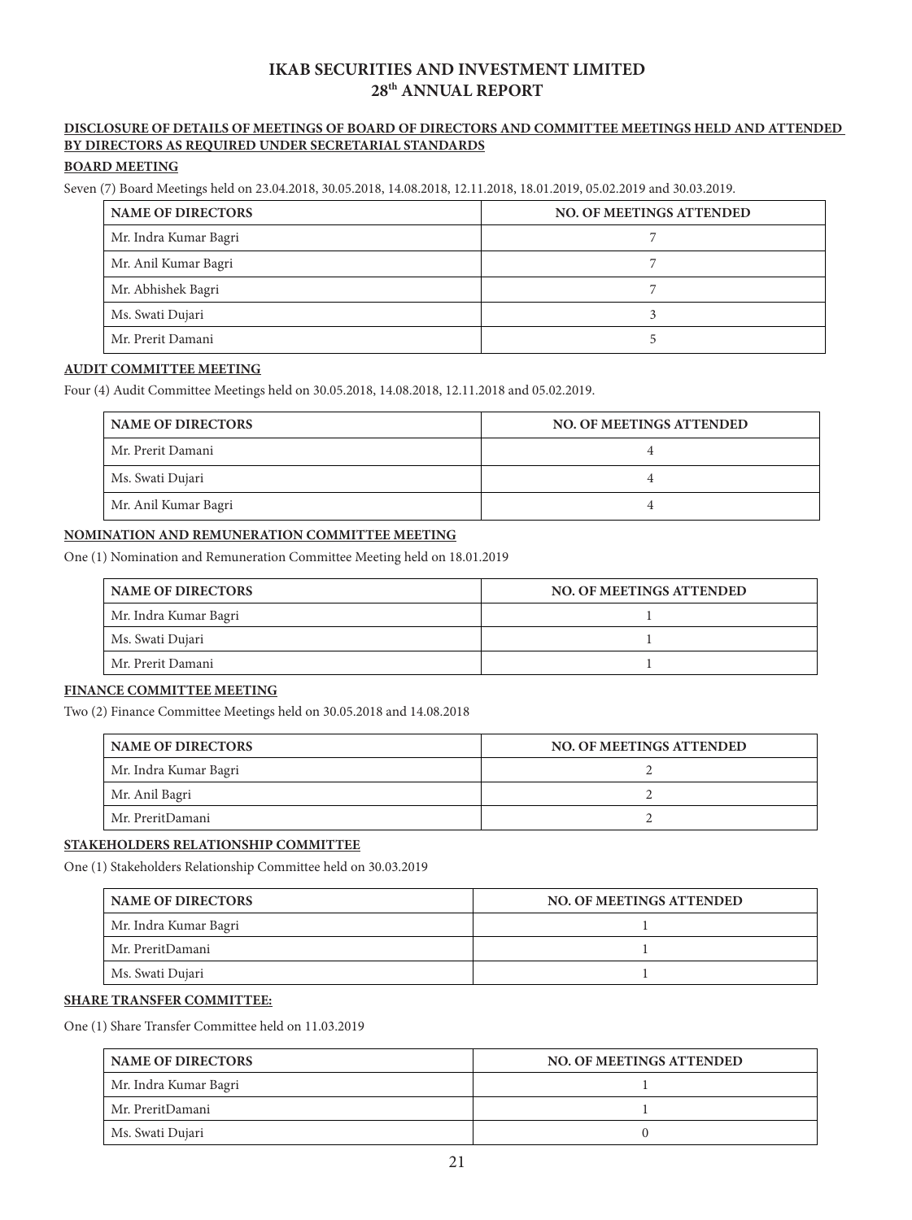**DISCLOSURE OF DETAILS OF MEETINGS OF BOARD OF DIRECTORS AND COMMITTEE MEETINGS HELD AND ATTENDED BY DIRECTORS AS REQUIRED UNDER SECRETARIAL STANDARDS**

**BOARD MEETING**

Seven (7) Board Meetings held on 23.04.2018, 30.05.2018, 14.08.2018, 12.11.2018, 18.01.2019, 05.02.2019 and 30.03.2019.

| NAME OF DIRECTORS | NO. OF MEETINGS ATTENDED |
|---|---|
| Mr. Indra Kumar Bagri | 7 |
| Mr. Anil Kumar Bagri | 7 |
| Mr. Abhishek Bagri | 7 |
| Ms. Swati Dujari | 3 |
| Mr. Prerit Damani | 5 |

**AUDIT COMMITTEE MEETING**

Four (4) Audit Committee Meetings held on 30.05.2018, 14.08.2018, 12.11.2018 and 05.02.2019.

| NAME OF DIRECTORS | NO. OF MEETINGS ATTENDED |
|---|---|
| Mr. Prerit Damani | 4 |
| Ms. Swati Dujari | 4 |
| Mr. Anil Kumar Bagri | 4 |

**NOMINATION AND REMUNERATION COMMITTEE MEETING**

One (1) Nomination and Remuneration Committee Meeting held on 18.01.2019

| NAME OF DIRECTORS | NO. OF MEETINGS ATTENDED |
|---|---|
| Mr. Indra Kumar Bagri | 1 |
| Ms. Swati Dujari | 1 |
| Mr. Prerit Damani | 1 |

**FINANCE COMMITTEE MEETING**

Two (2) Finance Committee Meetings held on 30.05.2018 and 14.08.2018

| NAME OF DIRECTORS | NO. OF MEETINGS ATTENDED |
|---|---|
| Mr. Indra Kumar Bagri | 2 |
| Mr. Anil Bagri | 2 |
| Mr. PreritDamani | 2 |

**STAKEHOLDERS RELATIONSHIP COMMITTEE**

One (1) Stakeholders Relationship Committee held on 30.03.2019

| NAME OF DIRECTORS | NO. OF MEETINGS ATTENDED |
|---|---|
| Mr. Indra Kumar Bagri | 1 |
| Mr. PreritDamani | 1 |
| Ms. Swati Dujari | 1 |

**SHARE TRANSFER COMMITTEE:**

One (1) Share Transfer Committee held on 11.03.2019

| NAME OF DIRECTORS | NO. OF MEETINGS ATTENDED |
|---|---|
| Mr. Indra Kumar Bagri | 1 |
| Mr. PreritDamani | 1 |
| Ms. Swati Dujari | 0 |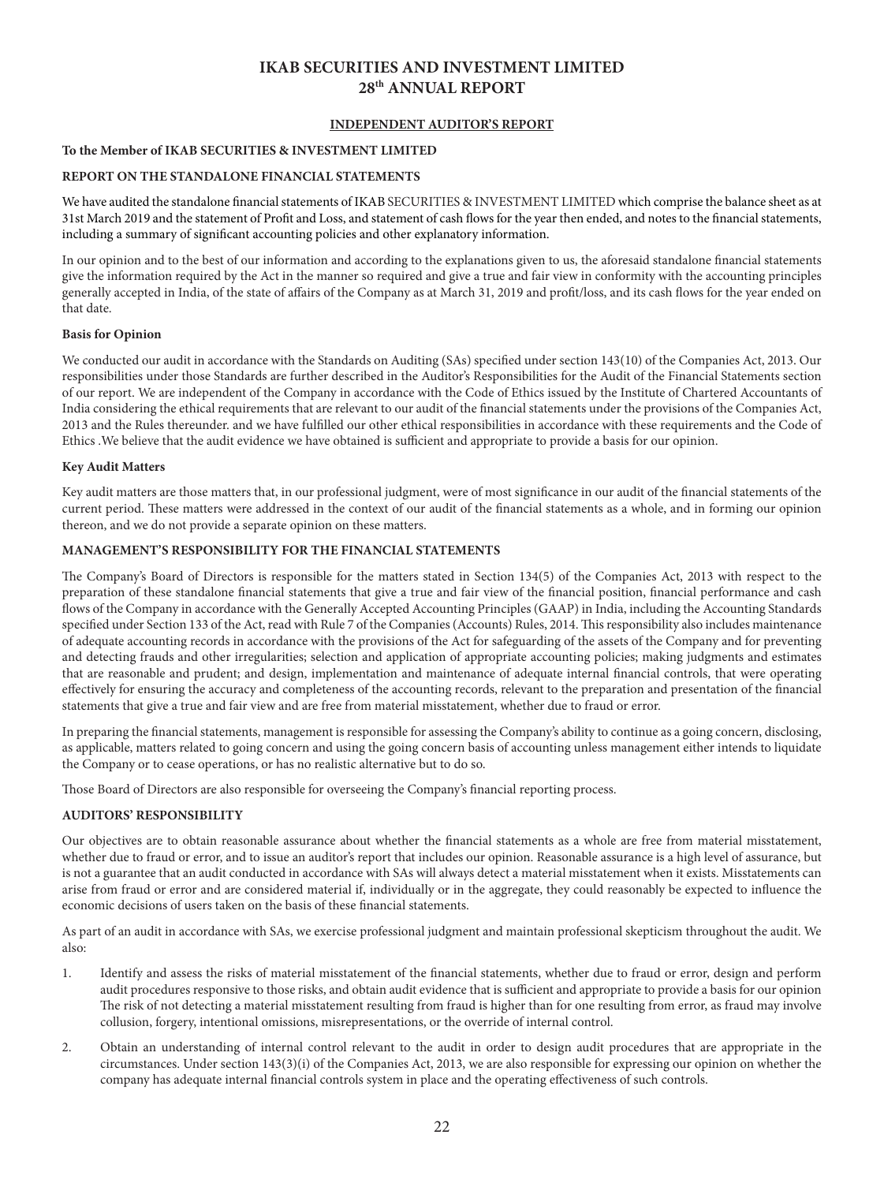# IKAB SECURITIES AND INVESTMENT LIMITED
# 28th ANNUAL REPORT

## INDEPENDENT AUDITOR'S REPORT

**To the Member of IKAB SECURITIES & INVESTMENT LIMITED**

**REPORT ON THE STANDALONE FINANCIAL STATEMENTS**

We have audited the standalone financial statements of IKAB SECURITIES & INVESTMENT LIMITED which comprise the balance sheet as at 31st March 2019 and the statement of Profit and Loss, and statement of cash flows for the year then ended, and notes to the financial statements, including a summary of significant accounting policies and other explanatory information.

In our opinion and to the best of our information and according to the explanations given to us, the aforesaid standalone financial statements give the information required by the Act in the manner so required and give a true and fair view in conformity with the accounting principles generally accepted in India, of the state of affairs of the Company as at March 31, 2019 and profit/loss, and its cash flows for the year ended on that date.

**Basis for Opinion**

We conducted our audit in accordance with the Standards on Auditing (SAs) specified under section 143(10) of the Companies Act, 2013. Our responsibilities under those Standards are further described in the Auditor's Responsibilities for the Audit of the Financial Statements section of our report. We are independent of the Company in accordance with the Code of Ethics issued by the Institute of Chartered Accountants of India considering the ethical requirements that are relevant to our audit of the financial statements under the provisions of the Companies Act, 2013 and the Rules thereunder. and we have fulfilled our other ethical responsibilities in accordance with these requirements and the Code of Ethics .We believe that the audit evidence we have obtained is sufficient and appropriate to provide a basis for our opinion.

**Key Audit Matters**

Key audit matters are those matters that, in our professional judgment, were of most significance in our audit of the financial statements of the current period. These matters were addressed in the context of our audit of the financial statements as a whole, and in forming our opinion thereon, and we do not provide a separate opinion on these matters.

**MANAGEMENT'S RESPONSIBILITY FOR THE FINANCIAL STATEMENTS**

The Company's Board of Directors is responsible for the matters stated in Section 134(5) of the Companies Act, 2013 with respect to the preparation of these standalone financial statements that give a true and fair view of the financial position, financial performance and cash flows of the Company in accordance with the Generally Accepted Accounting Principles (GAAP) in India, including the Accounting Standards specified under Section 133 of the Act, read with Rule 7 of the Companies (Accounts) Rules, 2014. This responsibility also includes maintenance of adequate accounting records in accordance with the provisions of the Act for safeguarding of the assets of the Company and for preventing and detecting frauds and other irregularities; selection and application of appropriate accounting policies; making judgments and estimates that are reasonable and prudent; and design, implementation and maintenance of adequate internal financial controls, that were operating effectively for ensuring the accuracy and completeness of the accounting records, relevant to the preparation and presentation of the financial statements that give a true and fair view and are free from material misstatement, whether due to fraud or error.

In preparing the financial statements, management is responsible for assessing the Company's ability to continue as a going concern, disclosing, as applicable, matters related to going concern and using the going concern basis of accounting unless management either intends to liquidate the Company or to cease operations, or has no realistic alternative but to do so.

Those Board of Directors are also responsible for overseeing the Company's financial reporting process.

**AUDITORS' RESPONSIBILITY**

Our objectives are to obtain reasonable assurance about whether the financial statements as a whole are free from material misstatement, whether due to fraud or error, and to issue an auditor's report that includes our opinion. Reasonable assurance is a high level of assurance, but is not a guarantee that an audit conducted in accordance with SAs will always detect a material misstatement when it exists. Misstatements can arise from fraud or error and are considered material if, individually or in the aggregate, they could reasonably be expected to influence the economic decisions of users taken on the basis of these financial statements.

As part of an audit in accordance with SAs, we exercise professional judgment and maintain professional skepticism throughout the audit. We also:

1. Identify and assess the risks of material misstatement of the financial statements, whether due to fraud or error, design and perform audit procedures responsive to those risks, and obtain audit evidence that is sufficient and appropriate to provide a basis for our opinion The risk of not detecting a material misstatement resulting from fraud is higher than for one resulting from error, as fraud may involve collusion, forgery, intentional omissions, misrepresentations, or the override of internal control.

2. Obtain an understanding of internal control relevant to the audit in order to design audit procedures that are appropriate in the circumstances. Under section 143(3)(i) of the Companies Act, 2013, we are also responsible for expressing our opinion on whether the company has adequate internal financial controls system in place and the operating effectiveness of such controls.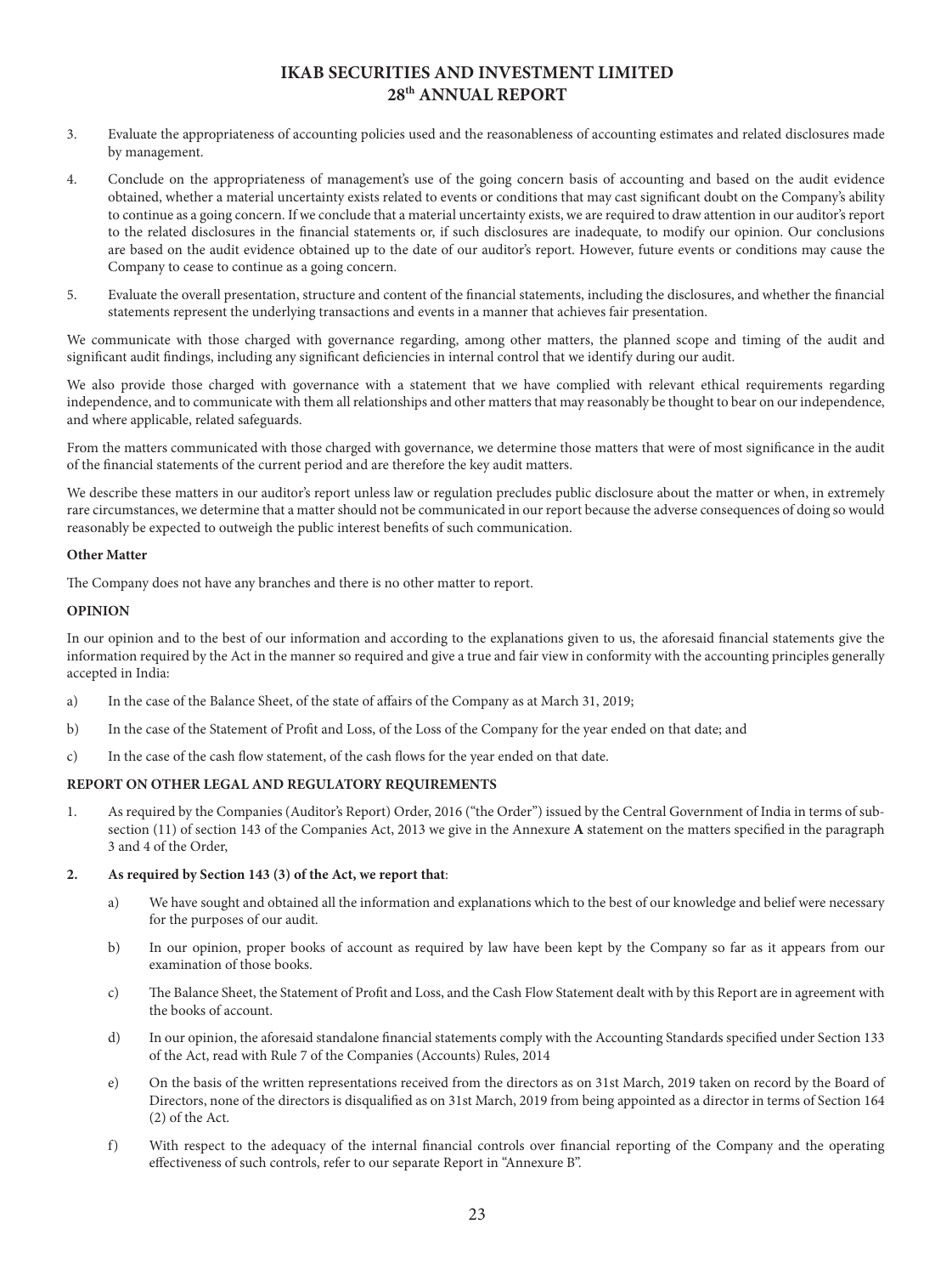3. Evaluate the appropriateness of accounting policies used and the reasonableness of accounting estimates and related disclosures made by management.

4. Conclude on the appropriateness of management's use of the going concern basis of accounting and based on the audit evidence obtained, whether a material uncertainty exists related to events or conditions that may cast significant doubt on the Company's ability to continue as a going concern. If we conclude that a material uncertainty exists, we are required to draw attention in our auditor's report to the related disclosures in the financial statements or, if such disclosures are inadequate, to modify our opinion. Our conclusions are based on the audit evidence obtained up to the date of our auditor's report. However, future events or conditions may cause the Company to cease to continue as a going concern.

5. Evaluate the overall presentation, structure and content of the financial statements, including the disclosures, and whether the financial statements represent the underlying transactions and events in a manner that achieves fair presentation.

We communicate with those charged with governance regarding, among other matters, the planned scope and timing of the audit and significant audit findings, including any significant deficiencies in internal control that we identify during our audit.

We also provide those charged with governance with a statement that we have complied with relevant ethical requirements regarding independence, and to communicate with them all relationships and other matters that may reasonably be thought to bear on our independence, and where applicable, related safeguards.

From the matters communicated with those charged with governance, we determine those matters that were of most significance in the audit of the financial statements of the current period and are therefore the key audit matters.

We describe these matters in our auditor's report unless law or regulation precludes public disclosure about the matter or when, in extremely rare circumstances, we determine that a matter should not be communicated in our report because the adverse consequences of doing so would reasonably be expected to outweigh the public interest benefits of such communication.

**Other Matter**

The Company does not have any branches and there is no other matter to report.

**OPINION**

In our opinion and to the best of our information and according to the explanations given to us, the aforesaid financial statements give the information required by the Act in the manner so required and give a true and fair view in conformity with the accounting principles generally accepted in India:

a) In the case of the Balance Sheet, of the state of affairs of the Company as at March 31, 2019;

b) In the case of the Statement of Profit and Loss, of the Loss of the Company for the year ended on that date; and

c) In the case of the cash flow statement, of the cash flows for the year ended on that date.

**REPORT ON OTHER LEGAL AND REGULATORY REQUIREMENTS**

1. As required by the Companies (Auditor's Report) Order, 2016 ("the Order") issued by the Central Government of India in terms of sub-section (11) of section 143 of the Companies Act, 2013 we give in the Annexure **A** statement on the matters specified in the paragraph 3 and 4 of the Order,

2. **As required by Section 143 (3) of the Act, we report that**:

   a) We have sought and obtained all the information and explanations which to the best of our knowledge and belief were necessary for the purposes of our audit.

   b) In our opinion, proper books of account as required by law have been kept by the Company so far as it appears from our examination of those books.

   c) The Balance Sheet, the Statement of Profit and Loss, and the Cash Flow Statement dealt with by this Report are in agreement with the books of account.

   d) In our opinion, the aforesaid standalone financial statements comply with the Accounting Standards specified under Section 133 of the Act, read with Rule 7 of the Companies (Accounts) Rules, 2014

   e) On the basis of the written representations received from the directors as on 31st March, 2019 taken on record by the Board of Directors, none of the directors is disqualified as on 31st March, 2019 from being appointed as a director in terms of Section 164 (2) of the Act.

   f) With respect to the adequacy of the internal financial controls over financial reporting of the Company and the operating effectiveness of such controls, refer to our separate Report in "Annexure B".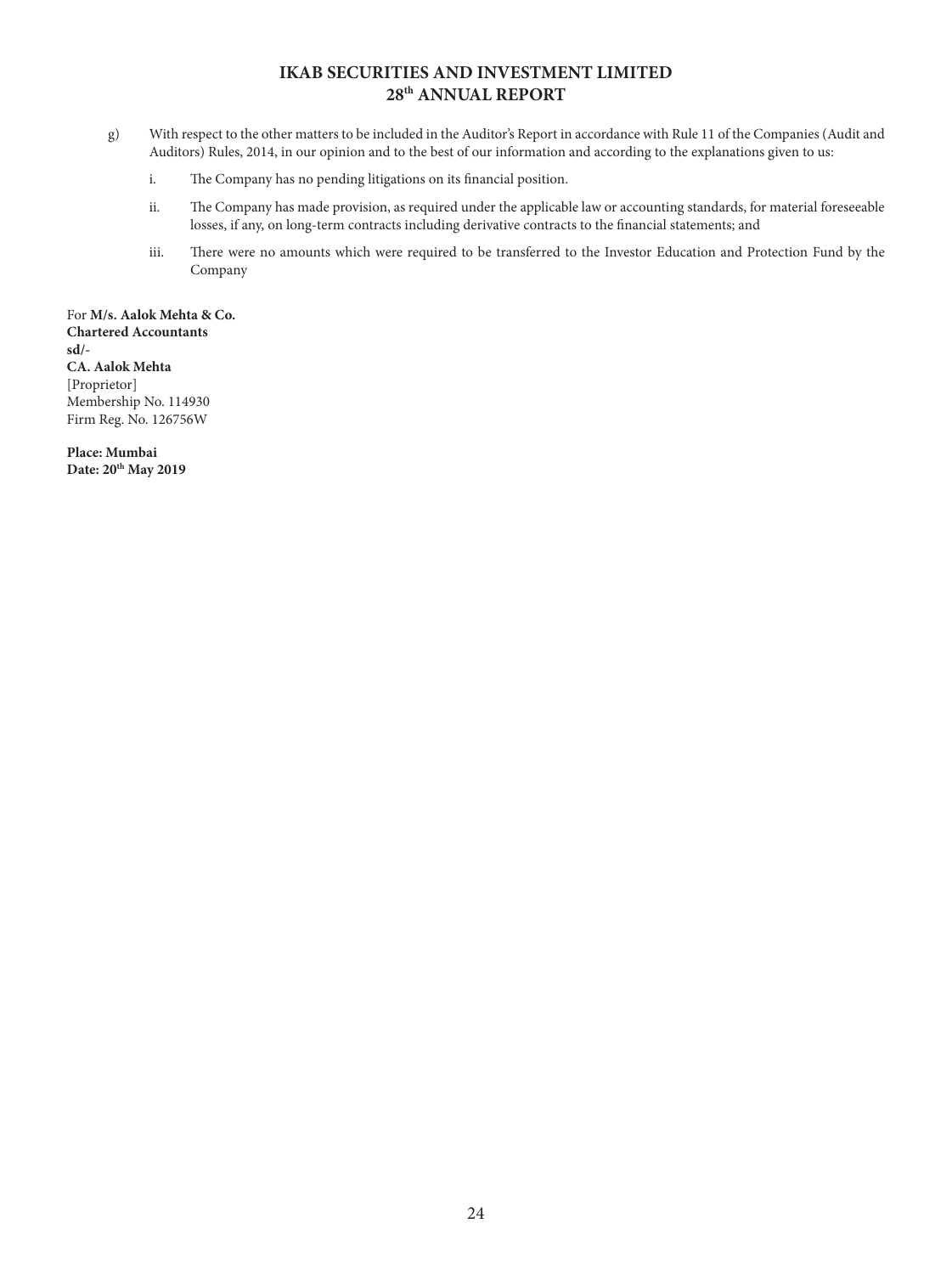g) With respect to the other matters to be included in the Auditor's Report in accordance with Rule 11 of the Companies (Audit and Auditors) Rules, 2014, in our opinion and to the best of our information and according to the explanations given to us:

   i. The Company has no pending litigations on its financial position.

   ii. The Company has made provision, as required under the applicable law or accounting standards, for material foreseeable losses, if any, on long-term contracts including derivative contracts to the financial statements; and

   iii. There were no amounts which were required to be transferred to the Investor Education and Protection Fund by the Company

For **M/s. Aalok Mehta & Co.**
**Chartered Accountants**
**sd/-**
**CA. Aalok Mehta**
[Proprietor]
Membership No. 114930
Firm Reg. No. 126756W

**Place: Mumbai**
**Date: 20th May 2019**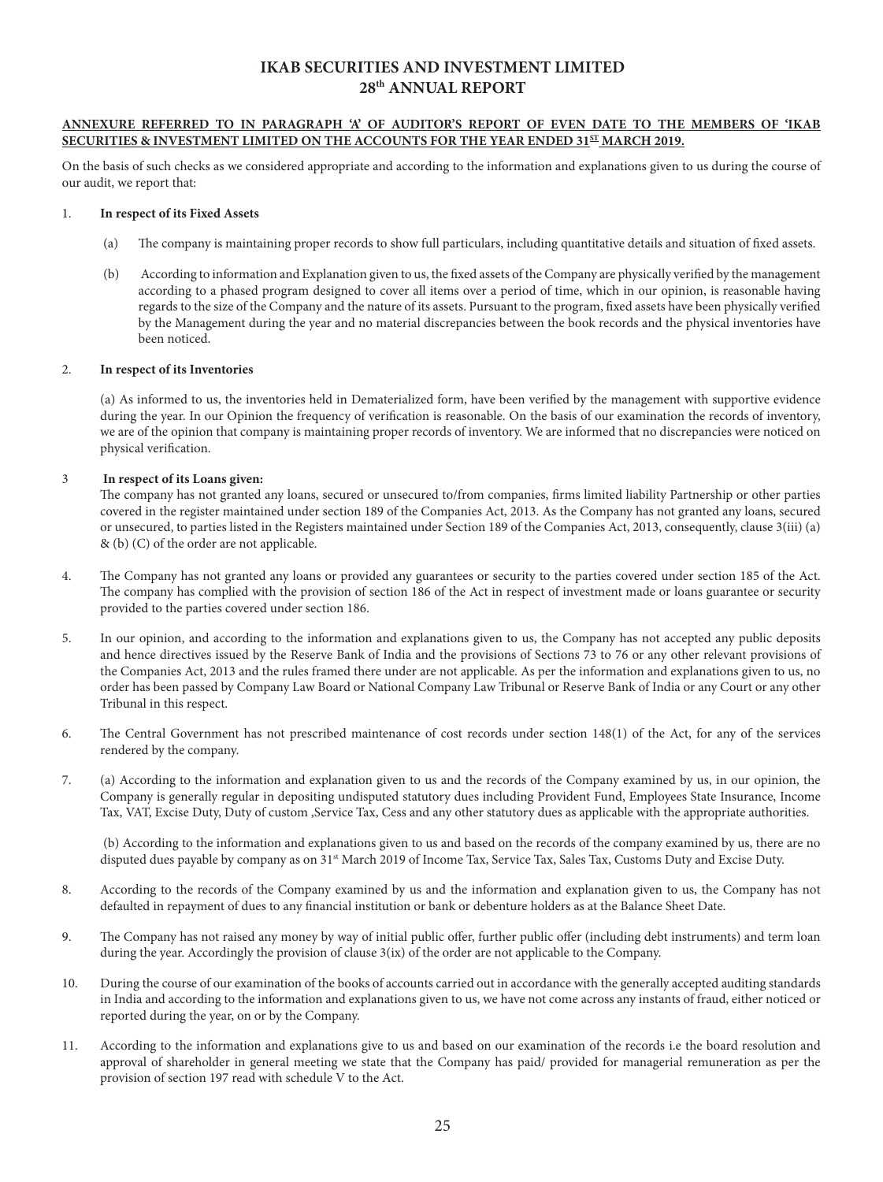**ANNEXURE REFERRED TO IN PARAGRAPH 'A' OF AUDITOR'S REPORT OF EVEN DATE TO THE MEMBERS OF 'IKAB SECURITIES & INVESTMENT LIMITED ON THE ACCOUNTS FOR THE YEAR ENDED 31ST MARCH 2019.**

On the basis of such checks as we considered appropriate and according to the information and explanations given to us during the course of our audit, we report that:

1. **In respect of its Fixed Assets**

   (a) The company is maintaining proper records to show full particulars, including quantitative details and situation of fixed assets.

   (b) According to information and Explanation given to us, the fixed assets of the Company are physically verified by the management according to a phased program designed to cover all items over a period of time, which in our opinion, is reasonable having regards to the size of the Company and the nature of its assets. Pursuant to the program, fixed assets have been physically verified by the Management during the year and no material discrepancies between the book records and the physical inventories have been noticed.

2. **In respect of its Inventories**

   (a) As informed to us, the inventories held in Dematerialized form, have been verified by the management with supportive evidence during the year. In our Opinion the frequency of verification is reasonable. On the basis of our examination the records of inventory, we are of the opinion that company is maintaining proper records of inventory. We are informed that no discrepancies were noticed on physical verification.

3. **In respect of its Loans given:**

   The company has not granted any loans, secured or unsecured to/from companies, firms limited liability Partnership or other parties covered in the register maintained under section 189 of the Companies Act, 2013. As the Company has not granted any loans, secured or unsecured, to parties listed in the Registers maintained under Section 189 of the Companies Act, 2013, consequently, clause 3(iii) (a) & (b) (C) of the order are not applicable.

4. The Company has not granted any loans or provided any guarantees or security to the parties covered under section 185 of the Act. The company has complied with the provision of section 186 of the Act in respect of investment made or loans guarantee or security provided to the parties covered under section 186.

5. In our opinion, and according to the information and explanations given to us, the Company has not accepted any public deposits and hence directives issued by the Reserve Bank of India and the provisions of Sections 73 to 76 or any other relevant provisions of the Companies Act, 2013 and the rules framed there under are not applicable. As per the information and explanations given to us, no order has been passed by Company Law Board or National Company Law Tribunal or Reserve Bank of India or any Court or any other Tribunal in this respect.

6. The Central Government has not prescribed maintenance of cost records under section 148(1) of the Act, for any of the services rendered by the company.

7. (a) According to the information and explanation given to us and the records of the Company examined by us, in our opinion, the Company is generally regular in depositing undisputed statutory dues including Provident Fund, Employees State Insurance, Income Tax, VAT, Excise Duty, Duty of custom ,Service Tax, Cess and any other statutory dues as applicable with the appropriate authorities.

   (b) According to the information and explanations given to us and based on the records of the company examined by us, there are no disputed dues payable by company as on 31st March 2019 of Income Tax, Service Tax, Sales Tax, Customs Duty and Excise Duty.

8. According to the records of the Company examined by us and the information and explanation given to us, the Company has not defaulted in repayment of dues to any financial institution or bank or debenture holders as at the Balance Sheet Date.

9. The Company has not raised any money by way of initial public offer, further public offer (including debt instruments) and term loan during the year. Accordingly the provision of clause 3(ix) of the order are not applicable to the Company.

10. During the course of our examination of the books of accounts carried out in accordance with the generally accepted auditing standards in India and according to the information and explanations given to us, we have not come across any instants of fraud, either noticed or reported during the year, on or by the Company.

11. According to the information and explanations give to us and based on our examination of the records i.e the board resolution and approval of shareholder in general meeting we state that the Company has paid/ provided for managerial remuneration as per the provision of section 197 read with schedule V to the Act.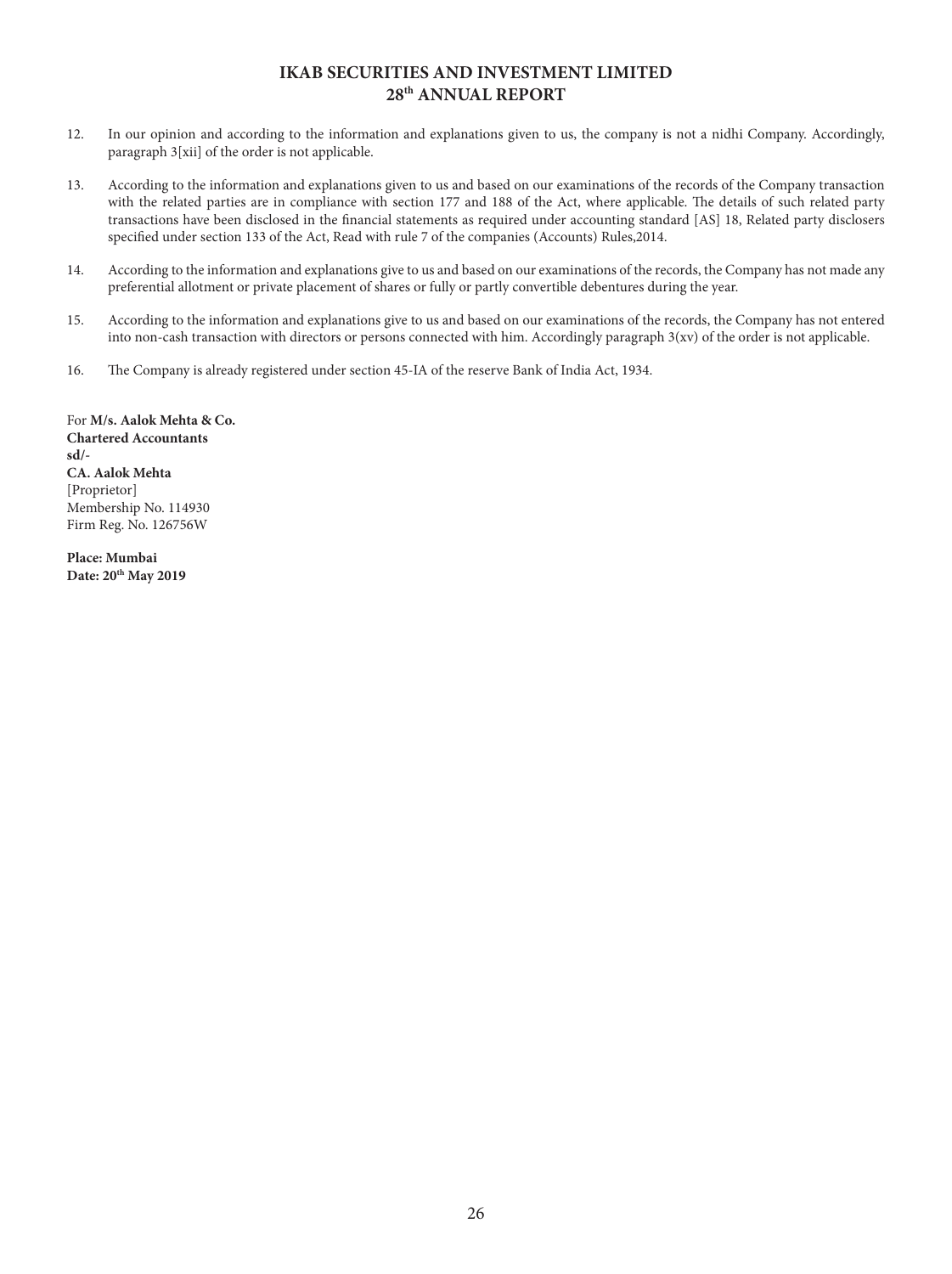12. In our opinion and according to the information and explanations given to us, the company is not a nidhi Company. Accordingly, paragraph 3[xii] of the order is not applicable.

13. According to the information and explanations given to us and based on our examinations of the records of the Company transaction with the related parties are in compliance with section 177 and 188 of the Act, where applicable. The details of such related party transactions have been disclosed in the financial statements as required under accounting standard [AS] 18, Related party disclosers specified under section 133 of the Act, Read with rule 7 of the companies (Accounts) Rules,2014.

14. According to the information and explanations give to us and based on our examinations of the records, the Company has not made any preferential allotment or private placement of shares or fully or partly convertible debentures during the year.

15. According to the information and explanations give to us and based on our examinations of the records, the Company has not entered into non-cash transaction with directors or persons connected with him. Accordingly paragraph 3(xv) of the order is not applicable.

16. The Company is already registered under section 45-IA of the reserve Bank of India Act, 1934.

For **M/s. Aalok Mehta & Co.**
**Chartered Accountants**
**sd/-**
**CA. Aalok Mehta**
[Proprietor]
Membership No. 114930
Firm Reg. No. 126756W

**Place: Mumbai**
**Date: 20th May 2019**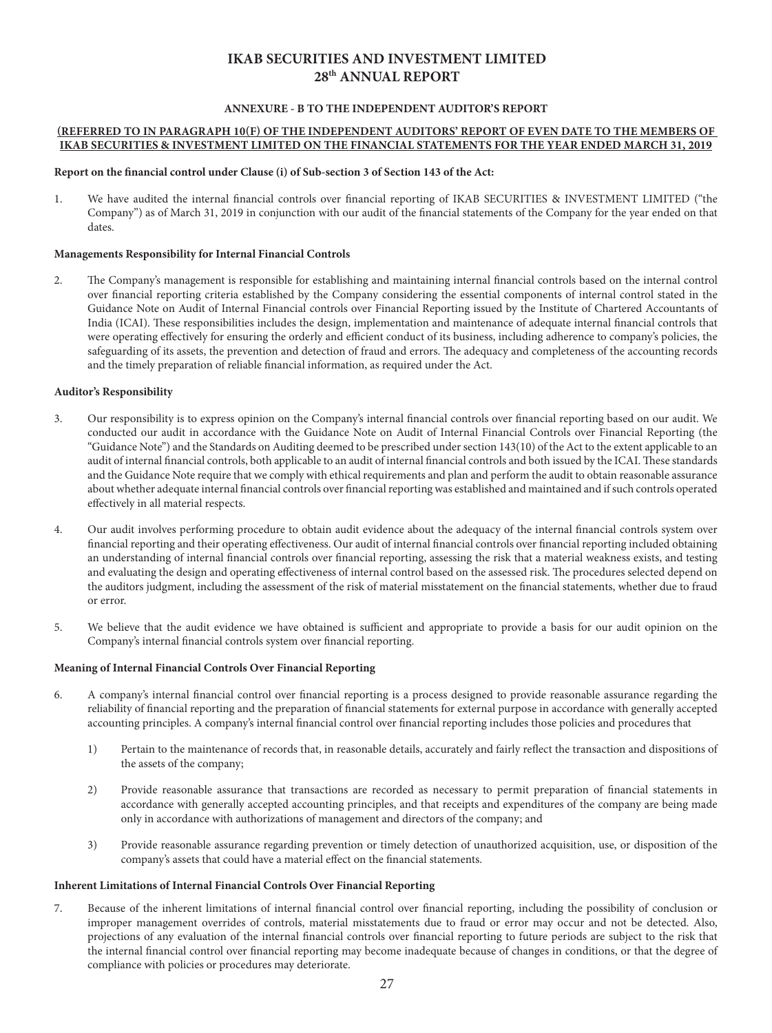# IKAB SECURITIES AND INVESTMENT LIMITED
# 28th ANNUAL REPORT

## ANNEXURE - B TO THE INDEPENDENT AUDITOR'S REPORT

**(REFERRED TO IN PARAGRAPH 10(F) OF THE INDEPENDENT AUDITORS' REPORT OF EVEN DATE TO THE MEMBERS OF IKAB SECURITIES & INVESTMENT LIMITED ON THE FINANCIAL STATEMENTS FOR THE YEAR ENDED MARCH 31, 2019**

**Report on the financial control under Clause (i) of Sub-section 3 of Section 143 of the Act:**

1. We have audited the internal financial controls over financial reporting of IKAB SECURITIES & INVESTMENT LIMITED ("the Company") as of March 31, 2019 in conjunction with our audit of the financial statements of the Company for the year ended on that dates.

**Managements Responsibility for Internal Financial Controls**

2. The Company's management is responsible for establishing and maintaining internal financial controls based on the internal control over financial reporting criteria established by the Company considering the essential components of internal control stated in the Guidance Note on Audit of Internal Financial controls over Financial Reporting issued by the Institute of Chartered Accountants of India (ICAI). These responsibilities includes the design, implementation and maintenance of adequate internal financial controls that were operating effectively for ensuring the orderly and efficient conduct of its business, including adherence to company's policies, the safeguarding of its assets, the prevention and detection of fraud and errors. The adequacy and completeness of the accounting records and the timely preparation of reliable financial information, as required under the Act.

**Auditor's Responsibility**

3. Our responsibility is to express opinion on the Company's internal financial controls over financial reporting based on our audit. We conducted our audit in accordance with the Guidance Note on Audit of Internal Financial Controls over Financial Reporting (the "Guidance Note") and the Standards on Auditing deemed to be prescribed under section 143(10) of the Act to the extent applicable to an audit of internal financial controls, both applicable to an audit of internal financial controls and both issued by the ICAI. These standards and the Guidance Note require that we comply with ethical requirements and plan and perform the audit to obtain reasonable assurance about whether adequate internal financial controls over financial reporting was established and maintained and if such controls operated effectively in all material respects.

4. Our audit involves performing procedure to obtain audit evidence about the adequacy of the internal financial controls system over financial reporting and their operating effectiveness. Our audit of internal financial controls over financial reporting included obtaining an understanding of internal financial controls over financial reporting, assessing the risk that a material weakness exists, and testing and evaluating the design and operating effectiveness of internal control based on the assessed risk. The procedures selected depend on the auditors judgment, including the assessment of the risk of material misstatement on the financial statements, whether due to fraud or error.

5. We believe that the audit evidence we have obtained is sufficient and appropriate to provide a basis for our audit opinion on the Company's internal financial controls system over financial reporting.

**Meaning of Internal Financial Controls Over Financial Reporting**

6. A company's internal financial control over financial reporting is a process designed to provide reasonable assurance regarding the reliability of financial reporting and the preparation of financial statements for external purpose in accordance with generally accepted accounting principles. A company's internal financial control over financial reporting includes those policies and procedures that

   1) Pertain to the maintenance of records that, in reasonable details, accurately and fairly reflect the transaction and dispositions of the assets of the company;

   2) Provide reasonable assurance that transactions are recorded as necessary to permit preparation of financial statements in accordance with generally accepted accounting principles, and that receipts and expenditures of the company are being made only in accordance with authorizations of management and directors of the company; and

   3) Provide reasonable assurance regarding prevention or timely detection of unauthorized acquisition, use, or disposition of the company's assets that could have a material effect on the financial statements.

**Inherent Limitations of Internal Financial Controls Over Financial Reporting**

7. Because of the inherent limitations of internal financial control over financial reporting, including the possibility of conclusion or improper management overrides of controls, material misstatements due to fraud or error may occur and not be detected. Also, projections of any evaluation of the internal financial controls over financial reporting to future periods are subject to the risk that the internal financial control over financial reporting may become inadequate because of changes in conditions, or that the degree of compliance with policies or procedures may deteriorate.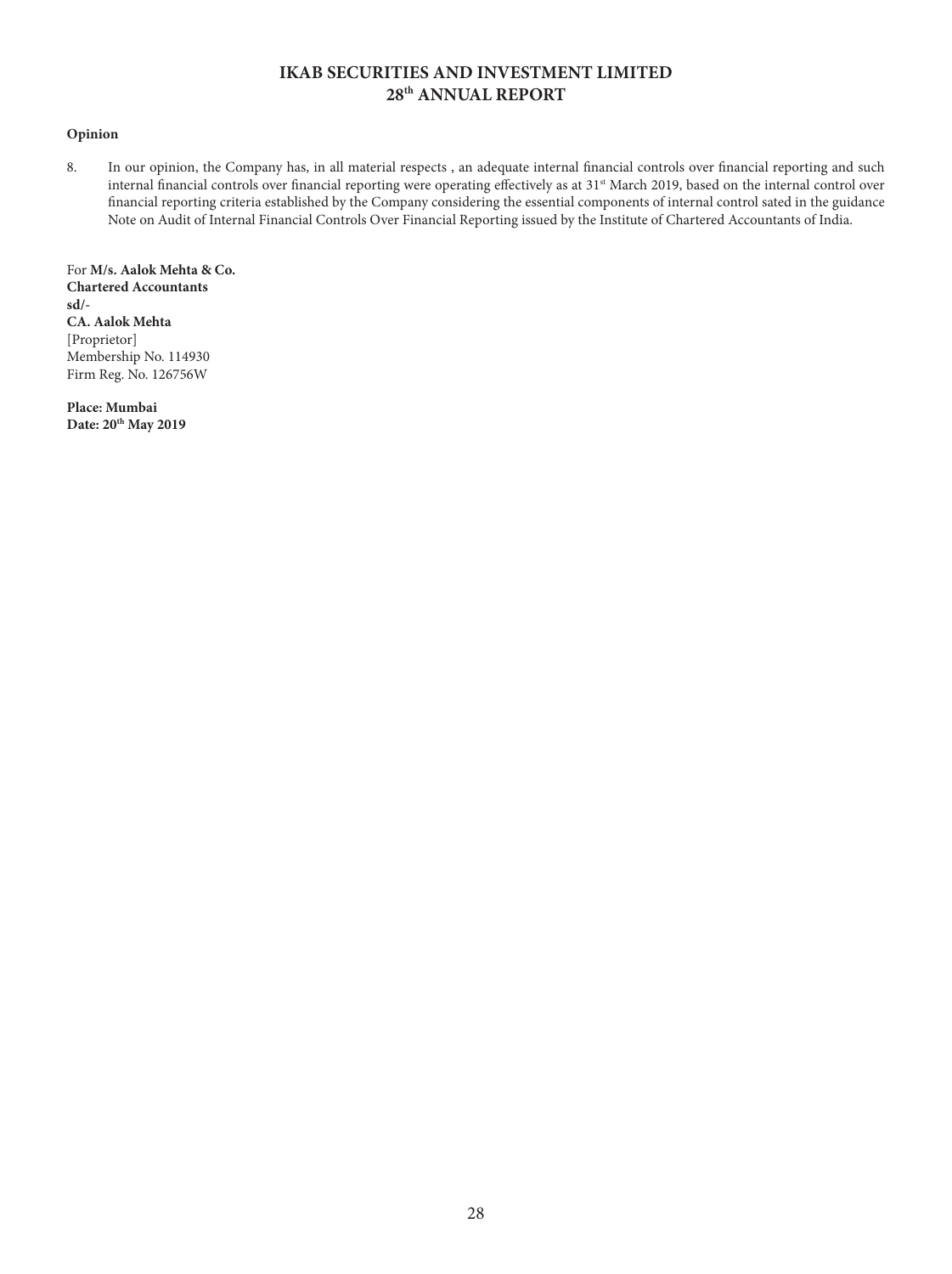**Opinion**

8. In our opinion, the Company has, in all material respects , an adequate internal financial controls over financial reporting and such internal financial controls over financial reporting were operating effectively as at 31st March 2019, based on the internal control over financial reporting criteria established by the Company considering the essential components of internal control sated in the guidance Note on Audit of Internal Financial Controls Over Financial Reporting issued by the Institute of Chartered Accountants of India.

For **M/s. Aalok Mehta & Co.**
**Chartered Accountants**
**sd/-**
**CA. Aalok Mehta**
[Proprietor]
Membership No. 114930
Firm Reg. No. 126756W

**Place: Mumbai**
**Date: 20th May 2019**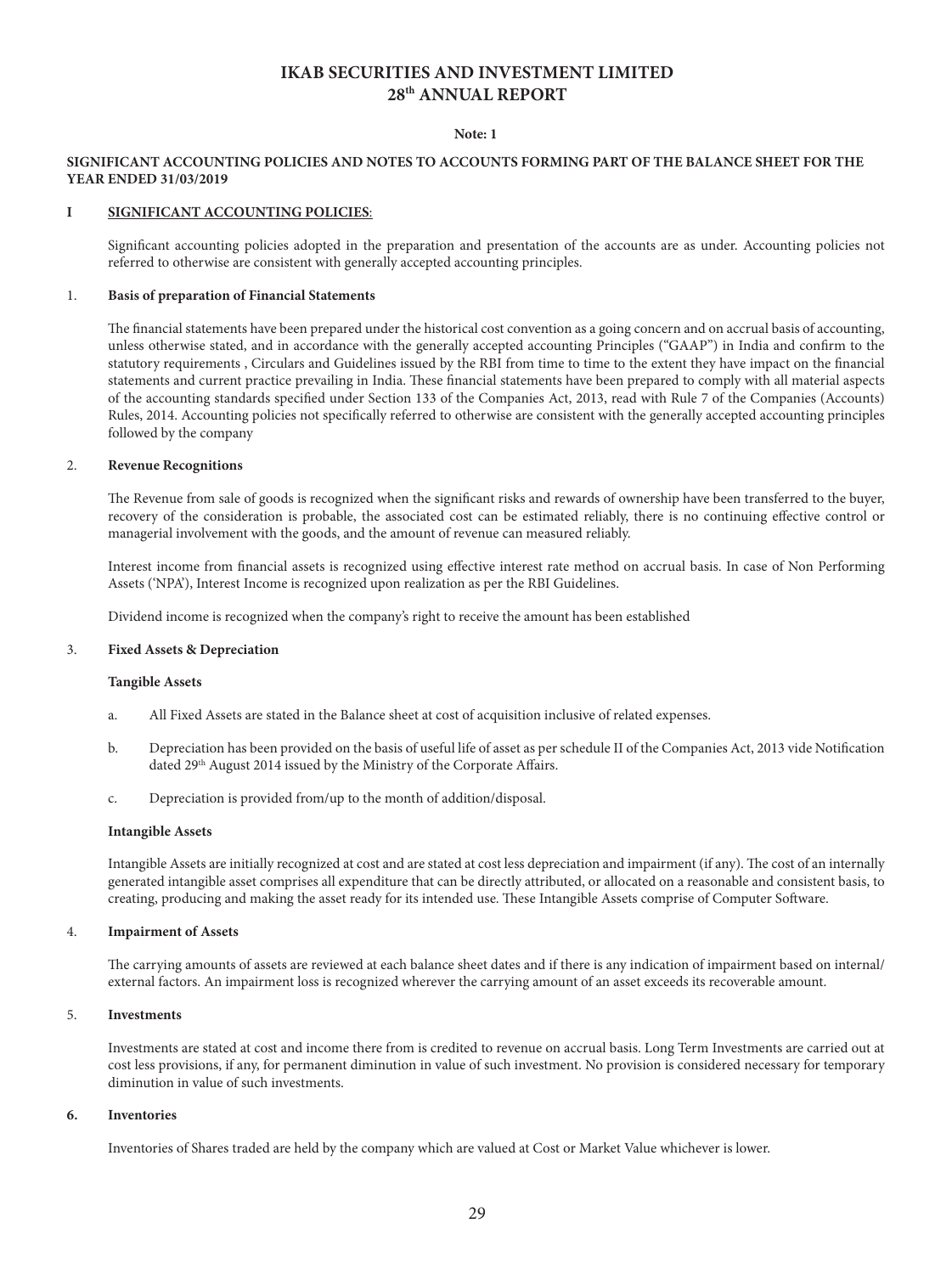# IKAB SECURITIES AND INVESTMENT LIMITED
## 28th ANNUAL REPORT

**Note: 1**

**SIGNIFICANT ACCOUNTING POLICIES AND NOTES TO ACCOUNTS FORMING PART OF THE BALANCE SHEET FOR THE YEAR ENDED 31/03/2019**

**I SIGNIFICANT ACCOUNTING POLICIES**:

Significant accounting policies adopted in the preparation and presentation of the accounts are as under. Accounting policies not referred to otherwise are consistent with generally accepted accounting principles.

1. **Basis of preparation of Financial Statements**

The financial statements have been prepared under the historical cost convention as a going concern and on accrual basis of accounting, unless otherwise stated, and in accordance with the generally accepted accounting Principles ("GAAP") in India and confirm to the statutory requirements , Circulars and Guidelines issued by the RBI from time to time to the extent they have impact on the financial statements and current practice prevailing in India. These financial statements have been prepared to comply with all material aspects of the accounting standards specified under Section 133 of the Companies Act, 2013, read with Rule 7 of the Companies (Accounts) Rules, 2014. Accounting policies not specifically referred to otherwise are consistent with the generally accepted accounting principles followed by the company

2. **Revenue Recognitions**

The Revenue from sale of goods is recognized when the significant risks and rewards of ownership have been transferred to the buyer, recovery of the consideration is probable, the associated cost can be estimated reliably, there is no continuing effective control or managerial involvement with the goods, and the amount of revenue can measured reliably.

Interest income from financial assets is recognized using effective interest rate method on accrual basis. In case of Non Performing Assets ('NPA'), Interest Income is recognized upon realization as per the RBI Guidelines.

Dividend income is recognized when the company's right to receive the amount has been established

3. **Fixed Assets & Depreciation**

**Tangible Assets**

a. All Fixed Assets are stated in the Balance sheet at cost of acquisition inclusive of related expenses.

b. Depreciation has been provided on the basis of useful life of asset as per schedule II of the Companies Act, 2013 vide Notification dated 29th August 2014 issued by the Ministry of the Corporate Affairs.

c. Depreciation is provided from/up to the month of addition/disposal.

**Intangible Assets**

Intangible Assets are initially recognized at cost and are stated at cost less depreciation and impairment (if any). The cost of an internally generated intangible asset comprises all expenditure that can be directly attributed, or allocated on a reasonable and consistent basis, to creating, producing and making the asset ready for its intended use. These Intangible Assets comprise of Computer Software.

4. **Impairment of Assets**

The carrying amounts of assets are reviewed at each balance sheet dates and if there is any indication of impairment based on internal/ external factors. An impairment loss is recognized wherever the carrying amount of an asset exceeds its recoverable amount.

5. **Investments**

Investments are stated at cost and income there from is credited to revenue on accrual basis. Long Term Investments are carried out at cost less provisions, if any, for permanent diminution in value of such investment. No provision is considered necessary for temporary diminution in value of such investments.

6. **Inventories**

Inventories of Shares traded are held by the company which are valued at Cost or Market Value whichever is lower.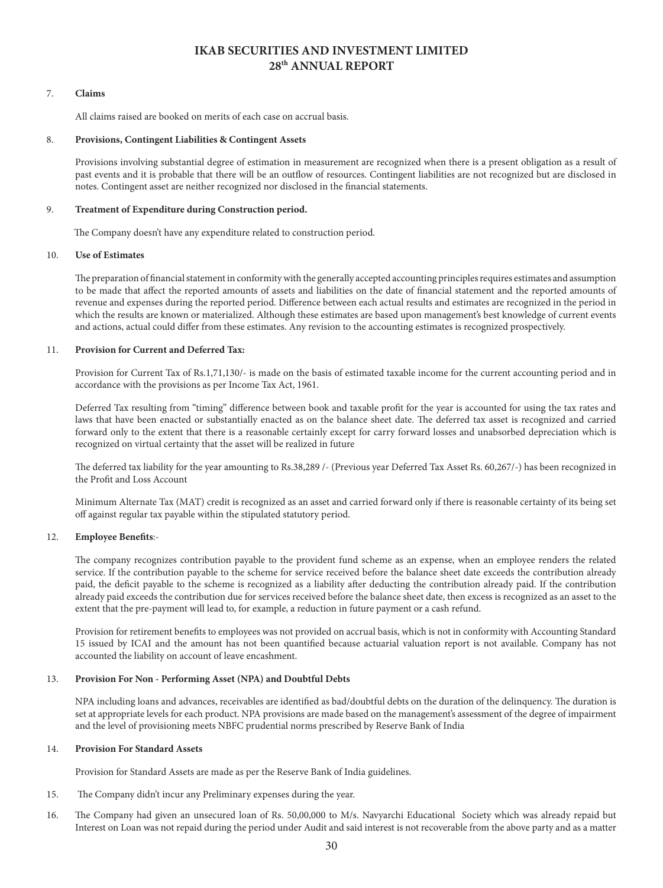7. **Claims**

   All claims raised are booked on merits of each case on accrual basis.

8. **Provisions, Contingent Liabilities & Contingent Assets**

   Provisions involving substantial degree of estimation in measurement are recognized when there is a present obligation as a result of past events and it is probable that there will be an outflow of resources. Contingent liabilities are not recognized but are disclosed in notes. Contingent asset are neither recognized nor disclosed in the financial statements.

9. **Treatment of Expenditure during Construction period.**

   The Company doesn't have any expenditure related to construction period.

10. **Use of Estimates**

    The preparation of financial statement in conformity with the generally accepted accounting principles requires estimates and assumption to be made that affect the reported amounts of assets and liabilities on the date of financial statement and the reported amounts of revenue and expenses during the reported period. Difference between each actual results and estimates are recognized in the period in which the results are known or materialized. Although these estimates are based upon management's best knowledge of current events and actions, actual could differ from these estimates. Any revision to the accounting estimates is recognized prospectively.

11. **Provision for Current and Deferred Tax:**

    Provision for Current Tax of Rs.1,71,130/- is made on the basis of estimated taxable income for the current accounting period and in accordance with the provisions as per Income Tax Act, 1961.

    Deferred Tax resulting from "timing" difference between book and taxable profit for the year is accounted for using the tax rates and laws that have been enacted or substantially enacted as on the balance sheet date. The deferred tax asset is recognized and carried forward only to the extent that there is a reasonable certainly except for carry forward losses and unabsorbed depreciation which is recognized on virtual certainty that the asset will be realized in future

    The deferred tax liability for the year amounting to Rs.38,289 /- (Previous year Deferred Tax Asset Rs. 60,267/-) has been recognized in the Profit and Loss Account

    Minimum Alternate Tax (MAT) credit is recognized as an asset and carried forward only if there is reasonable certainty of its being set off against regular tax payable within the stipulated statutory period.

12. **Employee Benefits**:-

    The company recognizes contribution payable to the provident fund scheme as an expense, when an employee renders the related service. If the contribution payable to the scheme for service received before the balance sheet date exceeds the contribution already paid, the deficit payable to the scheme is recognized as a liability after deducting the contribution already paid. If the contribution already paid exceeds the contribution due for services received before the balance sheet date, then excess is recognized as an asset to the extent that the pre-payment will lead to, for example, a reduction in future payment or a cash refund.

    Provision for retirement benefits to employees was not provided on accrual basis, which is not in conformity with Accounting Standard 15 issued by ICAI and the amount has not been quantified because actuarial valuation report is not available. Company has not accounted the liability on account of leave encashment.

13. **Provision For Non - Performing Asset (NPA) and Doubtful Debts**

    NPA including loans and advances, receivables are identified as bad/doubtful debts on the duration of the delinquency. The duration is set at appropriate levels for each product. NPA provisions are made based on the management's assessment of the degree of impairment and the level of provisioning meets NBFC prudential norms prescribed by Reserve Bank of India

14. **Provision For Standard Assets**

    Provision for Standard Assets are made as per the Reserve Bank of India guidelines.

15. The Company didn't incur any Preliminary expenses during the year.

16. The Company had given an unsecured loan of Rs. 50,00,000 to M/s. Navyarchi Educational Society which was already repaid but Interest on Loan was not repaid during the period under Audit and said interest is not recoverable from the above party and as a matter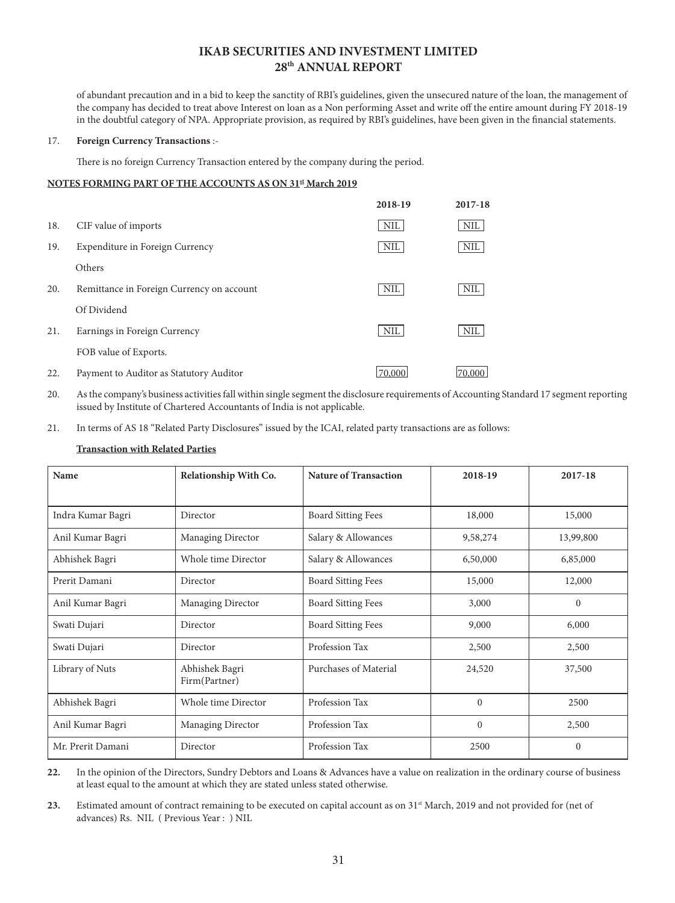of abundant precaution and in a bid to keep the sanctity of RBI's guidelines, given the unsecured nature of the loan, the management of the company has decided to treat above Interest on loan as a Non performing Asset and write off the entire amount during FY 2018-19 in the doubtful category of NPA. Appropriate provision, as required by RBI's guidelines, have been given in the financial statements.

17. **Foreign Currency Transactions** :-

There is no foreign Currency Transaction entered by the company during the period.

**NOTES FORMING PART OF THE ACCOUNTS AS ON 31st March 2019**

| | | 2018-19 | 2017-18 |
|---|---|---|---|
| 18. | CIF value of imports | NIL | NIL |
| 19. | Expenditure in Foreign Currency | NIL | NIL |
| | Others | | |
| 20. | Remittance in Foreign Currency on account Of Dividend | NIL | NIL |
| 21. | Earnings in Foreign Currency | NIL | NIL |
| | FOB value of Exports. | | |
| 22. | Payment to Auditor as Statutory Auditor | 70,000 | 70,000 |

20. As the company's business activities fall within single segment the disclosure requirements of Accounting Standard 17 segment reporting issued by Institute of Chartered Accountants of India is not applicable.

21. In terms of AS 18 "Related Party Disclosures" issued by the ICAI, related party transactions are as follows:

**Transaction with Related Parties**

| Name | Relationship With Co. | Nature of Transaction | 2018-19 | 2017-18 |
|---|---|---|---|---|
| Indra Kumar Bagri | Director | Board Sitting Fees | 18,000 | 15,000 |
| Anil Kumar Bagri | Managing Director | Salary & Allowances | 9,58,274 | 13,99,800 |
| Abhishek Bagri | Whole time Director | Salary & Allowances | 6,50,000 | 6,85,000 |
| Prerit Damani | Director | Board Sitting Fees | 15,000 | 12,000 |
| Anil Kumar Bagri | Managing Director | Board Sitting Fees | 3,000 | 0 |
| Swati Dujari | Director | Board Sitting Fees | 9,000 | 6,000 |
| Swati Dujari | Director | Profession Tax | 2,500 | 2,500 |
| Library of Nuts | Abhishek Bagri Firm(Partner) | Purchases of Material | 24,520 | 37,500 |
| Abhishek Bagri | Whole time Director | Profession Tax | 0 | 2500 |
| Anil Kumar Bagri | Managing Director | Profession Tax | 0 | 2,500 |
| Mr. Prerit Damani | Director | Profession Tax | 2500 | 0 |

**22.** In the opinion of the Directors, Sundry Debtors and Loans & Advances have a value on realization in the ordinary course of business at least equal to the amount at which they are stated unless stated otherwise.

**23.** Estimated amount of contract remaining to be executed on capital account as on 31st March, 2019 and not provided for (net of advances) Rs. NIL ( Previous Year : ) NIL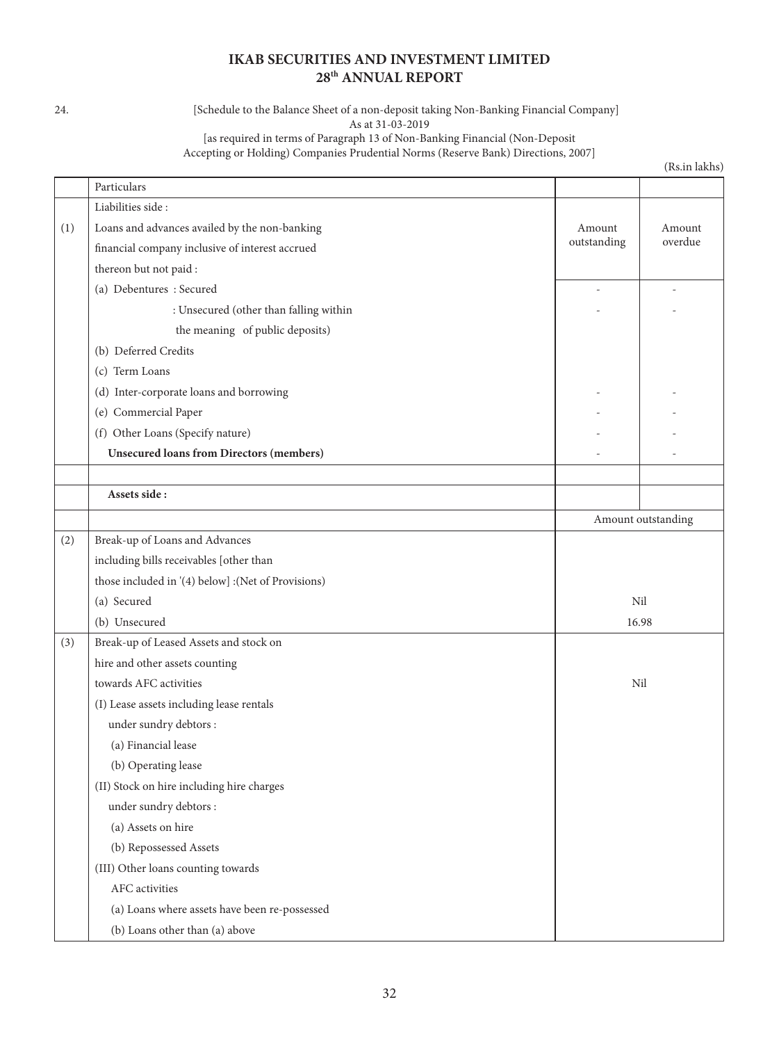# IKAB SECURITIES AND INVESTMENT LIMITED
## 28th ANNUAL REPORT

24. [Schedule to the Balance Sheet of a non-deposit taking Non-Banking Financial Company]
As at 31-03-2019
[as required in terms of Paragraph 13 of Non-Banking Financial (Non-Deposit Accepting or Holding) Companies Prudential Norms (Reserve Bank) Directions, 2007]

(Rs.in lakhs)

| | Particulars | | |
|---|---|---|---|
| | Liabilities side : | | |
| (1) | Loans and advances availed by the non-banking financial company inclusive of interest accrued thereon but not paid : | Amount outstanding | Amount overdue |
| | (a) Debentures : Secured | - | - |
| | : Unsecured (other than falling within the meaning of public deposits) | - | - |
| | (b) Deferred Credits | | |
| | (c) Term Loans | | |
| | (d) Inter-corporate loans and borrowing | - | - |
| | (e) Commercial Paper | - | - |
| | (f) Other Loans (Specify nature) | - | - |
| | **Unsecured loans from Directors (members)** | - | - |
| | | | |
| | **Assets side :** | | |
| | | Amount outstanding | |
| (2) | Break-up of Loans and Advances including bills receivables [other than those included in '(4) below] :(Net of Provisions) | | |
| | (a) Secured | Nil | |
| | (b) Unsecured | 16.98 | |
| (3) | Break-up of Leased Assets and stock on hire and other assets counting towards AFC activities | Nil | |
| | (I) Lease assets including lease rentals under sundry debtors : | | |
| | (a) Financial lease | | |
| | (b) Operating lease | | |
| | (II) Stock on hire including hire charges under sundry debtors : | | |
| | (a) Assets on hire | | |
| | (b) Repossessed Assets | | |
| | (III) Other loans counting towards AFC activities | | |
| | (a) Loans where assets have been re-possessed | | |
| | (b) Loans other than (a) above | | |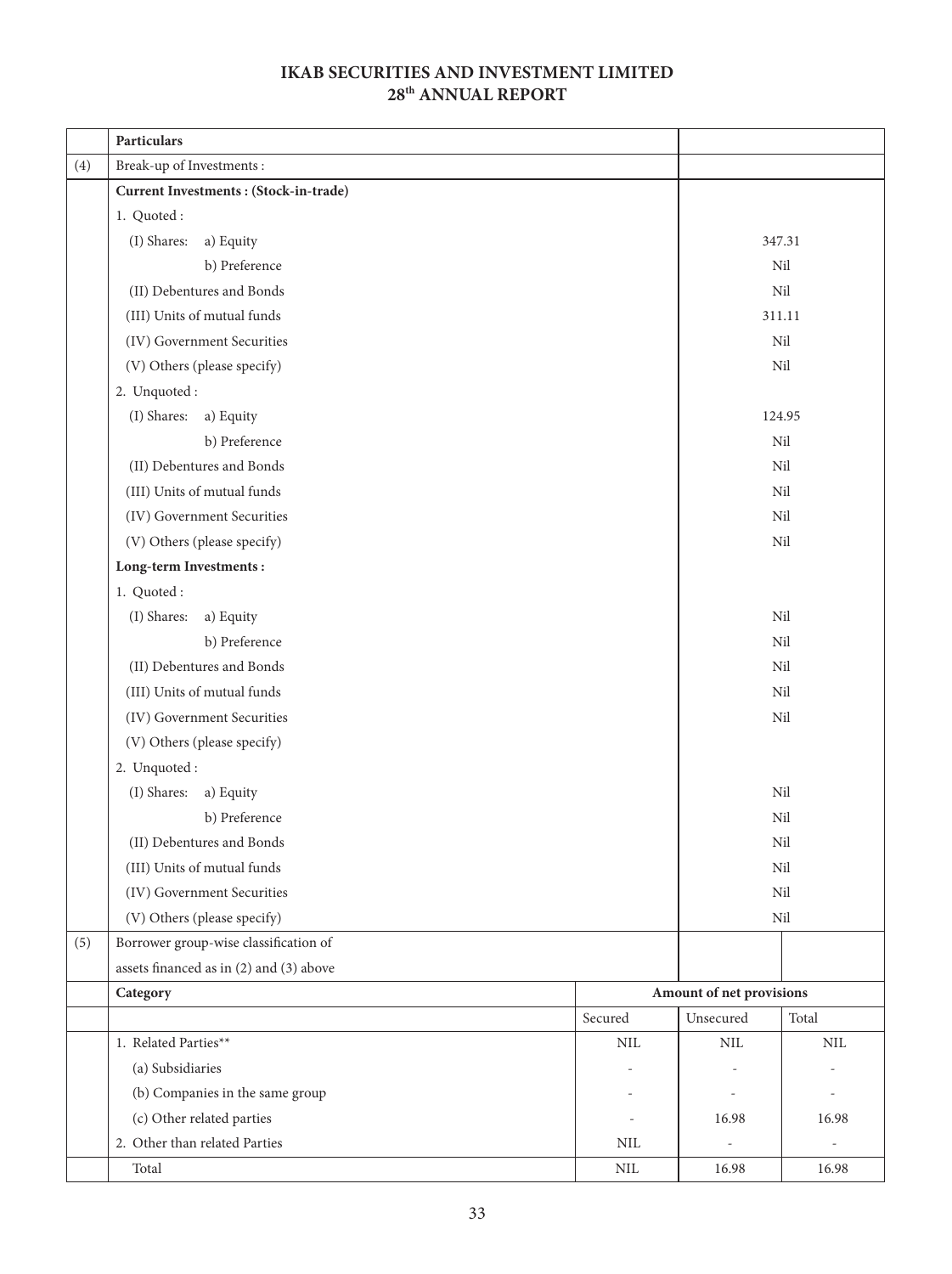| | Particulars | |
|---|---|---|
| (4) | Break-up of Investments : | |
| | **Current Investments : (Stock-in-trade)** | |
| | 1. Quoted : | |
| | (I) Shares: a) Equity | 347.31 |
| | b) Preference | Nil |
| | (II) Debentures and Bonds | Nil |
| | (III) Units of mutual funds | 311.11 |
| | (IV) Government Securities | Nil |
| | (V) Others (please specify) | Nil |
| | 2. Unquoted : | |
| | (I) Shares: a) Equity | 124.95 |
| | b) Preference | Nil |
| | (II) Debentures and Bonds | Nil |
| | (III) Units of mutual funds | Nil |
| | (IV) Government Securities | Nil |
| | (V) Others (please specify) | Nil |
| | **Long-term Investments :** | |
| | 1. Quoted : | |
| | (I) Shares: a) Equity | Nil |
| | b) Preference | Nil |
| | (II) Debentures and Bonds | Nil |
| | (III) Units of mutual funds | Nil |
| | (IV) Government Securities | Nil |
| | (V) Others (please specify) | |
| | 2. Unquoted : | |
| | (I) Shares: a) Equity | Nil |
| | b) Preference | Nil |
| | (II) Debentures and Bonds | Nil |
| | (III) Units of mutual funds | Nil |
| | (IV) Government Securities | Nil |
| | (V) Others (please specify) | Nil |

| | | | | |
|---|---|---|---|---|
| (5) | Borrower group-wise classification of assets financed as in (2) and (3) above | | | |
| | **Category** | **Amount of net provisions** | | |
| | | Secured | Unsecured | Total |
| | 1. Related Parties** | NIL | NIL | NIL |
| | (a) Subsidiaries | - | - | - |
| | (b) Companies in the same group | - | - | - |
| | (c) Other related parties | - | 16.98 | 16.98 |
| | 2. Other than related Parties | NIL | - | - |
| | Total | NIL | 16.98 | 16.98 |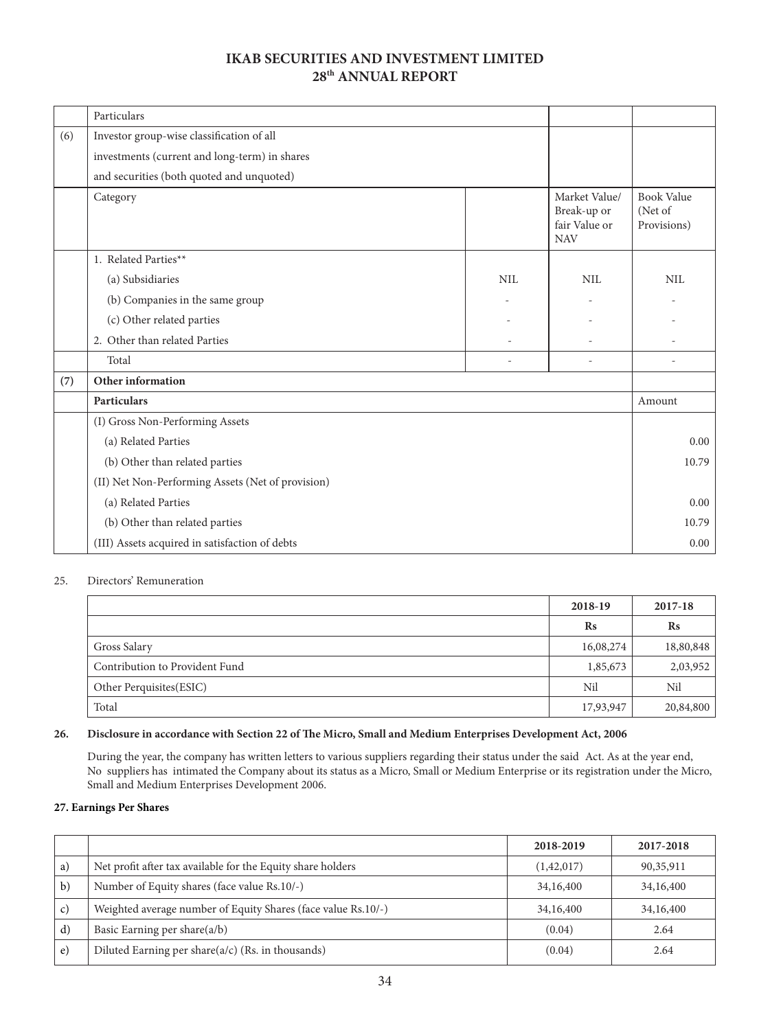| | Particulars | | | |
|---|---|---|---|---|
| (6) | Investor group-wise classification of all investments (current and long-term) in shares and securities (both quoted and unquoted) | | | |
| | Category | | Market Value/ Break-up or fair Value or NAV | Book Value (Net of Provisions) |
| | 1. Related Parties** | | | |
| | (a) Subsidiaries | NIL | NIL | NIL |
| | (b) Companies in the same group | - | - | - |
| | (c) Other related parties | - | - | - |
| | 2. Other than related Parties | - | - | - |
| | Total | - | - | - |
| (7) | **Other information** | | | |
| | **Particulars** | | | Amount |
| | (I) Gross Non-Performing Assets | | | |
| | (a) Related Parties | | | 0.00 |
| | (b) Other than related parties | | | 10.79 |
| | (II) Net Non-Performing Assets (Net of provision) | | | |
| | (a) Related Parties | | | 0.00 |
| | (b) Other than related parties | | | 10.79 |
| | (III) Assets acquired in satisfaction of debts | | | 0.00 |

25. Directors' Remuneration

| | 2018-19 | 2017-18 |
|---|---|---|
| | Rs | Rs |
| Gross Salary | 16,08,274 | 18,80,848 |
| Contribution to Provident Fund | 1,85,673 | 2,03,952 |
| Other Perquisites(ESIC) | Nil | Nil |
| Total | 17,93,947 | 20,84,800 |

**26. Disclosure in accordance with Section 22 of The Micro, Small and Medium Enterprises Development Act, 2006**

During the year, the company has written letters to various suppliers regarding their status under the said Act. As at the year end, No suppliers has intimated the Company about its status as a Micro, Small or Medium Enterprise or its registration under the Micro, Small and Medium Enterprises Development 2006.

**27. Earnings Per Shares**

| | | 2018-2019 | 2017-2018 |
|---|---|---|---|
| a) | Net profit after tax available for the Equity share holders | (1,42,017) | 90,35,911 |
| b) | Number of Equity shares (face value Rs.10/-) | 34,16,400 | 34,16,400 |
| c) | Weighted average number of Equity Shares (face value Rs.10/-) | 34,16,400 | 34,16,400 |
| d) | Basic Earning per share(a/b) | (0.04) | 2.64 |
| e) | Diluted Earning per share(a/c) (Rs. in thousands) | (0.04) | 2.64 |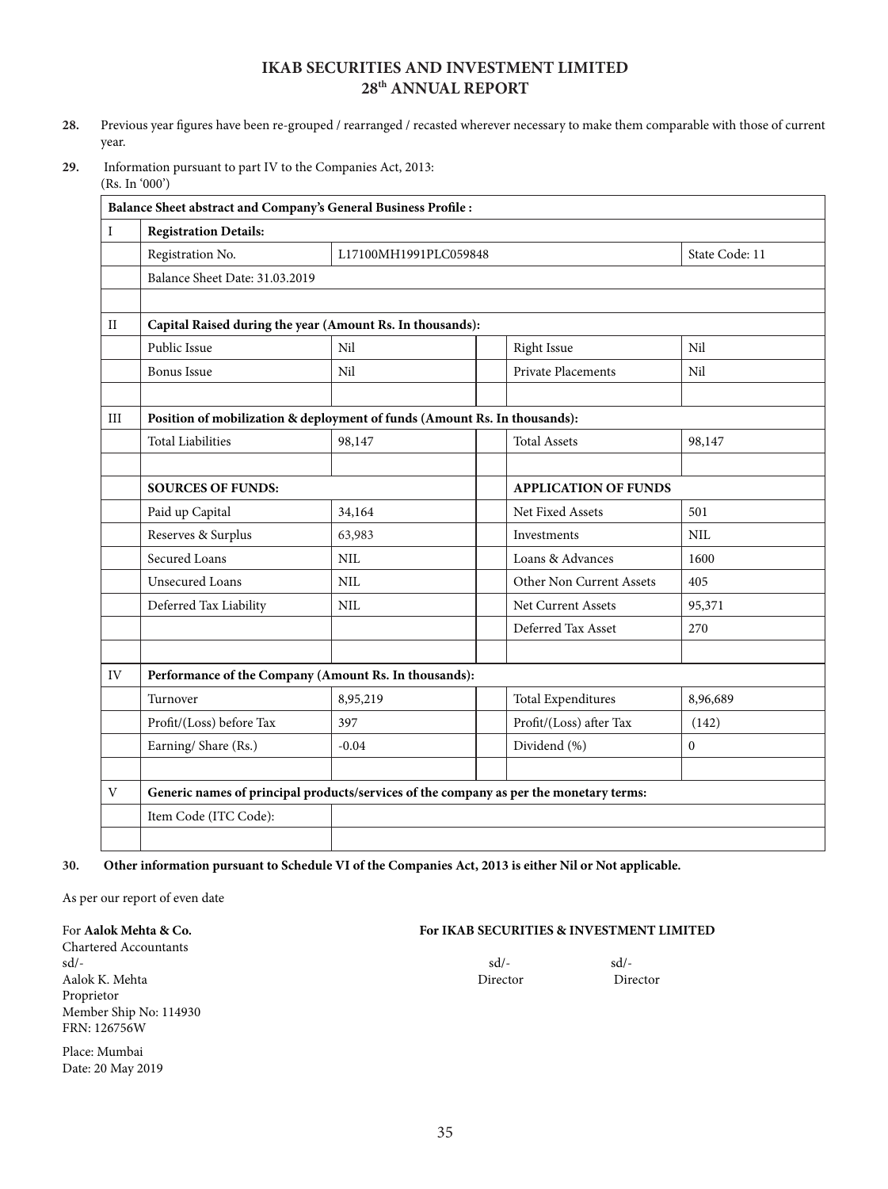**28.** Previous year figures have been re-grouped / rearranged / recasted wherever necessary to make them comparable with those of current year.

**29.** Information pursuant to part IV to the Companies Act, 2013:
(Rs. In '000')

| **Balance Sheet abstract and Company's General Business Profile :** | | | | | |
|---|---|---|---|---|---|
| I | **Registration Details:** | | | | |
| | Registration No. | L17100MH1991PLC059848 | | | State Code: 11 |
| | Balance Sheet Date: 31.03.2019 | | | | |
| | | | | | |
| II | **Capital Raised during the year (Amount Rs. In thousands):** | | | | |
| | Public Issue | Nil | | Right Issue | Nil |
| | Bonus Issue | Nil | | Private Placements | Nil |
| | | | | | |
| III | **Position of mobilization & deployment of funds (Amount Rs. In thousands):** | | | | |
| | Total Liabilities | 98,147 | | Total Assets | 98,147 |
| | | | | | |
| | **SOURCES OF FUNDS:** | | | **APPLICATION OF FUNDS** | |
| | Paid up Capital | 34,164 | | Net Fixed Assets | 501 |
| | Reserves & Surplus | 63,983 | | Investments | NIL |
| | Secured Loans | NIL | | Loans & Advances | 1600 |
| | Unsecured Loans | NIL | | Other Non Current Assets | 405 |
| | Deferred Tax Liability | NIL | | Net Current Assets | 95,371 |
| | | | | Deferred Tax Asset | 270 |
| | | | | | |
| IV | **Performance of the Company (Amount Rs. In thousands):** | | | | |
| | Turnover | 8,95,219 | | Total Expenditures | 8,96,689 |
| | Profit/(Loss) before Tax | 397 | | Profit/(Loss) after Tax | (142) |
| | Earning/ Share (Rs.) | -0.04 | | Dividend (%) | 0 |
| | | | | | |
| V | **Generic names of principal products/services of the company as per the monetary terms:** | | | | |
| | Item Code (ITC Code): | | | | |
| | | | | | |

**30. Other information pursuant to Schedule VI of the Companies Act, 2013 is either Nil or Not applicable.**

As per our report of even date

For **Aalok Mehta & Co.**
Chartered Accountants
sd/-
Aalok K. Mehta
Proprietor
Member Ship No: 114930
FRN: 126756W

Place: Mumbai
Date: 20 May 2019

**For IKAB SECURITIES & INVESTMENT LIMITED**

sd/- sd/-
Director Director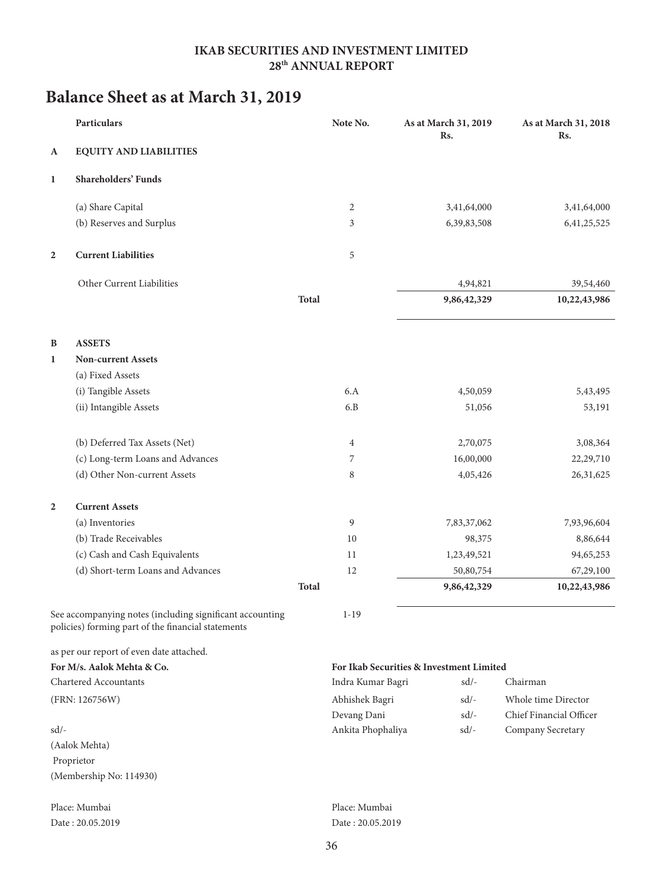**IKAB SECURITIES AND INVESTMENT LIMITED**
**28th ANNUAL REPORT**

# Balance Sheet as at March 31, 2019

| | Particulars | Note No. | As at March 31, 2019 Rs. | As at March 31, 2018 Rs. |
|---|---|---|---|---|
| **A** | **EQUITY AND LIABILITIES** | | | |
| **1** | **Shareholders' Funds** | | | |
| | (a) Share Capital | 2 | 3,41,64,000 | 3,41,64,000 |
| | (b) Reserves and Surplus | 3 | 6,39,83,508 | 6,41,25,525 |
| **2** | **Current Liabilities** | 5 | | |
| | Other Current Liabilities | | 4,94,821 | 39,54,460 |
| | **Total** | | **9,86,42,329** | **10,22,43,986** |
| **B** | **ASSETS** | | | |
| **1** | **Non-current Assets** | | | |
| | (a) Fixed Assets | | | |
| | (i) Tangible Assets | 6.A | 4,50,059 | 5,43,495 |
| | (ii) Intangible Assets | 6.B | 51,056 | 53,191 |
| | (b) Deferred Tax Assets (Net) | 4 | 2,70,075 | 3,08,364 |
| | (c) Long-term Loans and Advances | 7 | 16,00,000 | 22,29,710 |
| | (d) Other Non-current Assets | 8 | 4,05,426 | 26,31,625 |
| **2** | **Current Assets** | | | |
| | (a) Inventories | 9 | 7,83,37,062 | 7,93,96,604 |
| | (b) Trade Receivables | 10 | 98,375 | 8,86,644 |
| | (c) Cash and Cash Equivalents | 11 | 1,23,49,521 | 94,65,253 |
| | (d) Short-term Loans and Advances | 12 | 50,80,754 | 67,29,100 |
| | **Total** | | **9,86,42,329** | **10,22,43,986** |

See accompanying notes (including significant accounting policies) forming part of the financial statements — 1-19

as per our report of even date attached.

**For M/s. Aalok Mehta & Co.**
Chartered Accountants
(FRN: 126756W)

sd/-
(Aalok Mehta)
Proprietor
(Membership No: 114930)

Place: Mumbai
Date : 20.05.2019

**For Ikab Securities & Investment Limited**

| | | |
|---|---|---|
| Indra Kumar Bagri | sd/- | Chairman |
| Abhishek Bagri | sd/- | Whole time Director |
| Devang Dani | sd/- | Chief Financial Officer |
| Ankita Phophaliya | sd/- | Company Secretary |

Place: Mumbai
Date : 20.05.2019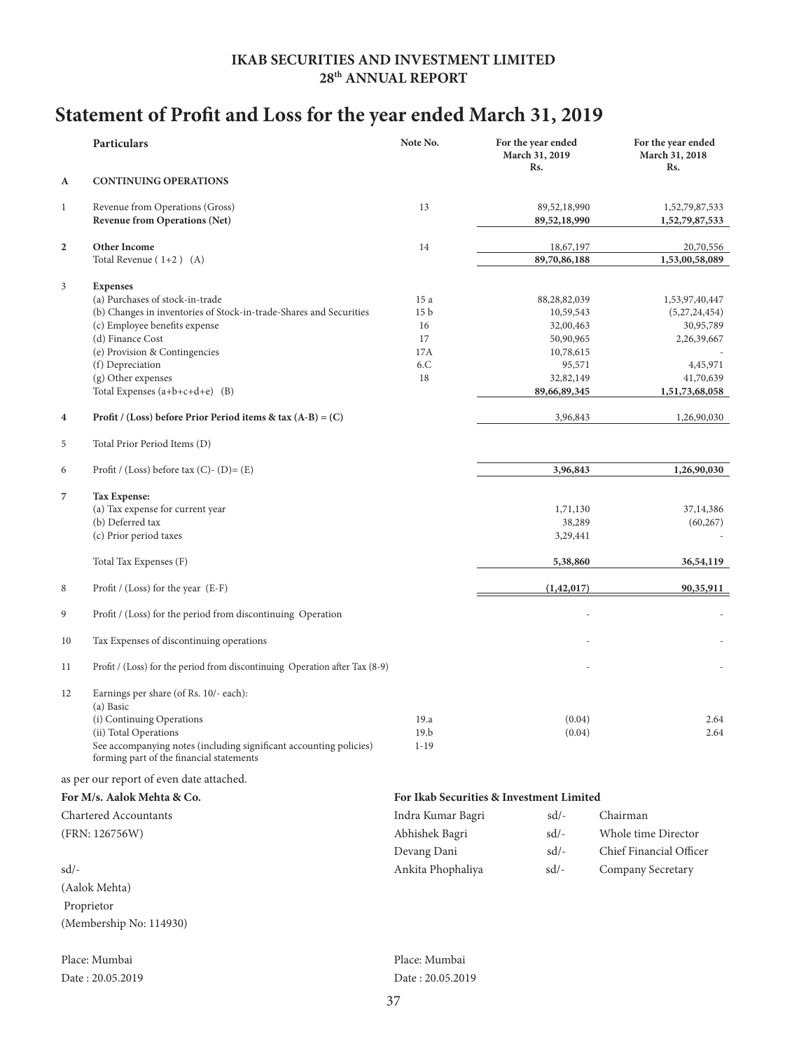**IKAB SECURITIES AND INVESTMENT LIMITED**
**28th ANNUAL REPORT**

# Statement of Profit and Loss for the year ended March 31, 2019

| | Particulars | Note No. | For the year ended March 31, 2019 Rs. | For the year ended March 31, 2018 Rs. |
|---|---|---|---|---|
| **A** | **CONTINUING OPERATIONS** | | | |
| 1 | Revenue from Operations (Gross) | 13 | 89,52,18,990 | 1,52,79,87,533 |
| | **Revenue from Operations (Net)** | | **89,52,18,990** | **1,52,79,87,533** |
| **2** | **Other Income** | 14 | 18,67,197 | 20,70,556 |
| | Total Revenue ( 1+2 ) (A) | | **89,70,86,188** | **1,53,00,58,089** |
| 3 | **Expenses** | | | |
| | (a) Purchases of stock-in-trade | 15 a | 88,28,82,039 | 1,53,97,40,447 |
| | (b) Changes in inventories of Stock-in-trade-Shares and Securities | 15 b | 10,59,543 | (5,27,24,454) |
| | (c) Employee benefits expense | 16 | 32,00,463 | 30,95,789 |
| | (d) Finance Cost | 17 | 50,90,965 | 2,26,39,667 |
| | (e) Provision & Contingencies | 17A | 10,78,615 | - |
| | (f) Depreciation | 6.C | 95,571 | 4,45,971 |
| | (g) Other expenses | 18 | 32,82,149 | 41,70,639 |
| | Total Expenses (a+b+c+d+e) (B) | | **89,66,89,345** | **1,51,73,68,058** |
| **4** | **Profit / (Loss) before Prior Period items & tax (A-B) = (C)** | | 3,96,843 | 1,26,90,030 |
| 5 | Total Prior Period Items (D) | | | |
| 6 | Profit / (Loss) before tax (C)- (D)= (E) | | **3,96,843** | **1,26,90,030** |
| **7** | **Tax Expense:** | | | |
| | (a) Tax expense for current year | | 1,71,130 | 37,14,386 |
| | (b) Deferred tax | | 38,289 | (60,267) |
| | (c) Prior period taxes | | 3,29,441 | - |
| | Total Tax Expenses (F) | | **5,38,860** | **36,54,119** |
| 8 | Profit / (Loss) for the year (E-F) | | **(1,42,017)** | **90,35,911** |
| 9 | Profit / (Loss) for the period from discontinuing Operation | | - | - |
| 10 | Tax Expenses of discontinuing operations | | - | - |
| 11 | Profit / (Loss) for the period from discontinuing Operation after Tax (8-9) | | - | - |
| 12 | Earnings per share (of Rs. 10/- each): | | | |
| | (a) Basic | | | |
| | (i) Continuing Operations | 19.a | (0.04) | 2.64 |
| | (ii) Total Operations | 19.b | (0.04) | 2.64 |
| | See accompanying notes (including significant accounting policies) forming part of the financial statements | 1-19 | | |

as per our report of even date attached.

**For M/s. Aalok Mehta & Co.**
Chartered Accountants
(FRN: 126756W)

sd/-
(Aalok Mehta)
Proprietor
(Membership No: 114930)

Place: Mumbai
Date : 20.05.2019

**For Ikab Securities & Investment Limited**

| | | |
|---|---|---|
| Indra Kumar Bagri | sd/- | Chairman |
| Abhishek Bagri | sd/- | Whole time Director |
| Devang Dani | sd/- | Chief Financial Officer |
| Ankita Phophaliya | sd/- | Company Secretary |

Place: Mumbai
Date : 20.05.2019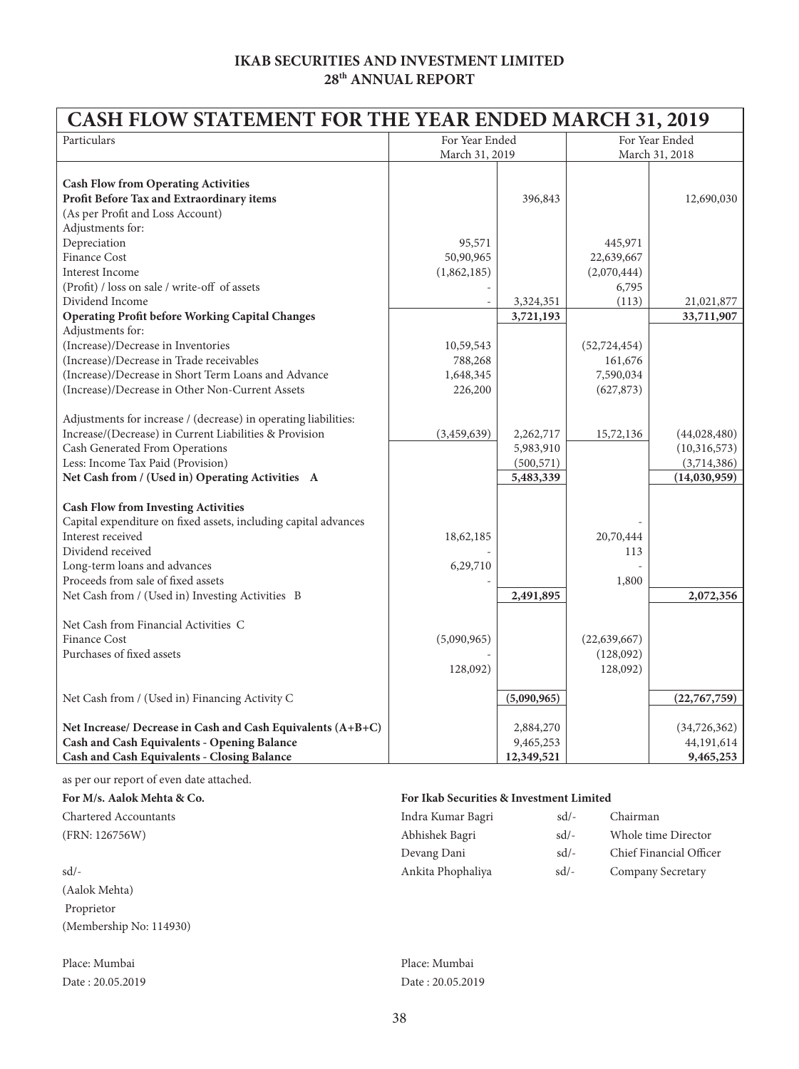**IKAB SECURITIES AND INVESTMENT LIMITED**
**28th ANNUAL REPORT**

# CASH FLOW STATEMENT FOR THE YEAR ENDED MARCH 31, 2019

| Particulars | For Year Ended March 31, 2019 | | For Year Ended March 31, 2018 | |
|---|---|---|---|---|
| **Cash Flow from Operating Activities** | | | | |
| **Profit Before Tax and Extraordinary items** | | 396,843 | | 12,690,030 |
| (As per Profit and Loss Account) | | | | |
| Adjustments for: | | | | |
| Depreciation | 95,571 | | 445,971 | |
| Finance Cost | 50,90,965 | | 22,639,667 | |
| Interest Income | (1,862,185) | | (2,070,444) | |
| (Profit) / loss on sale / write-off of assets | - | | 6,795 | |
| Dividend Income | - | 3,324,351 | (113) | 21,021,877 |
| **Operating Profit before Working Capital Changes** | | **3,721,193** | | **33,711,907** |
| Adjustments for: | | | | |
| (Increase)/Decrease in Inventories | 10,59,543 | | (52,724,454) | |
| (Increase)/Decrease in Trade receivables | 788,268 | | 161,676 | |
| (Increase)/Decrease in Short Term Loans and Advance | 1,648,345 | | 7,590,034 | |
| (Increase)/Decrease in Other Non-Current Assets | 226,200 | | (627,873) | |
| Adjustments for increase / (decrease) in operating liabilities: | | | | |
| Increase/(Decrease) in Current Liabilities & Provision | (3,459,639) | 2,262,717 | 15,72,136 | (44,028,480) |
| Cash Generated From Operations | | 5,983,910 | | (10,316,573) |
| Less: Income Tax Paid (Provision) | | (500,571) | | (3,714,386) |
| **Net Cash from / (Used in) Operating Activities A** | | **5,483,339** | | **(14,030,959)** |
| **Cash Flow from Investing Activities** | | | | |
| Capital expenditure on fixed assets, including capital advances | | | - | |
| Interest received | 18,62,185 | | 20,70,444 | |
| Dividend received | - | | 113 | |
| Long-term loans and advances | 6,29,710 | | - | |
| Proceeds from sale of fixed assets | - | | 1,800 | |
| Net Cash from / (Used in) Investing Activities B | | **2,491,895** | | **2,072,356** |
| Net Cash from Financial Activities C | | | | |
| Finance Cost | (5,090,965) | | (22,639,667) | |
| Purchases of fixed assets | - | | (128,092) | |
| | 128,092) | | 128,092) | |
| Net Cash from / (Used in) Financing Activity C | | **(5,090,965)** | | **(22,767,759)** |
| **Net Increase/ Decrease in Cash and Cash Equivalents (A+B+C)** | | 2,884,270 | | (34,726,362) |
| **Cash and Cash Equivalents - Opening Balance** | | 9,465,253 | | 44,191,614 |
| **Cash and Cash Equivalents - Closing Balance** | | 12,349,521 | | 9,465,253 |

as per our report of even date attached.

**For M/s. Aalok Mehta & Co.**
Chartered Accountants
(FRN: 126756W)

sd/-
(Aalok Mehta)
Proprietor
(Membership No: 114930)

Place: Mumbai
Date : 20.05.2019

**For Ikab Securities & Investment Limited**

| | | |
|---|---|---|
| Indra Kumar Bagri | sd/- | Chairman |
| Abhishek Bagri | sd/- | Whole time Director |
| Devang Dani | sd/- | Chief Financial Officer |
| Ankita Phophaliya | sd/- | Company Secretary |

Place: Mumbai
Date : 20.05.2019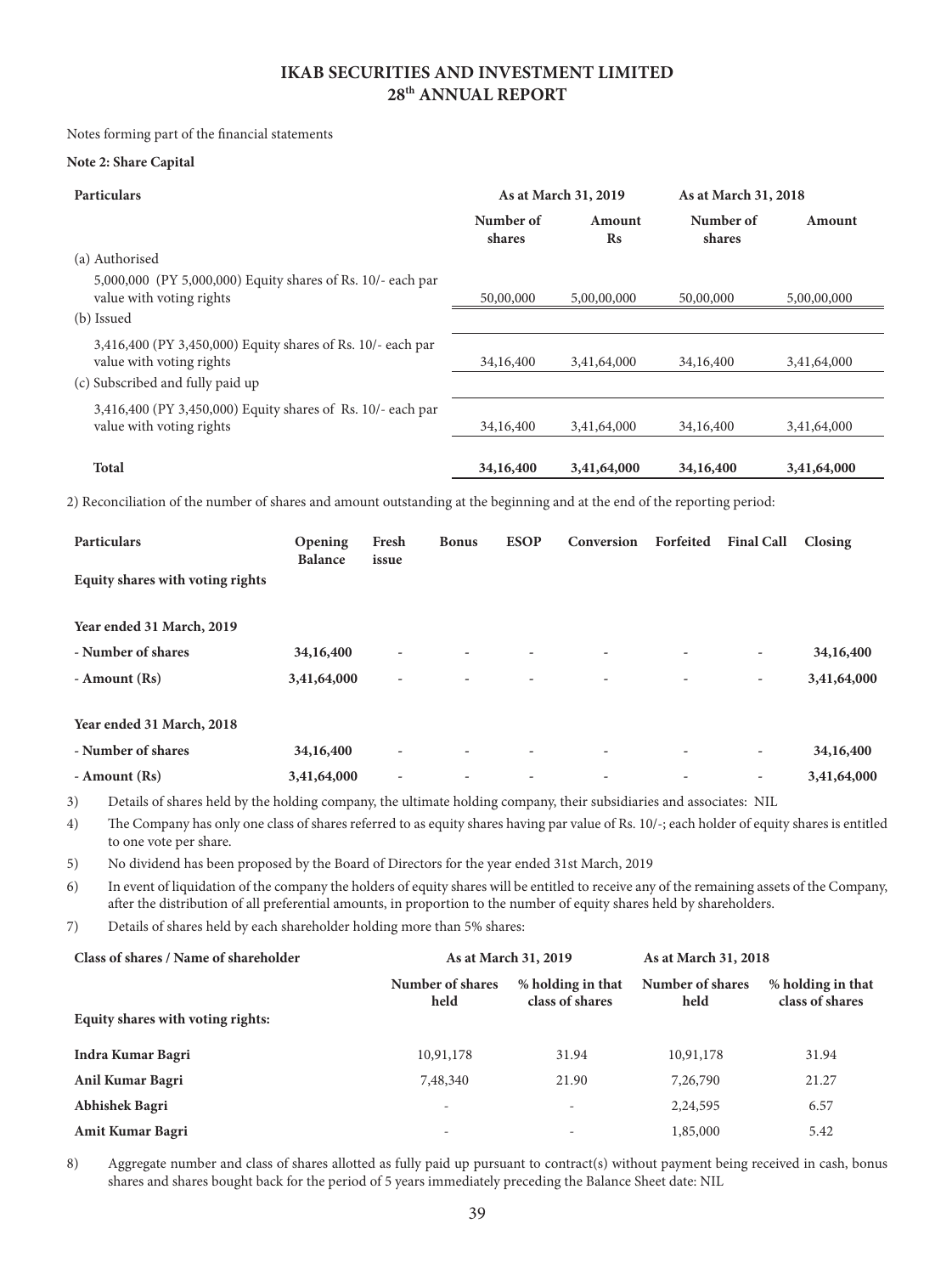Notes forming part of the financial statements

**Note 2: Share Capital**

| Particulars | As at March 31, 2019 | | As at March 31, 2018 | |
|---|---|---|---|---|
| | Number of shares | Amount Rs | Number of shares | Amount |
| (a) Authorised | | | | |
| 5,000,000 (PY 5,000,000) Equity shares of Rs. 10/- each par value with voting rights | 50,00,000 | 5,00,00,000 | 50,00,000 | 5,00,00,000 |
| (b) Issued | | | | |
| 3,416,400 (PY 3,450,000) Equity shares of Rs. 10/- each par value with voting rights | 34,16,400 | 3,41,64,000 | 34,16,400 | 3,41,64,000 |
| (c) Subscribed and fully paid up | | | | |
| 3,416,400 (PY 3,450,000) Equity shares of Rs. 10/- each par value with voting rights | 34,16,400 | 3,41,64,000 | 34,16,400 | 3,41,64,000 |
| **Total** | **34,16,400** | **3,41,64,000** | **34,16,400** | **3,41,64,000** |

2) Reconciliation of the number of shares and amount outstanding at the beginning and at the end of the reporting period:

| Particulars | Opening Balance | Fresh issue | Bonus | ESOP | Conversion | Forfeited | Final Call | Closing |
|---|---|---|---|---|---|---|---|---|
| **Equity shares with voting rights** | | | | | | | | |
| **Year ended 31 March, 2019** | | | | | | | | |
| **- Number of shares** | **34,16,400** | - | - | - | - | - | - | **34,16,400** |
| **- Amount (Rs)** | **3,41,64,000** | - | - | - | - | - | - | **3,41,64,000** |
| **Year ended 31 March, 2018** | | | | | | | | |
| **- Number of shares** | **34,16,400** | - | - | - | - | - | - | **34,16,400** |
| **- Amount (Rs)** | **3,41,64,000** | - | - | - | - | - | - | **3,41,64,000** |

3) Details of shares held by the holding company, the ultimate holding company, their subsidiaries and associates: NIL

4) The Company has only one class of shares referred to as equity shares having par value of Rs. 10/-; each holder of equity shares is entitled to one vote per share.

5) No dividend has been proposed by the Board of Directors for the year ended 31st March, 2019

6) In event of liquidation of the company the holders of equity shares will be entitled to receive any of the remaining assets of the Company, after the distribution of all preferential amounts, in proportion to the number of equity shares held by shareholders.

7) Details of shares held by each shareholder holding more than 5% shares:

| Class of shares / Name of shareholder | As at March 31, 2019 | | As at March 31, 2018 | |
|---|---|---|---|---|
| | Number of shares held | % holding in that class of shares | Number of shares held | % holding in that class of shares |
| **Equity shares with voting rights:** | | | | |
| **Indra Kumar Bagri** | 10,91,178 | 31.94 | 10,91,178 | 31.94 |
| **Anil Kumar Bagri** | 7,48,340 | 21.90 | 7,26,790 | 21.27 |
| **Abhishek Bagri** | - | - | 2,24,595 | 6.57 |
| **Amit Kumar Bagri** | - | - | 1,85,000 | 5.42 |

8) Aggregate number and class of shares allotted as fully paid up pursuant to contract(s) without payment being received in cash, bonus shares and shares bought back for the period of 5 years immediately preceding the Balance Sheet date: NIL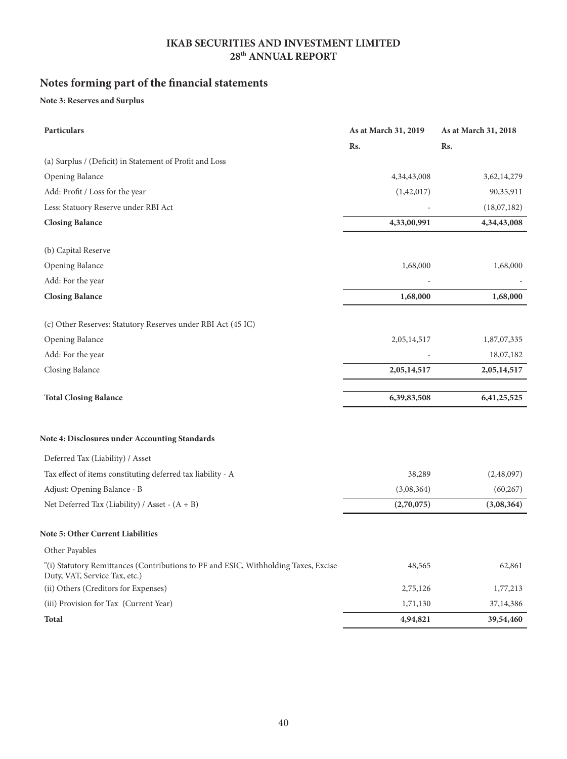# Notes forming part of the financial statements

**Note 3: Reserves and Surplus**

| Particulars | As at March 31, 2019 | As at March 31, 2018 |
|---|---|---|
| | Rs. | Rs. |
| (a) Surplus / (Deficit) in Statement of Profit and Loss | | |
| Opening Balance | 4,34,43,008 | 3,62,14,279 |
| Add: Profit / Loss for the year | (1,42,017) | 90,35,911 |
| Less: Statuory Reserve under RBI Act | - | (18,07,182) |
| **Closing Balance** | **4,33,00,991** | **4,34,43,008** |
| (b) Capital Reserve | | |
| Opening Balance | 1,68,000 | 1,68,000 |
| Add: For the year | - | - |
| **Closing Balance** | **1,68,000** | **1,68,000** |
| (c) Other Reserves: Statutory Reserves under RBI Act (45 IC) | | |
| Opening Balance | 2,05,14,517 | 1,87,07,335 |
| Add: For the year | - | 18,07,182 |
| Closing Balance | **2,05,14,517** | **2,05,14,517** |
| **Total Closing Balance** | **6,39,83,508** | **6,41,25,525** |

**Note 4: Disclosures under Accounting Standards**

| Particulars | As at March 31, 2019 | As at March 31, 2018 |
|---|---|---|
| Deferred Tax (Liability) / Asset | | |
| Tax effect of items constituting deferred tax liability - A | 38,289 | (2,48,097) |
| Adjust: Opening Balance - B | (3,08,364) | (60,267) |
| Net Deferred Tax (Liability) / Asset - (A + B) | **(2,70,075)** | **(3,08,364)** |

**Note 5: Other Current Liabilities**

| Particulars | As at March 31, 2019 | As at March 31, 2018 |
|---|---|---|
| Other Payables | | |
| "(i) Statutory Remittances (Contributions to PF and ESIC, Withholding Taxes, Excise Duty, VAT, Service Tax, etc.) | 48,565 | 62,861 |
| (ii) Others (Creditors for Expenses) | 2,75,126 | 1,77,213 |
| (iii) Provision for Tax (Current Year) | 1,71,130 | 37,14,386 |
| **Total** | **4,94,821** | **39,54,460** |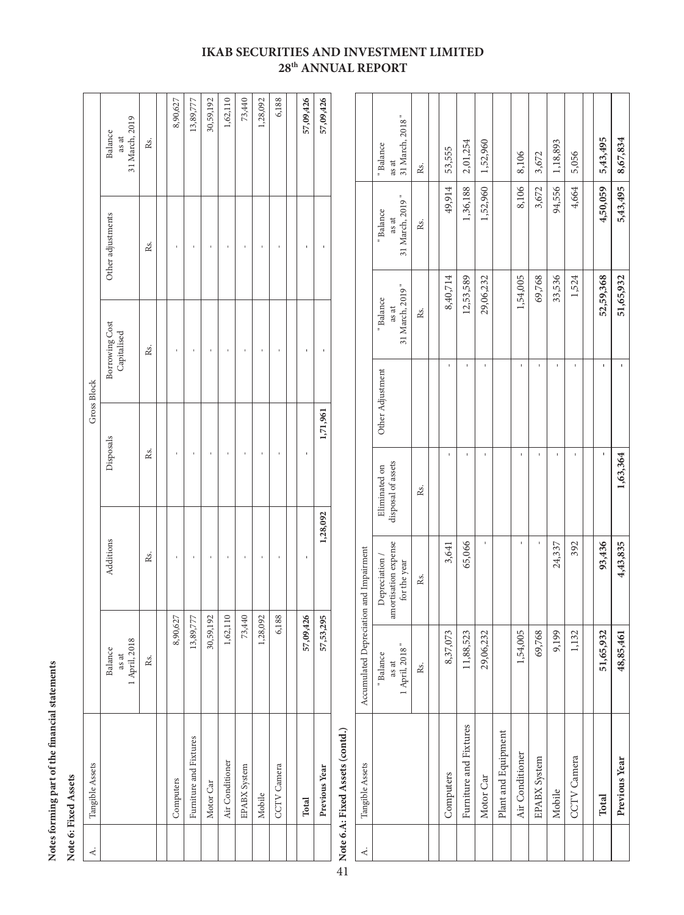**Notes forming part of the financial statements**

**Note 6: Fixed Assets**

| A. | Tangible Assets | Gross Block | | | | | | |
|---|---|---|---|---|---|---|---|---|
| | | Balance as at 1 April, 2018 | Additions | Disposals | Borrowing Cost Capitalised | Other adjustments | Balance as at 31 March, 2019 |
| | | Rs. | Rs. | Rs. | Rs. | Rs. | Rs. |
| | Computers | 8,90,627 | - | - | - | - | 8,90,627 |
| | Furniture and Fixtures | 13,89,777 | - | - | - | - | 13,89,777 |
| | Motor Car | 30,59,192 | - | - | - | - | 30,59,192 |
| | Air Conditioner | 1,62,110 | - | - | - | - | 1,62,110 |
| | EPABX System | 73,440 | - | - | - | - | 73,440 |
| | Mobile | 1,28,092 | - | - | - | - | 1,28,092 |
| | CCTV Camera | 6,188 | - | - | - | - | 6,188 |
| | **Total** | **57,09,426** | - | - | - | - | **57,09,426** |
| | **Previous Year** | **57,53,295** | **1,28,092** | **1,71,961** | - | - | **57,09,426** |

**Note 6.A: Fixed Assets (contd.)**

| A. | Tangible Assets | Accumulated Depreciation and Impairment | | | | | | |
|---|---|---|---|---|---|---|---|---|
| | | " Balance as at 1 April, 2018 " | Depreciation / amortisation expense for the year | Eliminated on disposal of assets | Other Adjustment | " Balance as at 31 March, 2019 " | " Balance as at 31 March, 2019 " | " Balance as at 31 March, 2018 " |
| | | Rs. | Rs. | Rs. | | Rs. | Rs. | Rs. |
| | Computers | 8,37,073 | 3,641 | - | - | 8,40,714 | 49,914 | 53,555 |
| | Furniture and Fixtures | 11,88,523 | 65,066 | - | - | 12,53,589 | 1,36,188 | 2,01,254 |
| | Motor Car | 29,06,232 | - | - | - | 29,06,232 | 1,52,960 | 1,52,960 |
| | Plant and Equipment | | | | | | | |
| | Air Conditioner | 1,54,005 | - | - | - | 1,54,005 | 8,106 | 8,106 |
| | EPABX System | 69,768 | - | - | - | 69,768 | 3,672 | 3,672 |
| | Mobile | 9,199 | 24,337 | - | - | 33,536 | 94,556 | 1,18,893 |
| | CCTV Camera | 1,132 | 392 | - | - | 1,524 | 4,664 | 5,056 |
| | **Total** | **51,65,932** | **93,436** | - | - | **52,59,368** | **4,50,059** | **5,43,495** |
| | **Previous Year** | **48,85,461** | **4,43,835** | **1,63,364** | - | **51,65,932** | **5,43,495** | **8,67,834** |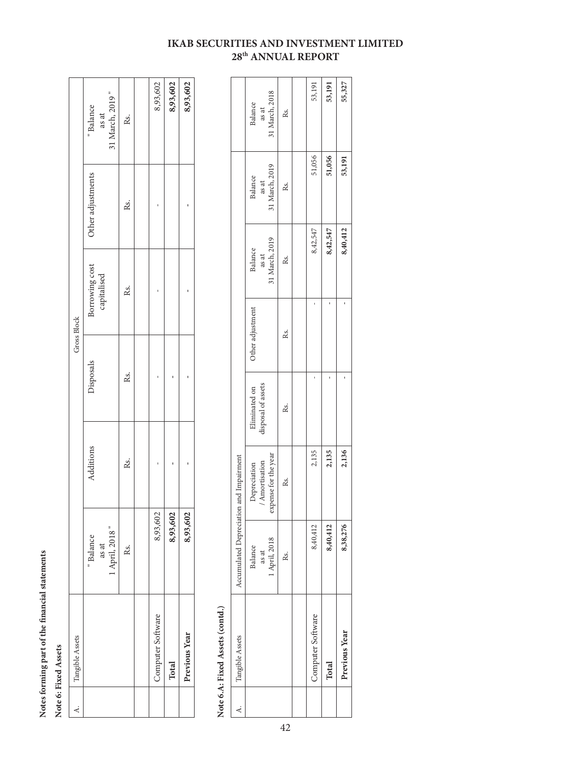**Notes forming part of the financial statements**

**Note 6: Fixed Assets**

| A. | Tangible Assets | Gross Block | | | | | |
|---|---|---|---|---|---|---|---|
| | | " Balance as at 1 April, 2018 " | Additions | Disposals | Borrowing cost capitalised | Other adjustments | " Balance as at 31 March, 2019 " |
| | | Rs. | Rs. | Rs. | Rs. | Rs. | Rs. |
| | | | | | | | |
| | Computer Software | 8,93,602 | - | - | - | - | 8,93,602 |
| | **Total** | **8,93,602** | **-** | **-** | | | **8,93,602** |
| | **Previous Year** | **8,93,602** | **-** | **-** | **-** | **-** | **8,93,602** |

**Note 6.A: Fixed Assets (contd.)**

| A. | Tangible Assets | Accumulated Depreciation and Impairment | | | | | | |
|---|---|---|---|---|---|---|---|---|
| | | Balance as at 1 April, 2018 | Depreciation / Amortisation expense for the year | Eliminated on disposal of assets | Other adjustment | Balance as at 31 March, 2019 | Balance as at 31 March, 2019 | Balance as at 31 March, 2018 |
| | | Rs. | Rs. | Rs. | Rs. | Rs. | Rs. | Rs. |
| | | | | | | | | |
| | Computer Software | 8,40,412 | 2,135 | - | - | 8,42,547 | 51,056 | 53,191 |
| | **Total** | **8,40,412** | **2,135** | **-** | **-** | **8,42,547** | **51,056** | **53,191** |
| | **Previous Year** | **8,38,276** | **2,136** | **-** | **-** | **8,40,412** | **53,191** | **55,327** |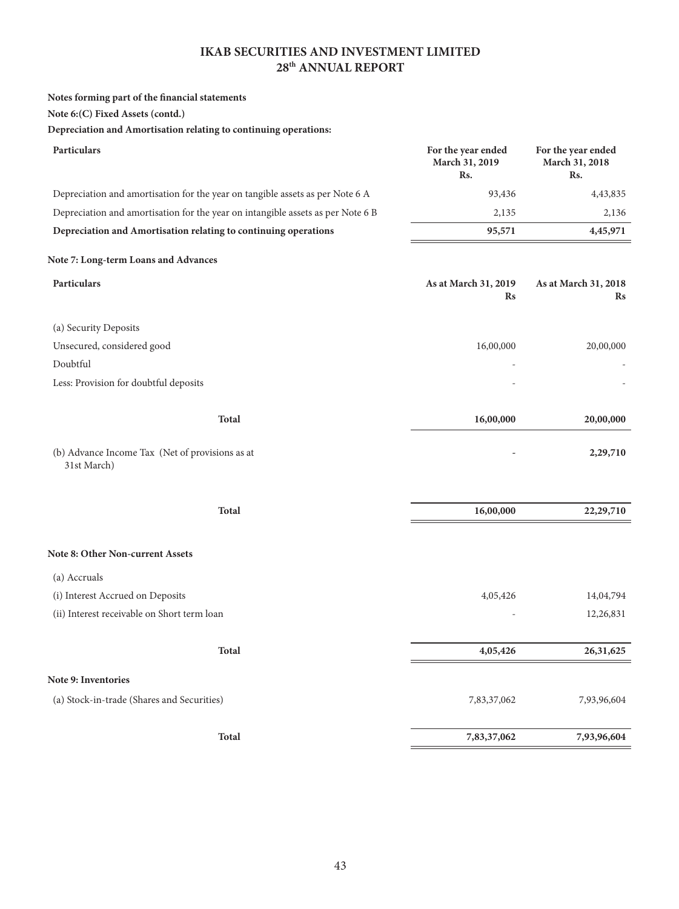**Notes forming part of the financial statements**

**Note 6:(C) Fixed Assets (contd.)**

**Depreciation and Amortisation relating to continuing operations:**

| Particulars | For the year ended March 31, 2019 Rs. | For the year ended March 31, 2018 Rs. |
|---|---|---|
| Depreciation and amortisation for the year on tangible assets as per Note 6 A | 93,436 | 4,43,835 |
| Depreciation and amortisation for the year on intangible assets as per Note 6 B | 2,135 | 2,136 |
| **Depreciation and Amortisation relating to continuing operations** | **95,571** | **4,45,971** |

**Note 7: Long-term Loans and Advances**

| Particulars | As at March 31, 2019 Rs | As at March 31, 2018 Rs |
|---|---|---|
| (a) Security Deposits | | |
| Unsecured, considered good | 16,00,000 | 20,00,000 |
| Doubtful | - | - |
| Less: Provision for doubtful deposits | - | - |
| **Total** | **16,00,000** | **20,00,000** |
| (b) Advance Income Tax (Net of provisions as at 31st March) | **-** | **2,29,710** |
| **Total** | **16,00,000** | **22,29,710** |

**Note 8: Other Non-current Assets**

| Particulars | As at March 31, 2019 Rs | As at March 31, 2018 Rs |
|---|---|---|
| (a) Accruals | | |
| (i) Interest Accrued on Deposits | 4,05,426 | 14,04,794 |
| (ii) Interest receivable on Short term loan | - | 12,26,831 |
| **Total** | **4,05,426** | **26,31,625** |

**Note 9: Inventories**

| Particulars | As at March 31, 2019 Rs | As at March 31, 2018 Rs |
|---|---|---|
| (a) Stock-in-trade (Shares and Securities) | 7,83,37,062 | 7,93,96,604 |
| **Total** | **7,83,37,062** | **7,93,96,604** |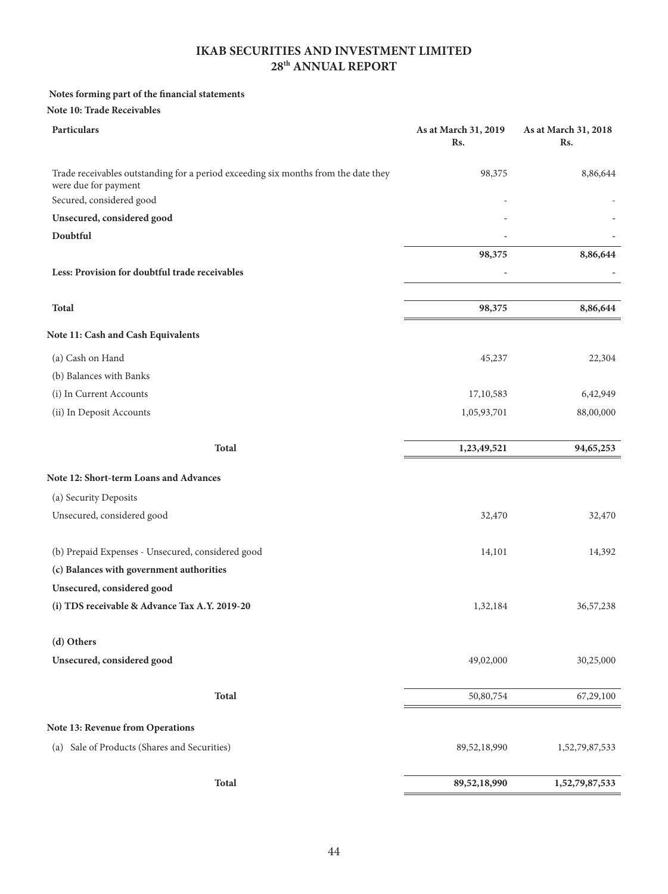# IKAB SECURITIES AND INVESTMENT LIMITED
## 28th ANNUAL REPORT

**Notes forming part of the financial statements**

**Note 10: Trade Receivables**

| **Particulars** | **As at March 31, 2019 Rs.** | **As at March 31, 2018 Rs.** |
|---|---|---|
| Trade receivables outstanding for a period exceeding six months from the date they were due for payment | 98,375 | 8,86,644 |
| Secured, considered good | - | - |
| **Unsecured, considered good** | - | - |
| **Doubtful** | - | - |
| | **98,375** | **8,86,644** |
| **Less: Provision for doubtful trade receivables** | - | - |
| **Total** | **98,375** | **8,86,644** |

**Note 11: Cash and Cash Equivalents**

| | | |
|---|---|---|
| (a) Cash on Hand | 45,237 | 22,304 |
| (b) Balances with Banks | | |
| (i) In Current Accounts | 17,10,583 | 6,42,949 |
| (ii) In Deposit Accounts | 1,05,93,701 | 88,00,000 |
| **Total** | **1,23,49,521** | **94,65,253** |

**Note 12: Short-term Loans and Advances**

| | | |
|---|---|---|
| (a) Security Deposits | | |
| Unsecured, considered good | 32,470 | 32,470 |
| (b) Prepaid Expenses - Unsecured, considered good | 14,101 | 14,392 |
| **(c) Balances with government authorities** | | |
| **Unsecured, considered good** | | |
| **(i) TDS receivable & Advance Tax A.Y. 2019-20** | 1,32,184 | 36,57,238 |
| **(d) Others** | | |
| **Unsecured, considered good** | 49,02,000 | 30,25,000 |
| **Total** | 50,80,754 | 67,29,100 |

**Note 13: Revenue from Operations**

| | | |
|---|---|---|
| (a) Sale of Products (Shares and Securities) | 89,52,18,990 | 1,52,79,87,533 |
| **Total** | **89,52,18,990** | **1,52,79,87,533** |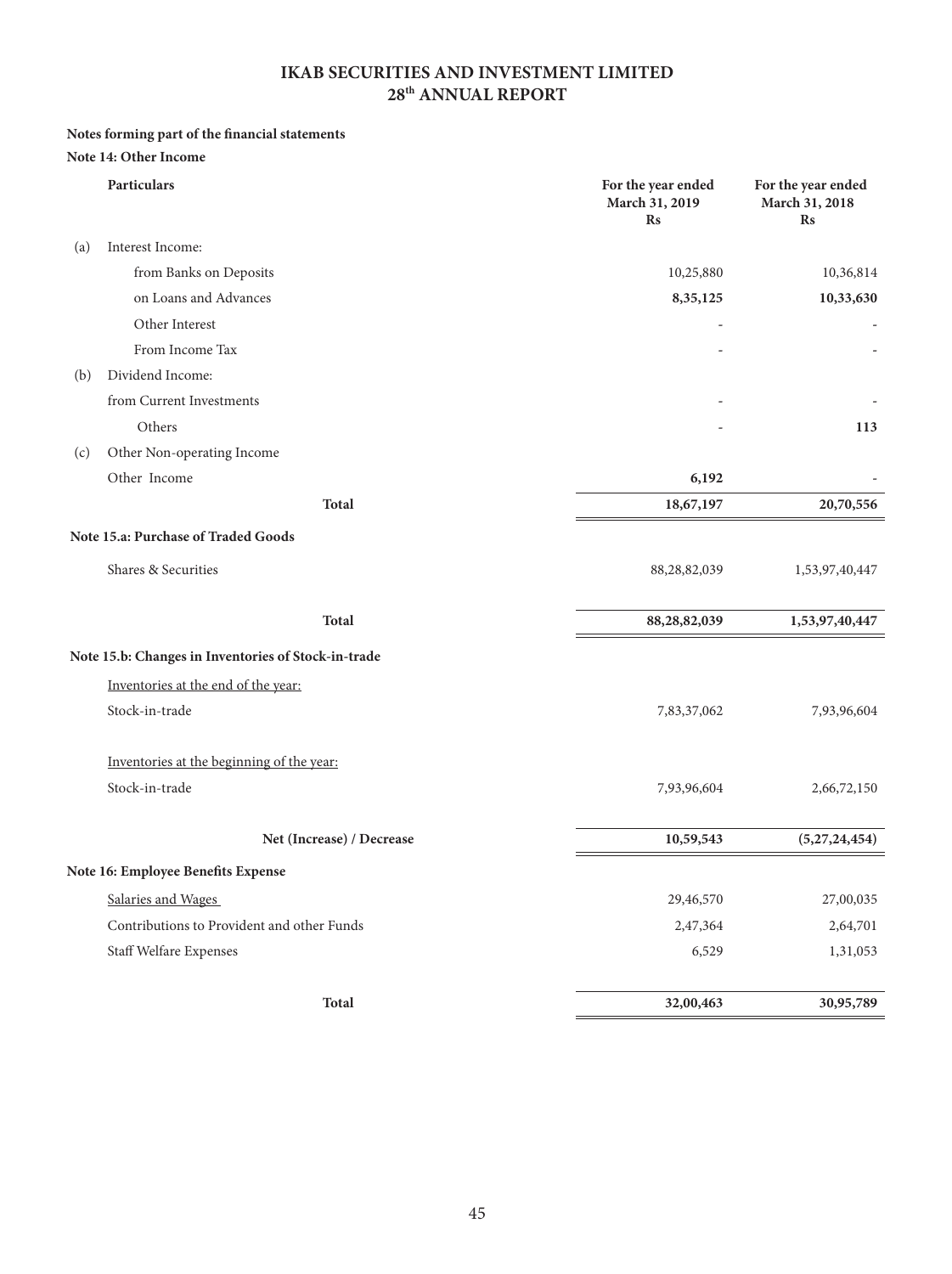# IKAB SECURITIES AND INVESTMENT LIMITED
## 28th ANNUAL REPORT

**Notes forming part of the financial statements**

**Note 14: Other Income**

| | Particulars | For the year ended March 31, 2019 Rs | For the year ended March 31, 2018 Rs |
|---|---|---|---|
| (a) | Interest Income: | | |
| | from Banks on Deposits | 10,25,880 | 10,36,814 |
| | on Loans and Advances | **8,35,125** | **10,33,630** |
| | Other Interest | - | - |
| | From Income Tax | - | - |
| (b) | Dividend Income: | | |
| | from Current Investments | - | - |
| | Others | - | **113** |
| (c) | Other Non-operating Income | | |
| | Other Income | **6,192** | - |
| | **Total** | **18,67,197** | **20,70,556** |

**Note 15.a: Purchase of Traded Goods**

| Particulars | For the year ended March 31, 2019 Rs | For the year ended March 31, 2018 Rs |
|---|---|---|
| Shares & Securities | 88,28,82,039 | 1,53,97,40,447 |
| **Total** | **88,28,82,039** | **1,53,97,40,447** |

**Note 15.b: Changes in Inventories of Stock-in-trade**

| Particulars | For the year ended March 31, 2019 Rs | For the year ended March 31, 2018 Rs |
|---|---|---|
| Inventories at the end of the year: | | |
| Stock-in-trade | 7,83,37,062 | 7,93,96,604 |
| Inventories at the beginning of the year: | | |
| Stock-in-trade | 7,93,96,604 | 2,66,72,150 |
| **Net (Increase) / Decrease** | **10,59,543** | **(5,27,24,454)** |

**Note 16: Employee Benefits Expense**

| Particulars | For the year ended March 31, 2019 Rs | For the year ended March 31, 2018 Rs |
|---|---|---|
| Salaries and Wages | 29,46,570 | 27,00,035 |
| Contributions to Provident and other Funds | 2,47,364 | 2,64,701 |
| Staff Welfare Expenses | 6,529 | 1,31,053 |
| **Total** | **32,00,463** | **30,95,789** |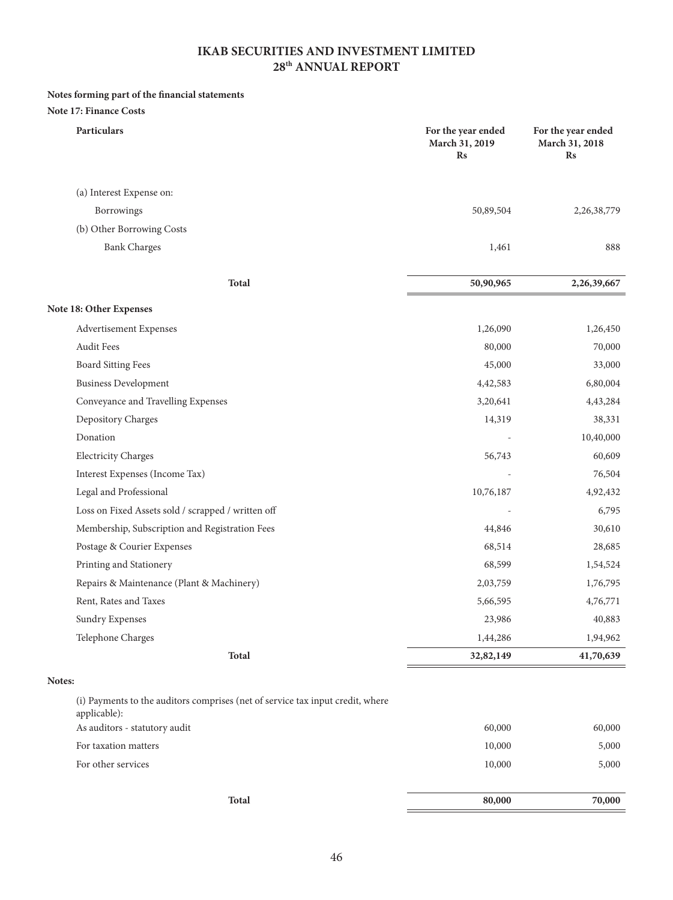# IKAB SECURITIES AND INVESTMENT LIMITED
## 28th ANNUAL REPORT

**Notes forming part of the financial statements**

**Note 17: Finance Costs**

| Particulars | For the year ended March 31, 2019 Rs | For the year ended March 31, 2018 Rs |
|---|---|---|
| (a) Interest Expense on: | | |
| Borrowings | 50,89,504 | 2,26,38,779 |
| (b) Other Borrowing Costs | | |
| Bank Charges | 1,461 | 888 |
| **Total** | **50,90,965** | **2,26,39,667** |

**Note 18: Other Expenses**

| Particulars | For the year ended March 31, 2019 Rs | For the year ended March 31, 2018 Rs |
|---|---|---|
| Advertisement Expenses | 1,26,090 | 1,26,450 |
| Audit Fees | 80,000 | 70,000 |
| Board Sitting Fees | 45,000 | 33,000 |
| Business Development | 4,42,583 | 6,80,004 |
| Conveyance and Travelling Expenses | 3,20,641 | 4,43,284 |
| Depository Charges | 14,319 | 38,331 |
| Donation | - | 10,40,000 |
| Electricity Charges | 56,743 | 60,609 |
| Interest Expenses (Income Tax) | - | 76,504 |
| Legal and Professional | 10,76,187 | 4,92,432 |
| Loss on Fixed Assets sold / scrapped / written off | - | 6,795 |
| Membership, Subscription and Registration Fees | 44,846 | 30,610 |
| Postage & Courier Expenses | 68,514 | 28,685 |
| Printing and Stationery | 68,599 | 1,54,524 |
| Repairs & Maintenance (Plant & Machinery) | 2,03,759 | 1,76,795 |
| Rent, Rates and Taxes | 5,66,595 | 4,76,771 |
| Sundry Expenses | 23,986 | 40,883 |
| Telephone Charges | 1,44,286 | 1,94,962 |
| **Total** | **32,82,149** | **41,70,639** |

**Notes:**

| (i) Payments to the auditors comprises (net of service tax input credit, where applicable): | | |
|---|---|---|
| As auditors - statutory audit | 60,000 | 60,000 |
| For taxation matters | 10,000 | 5,000 |
| For other services | 10,000 | 5,000 |
| **Total** | **80,000** | **70,000** |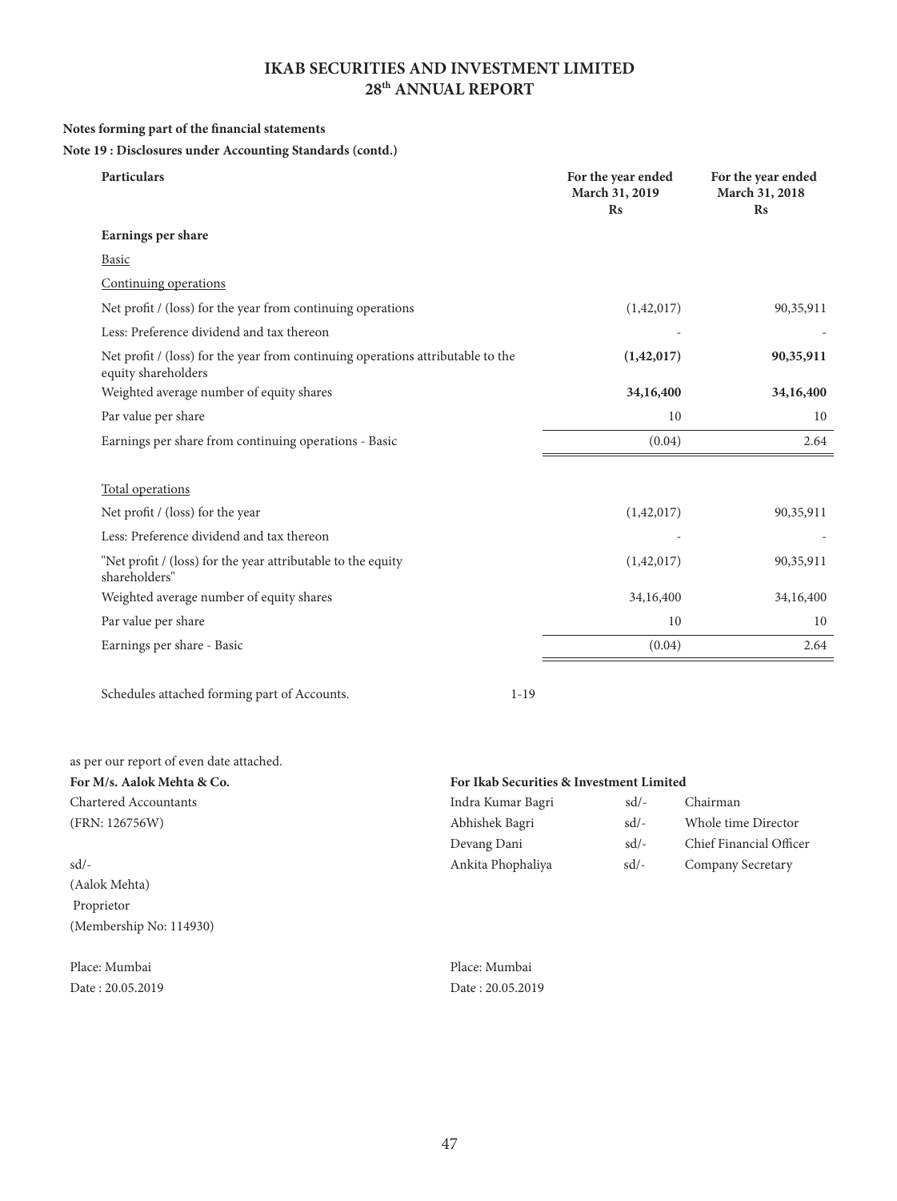# IKAB SECURITIES AND INVESTMENT LIMITED
## 28th ANNUAL REPORT

**Notes forming part of the financial statements**

**Note 19 : Disclosures under Accounting Standards (contd.)**

| Particulars | For the year ended March 31, 2019 Rs | For the year ended March 31, 2018 Rs |
|---|---|---|
| **Earnings per share** | | |
| Basic | | |
| Continuing operations | | |
| Net profit / (loss) for the year from continuing operations | (1,42,017) | 90,35,911 |
| Less: Preference dividend and tax thereon | - | - |
| Net profit / (loss) for the year from continuing operations attributable to the equity shareholders | **(1,42,017)** | **90,35,911** |
| Weighted average number of equity shares | **34,16,400** | **34,16,400** |
| Par value per share | 10 | 10 |
| Earnings per share from continuing operations - Basic | (0.04) | 2.64 |
| Total operations | | |
| Net profit / (loss) for the year | (1,42,017) | 90,35,911 |
| Less: Preference dividend and tax thereon | - | - |
| "Net profit / (loss) for the year attributable to the equity shareholders" | (1,42,017) | 90,35,911 |
| Weighted average number of equity shares | 34,16,400 | 34,16,400 |
| Par value per share | 10 | 10 |
| Earnings per share - Basic | (0.04) | 2.64 |

Schedules attached forming part of Accounts. 1-19

as per our report of even date attached.

**For M/s. Aalok Mehta & Co.**
Chartered Accountants
(FRN: 126756W)

sd/-
(Aalok Mehta)
Proprietor
(Membership No: 114930)

Place: Mumbai
Date : 20.05.2019

**For Ikab Securities & Investment Limited**

| Name | | Designation |
|---|---|---|
| Indra Kumar Bagri | sd/- | Chairman |
| Abhishek Bagri | sd/- | Whole time Director |
| Devang Dani | sd/- | Chief Financial Officer |
| Ankita Phophaliya | sd/- | Company Secretary |

Place: Mumbai
Date : 20.05.2019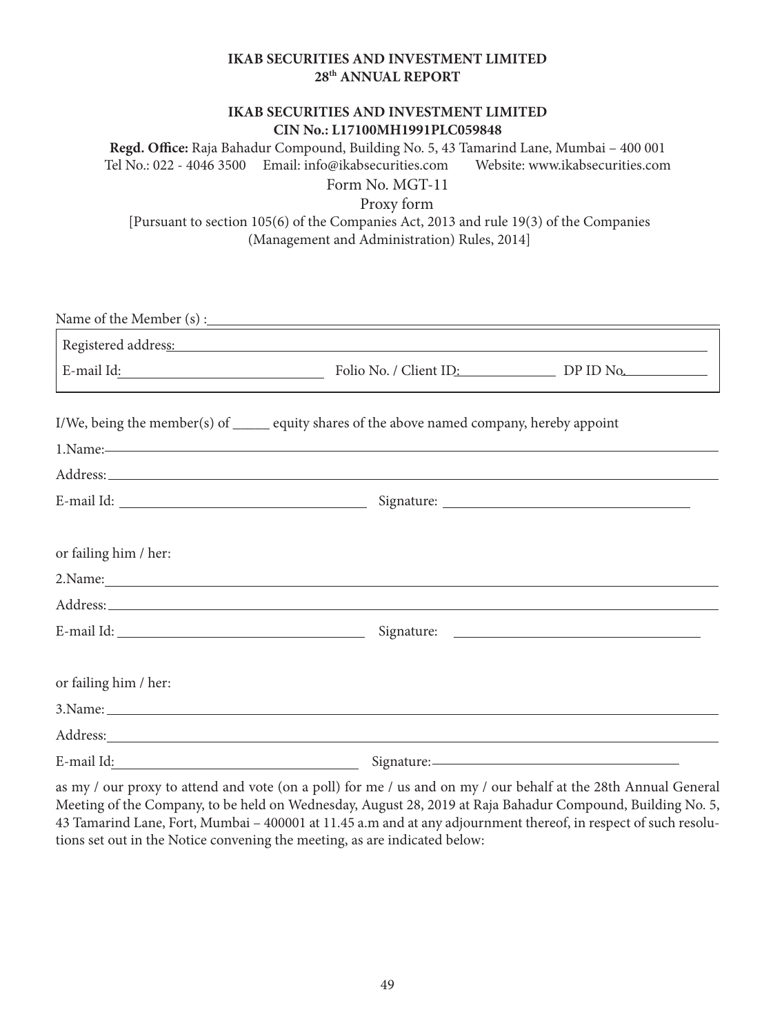**IKAB SECURITIES AND INVESTMENT LIMITED**
**CIN No.: L17100MH1991PLC059848**

**Regd. Office:** Raja Bahadur Compound, Building No. 5, 43 Tamarind Lane, Mumbai – 400 001
Tel No.: 022 - 4046 3500 Email: info@ikabsecurities.com Website: www.ikabsecurities.com

Form No. MGT-11

Proxy form

[Pursuant to section 105(6) of the Companies Act, 2013 and rule 19(3) of the Companies (Management and Administration) Rules, 2014]

Name of the Member (s) : ______________________________

Registered address: ______________________________

E-mail Id: ______________ Folio No. / Client ID: ______________ DP ID No. ______________

I/We, being the member(s) of _____ equity shares of the above named company, hereby appoint

1.Name: ______________________________

Address: ______________________________

E-mail Id: ______________ Signature: ______________

or failing him / her:

2.Name: ______________________________

Address: ______________________________

E-mail Id: ______________ Signature: ______________

or failing him / her:

3.Name: ______________________________

Address: ______________________________

E-mail Id: ______________ Signature: ______________

as my / our proxy to attend and vote (on a poll) for me / us and on my / our behalf at the 28th Annual General Meeting of the Company, to be held on Wednesday, August 28, 2019 at Raja Bahadur Compound, Building No. 5, 43 Tamarind Lane, Fort, Mumbai – 400001 at 11.45 a.m and at any adjournment thereof, in respect of such resolutions set out in the Notice convening the meeting, as are indicated below: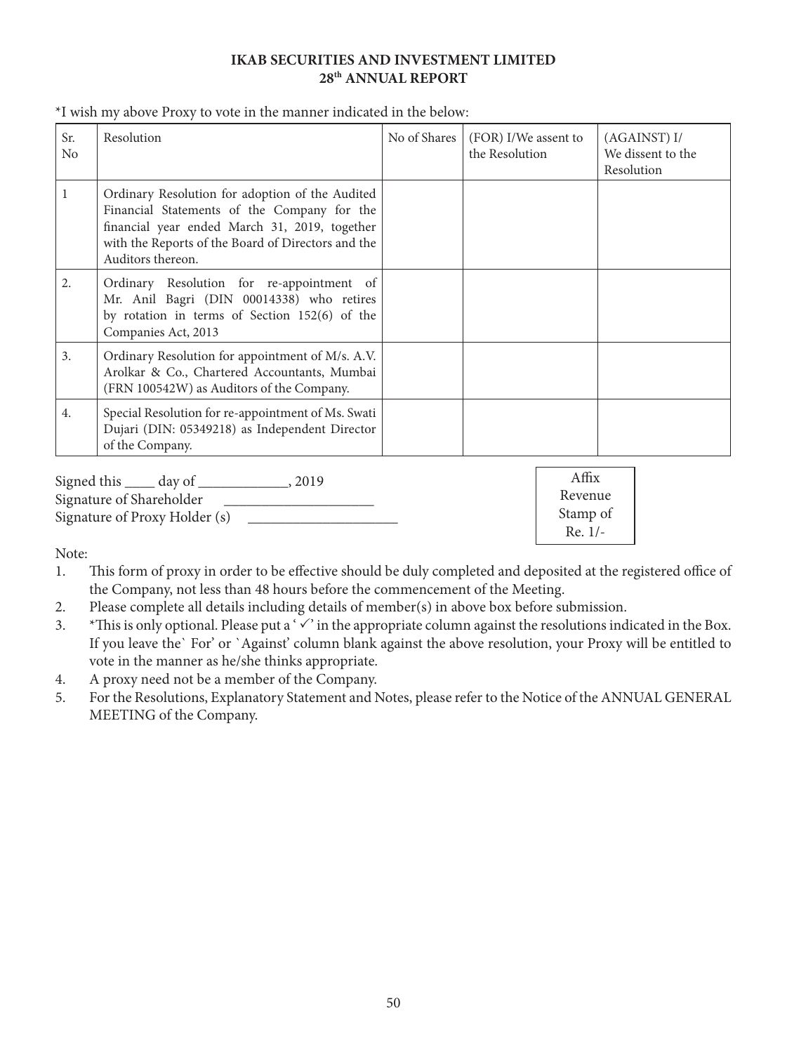**IKAB SECURITIES AND INVESTMENT LIMITED**
**28th ANNUAL REPORT**

*I wish my above Proxy to vote in the manner indicated in the below:

| Sr. No | Resolution | No of Shares | (FOR) I/We assent to the Resolution | (AGAINST) I/ We dissent to the Resolution |
|---|---|---|---|---|
| 1 | Ordinary Resolution for adoption of the Audited Financial Statements of the Company for the financial year ended March 31, 2019, together with the Reports of the Board of Directors and the Auditors thereon. | | | |
| 2. | Ordinary Resolution for re-appointment of Mr. Anil Bagri (DIN 00014338) who retires by rotation in terms of Section 152(6) of the Companies Act, 2013 | | | |
| 3. | Ordinary Resolution for appointment of M/s. A.V. Arolkar & Co., Chartered Accountants, Mumbai (FRN 100542W) as Auditors of the Company. | | | |
| 4. | Special Resolution for re-appointment of Ms. Swati Dujari (DIN: 05349218) as Independent Director of the Company. | | | |

Signed this ____ day of ____________, 2019
Signature of Shareholder ____________________
Signature of Proxy Holder (s) ____________________

| Affix Revenue Stamp of Re. 1/- |
|---|

Note:

1. This form of proxy in order to be effective should be duly completed and deposited at the registered office of the Company, not less than 48 hours before the commencement of the Meeting.
2. Please complete all details including details of member(s) in above box before submission.
3. *This is only optional. Please put a '✓' in the appropriate column against the resolutions indicated in the Box. If you leave the` For' or `Against' column blank against the above resolution, your Proxy will be entitled to vote in the manner as he/she thinks appropriate.
4. A proxy need not be a member of the Company.
5. For the Resolutions, Explanatory Statement and Notes, please refer to the Notice of the ANNUAL GENERAL MEETING of the Company.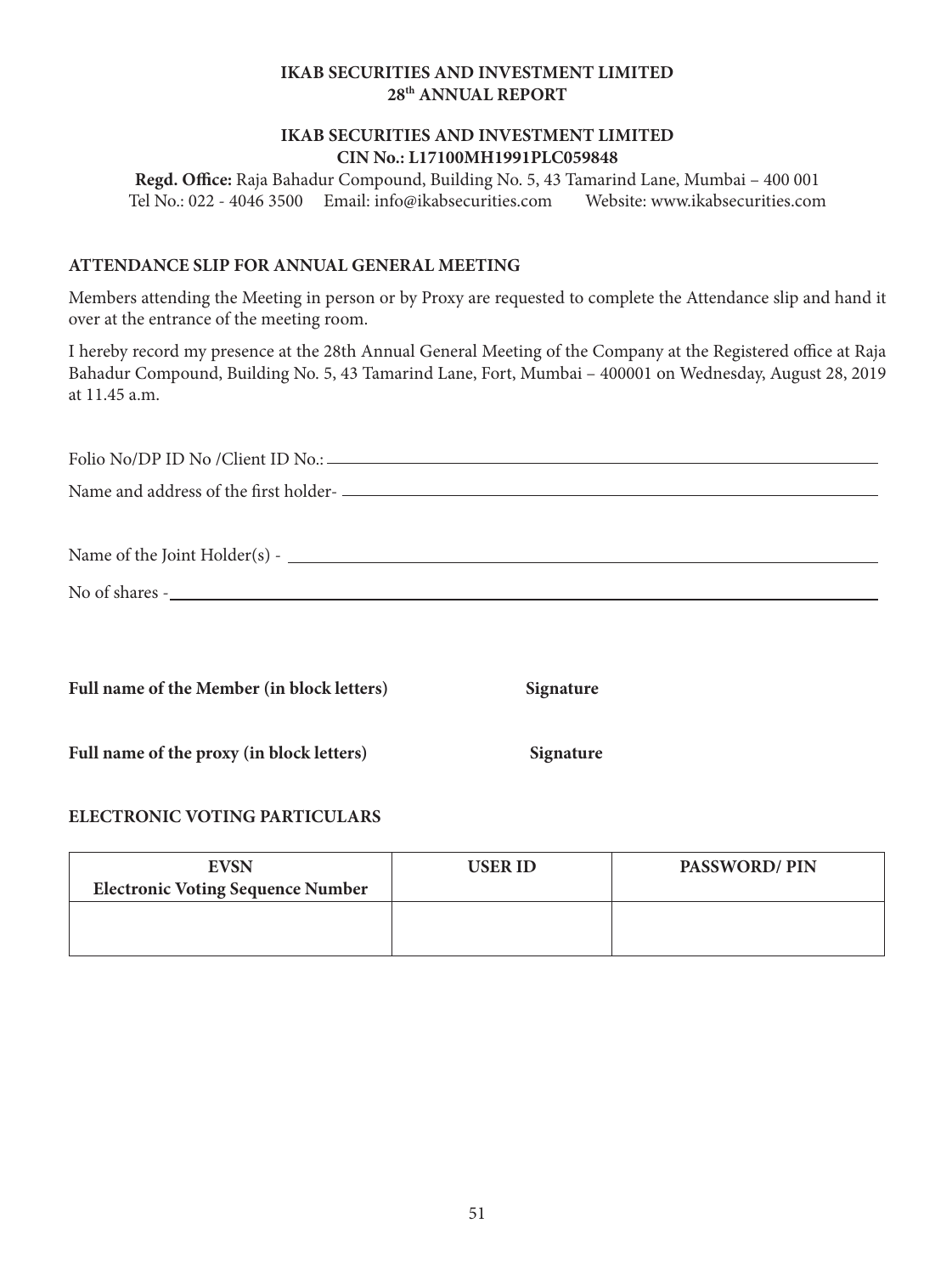**IKAB SECURITIES AND INVESTMENT LIMITED**
**28th ANNUAL REPORT**

**IKAB SECURITIES AND INVESTMENT LIMITED**
**CIN No.: L17100MH1991PLC059848**

**Regd. Office:** Raja Bahadur Compound, Building No. 5, 43 Tamarind Lane, Mumbai – 400 001
Tel No.: 022 - 4046 3500 Email: info@ikabsecurities.com Website: www.ikabsecurities.com

## ATTENDANCE SLIP FOR ANNUAL GENERAL MEETING

Members attending the Meeting in person or by Proxy are requested to complete the Attendance slip and hand it over at the entrance of the meeting room.

I hereby record my presence at the 28th Annual General Meeting of the Company at the Registered office at Raja Bahadur Compound, Building No. 5, 43 Tamarind Lane, Fort, Mumbai – 400001 on Wednesday, August 28, 2019 at 11.45 a.m.

Folio No/DP ID No /Client ID No.: \_\_\_\_\_\_\_\_\_\_\_\_\_\_\_\_\_\_\_\_\_\_\_\_\_\_\_\_\_\_\_\_\_\_\_\_

Name and address of the first holder- \_\_\_\_\_\_\_\_\_\_\_\_\_\_\_\_\_\_\_\_\_\_\_\_\_\_\_\_\_\_\_\_\_\_\_\_

Name of the Joint Holder(s) - \_\_\_\_\_\_\_\_\_\_\_\_\_\_\_\_\_\_\_\_\_\_\_\_\_\_\_\_\_\_\_\_\_\_\_\_

No of shares - \_\_\_\_\_\_\_\_\_\_\_\_\_\_\_\_\_\_\_\_\_\_\_\_\_\_\_\_\_\_\_\_\_\_\_\_

**Full name of the Member (in block letters)** **Signature**

**Full name of the proxy (in block letters)** **Signature**

## ELECTRONIC VOTING PARTICULARS

| EVSN<br>Electronic Voting Sequence Number | USER ID | PASSWORD/ PIN |
|---|---|---|
| | | |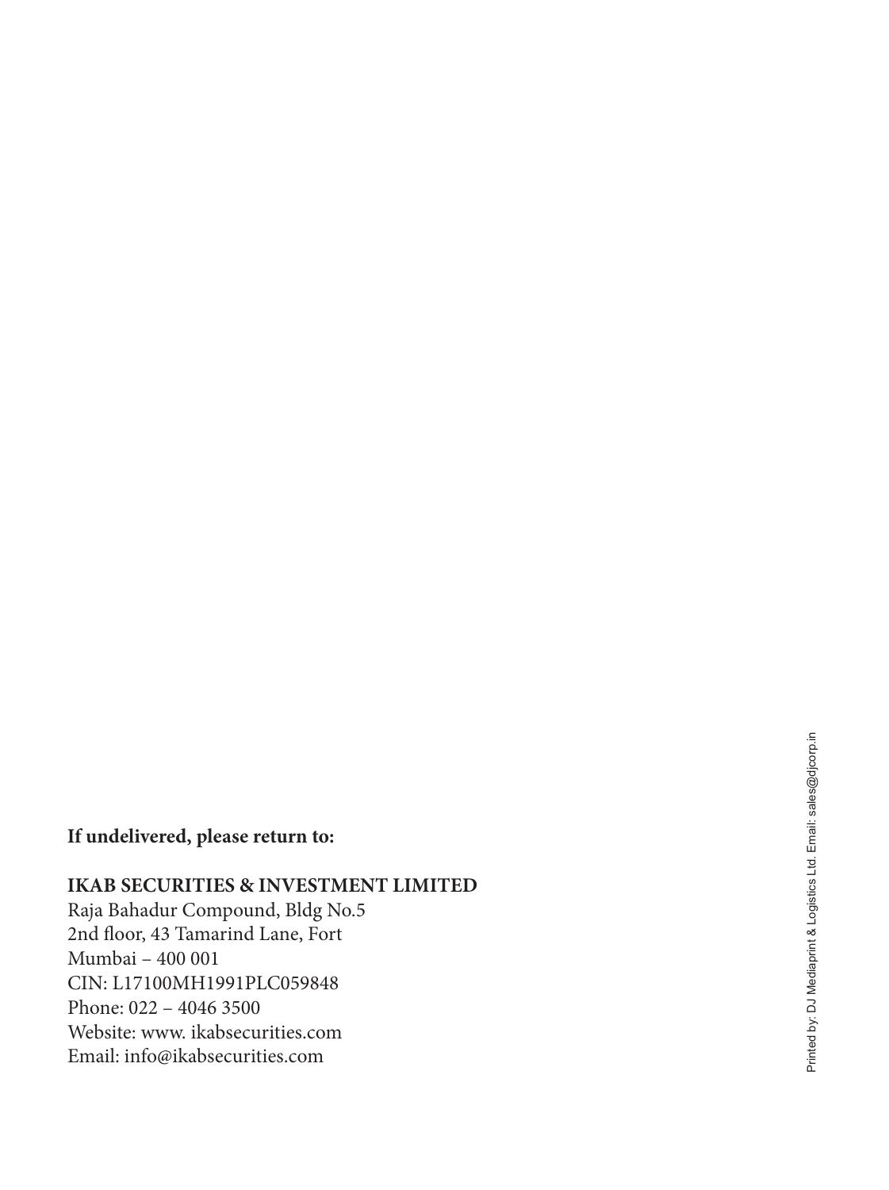**If undelivered, please return to:**

**IKAB SECURITIES & INVESTMENT LIMITED**

Raja Bahadur Compound, Bldg No.5
2nd floor, 43 Tamarind Lane, Fort
Mumbai – 400 001
CIN: L17100MH1991PLC059848
Phone: 022 – 4046 3500
Website: www. ikabsecurities.com
Email: info@ikabsecurities.com

Printed by: DJ Mediaprint & Logistics Ltd. Email: sales@djcorp.in